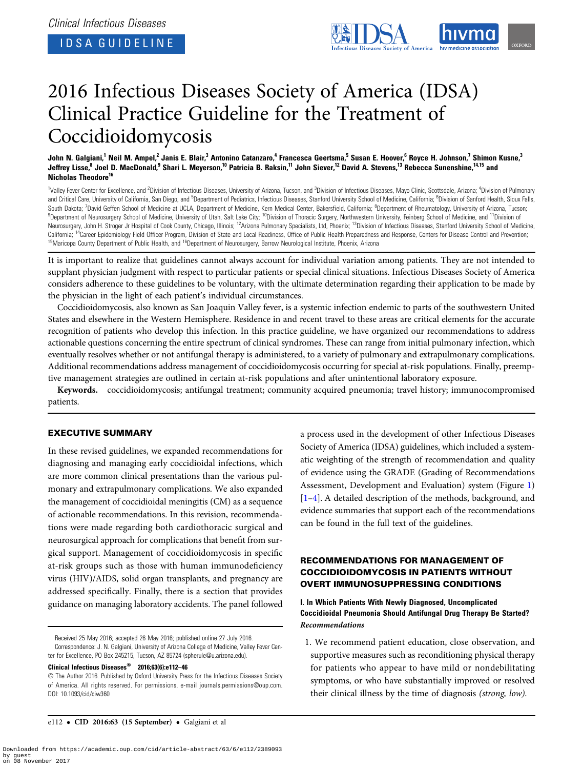Clinical Infectious Diseases

IDSA GUIDELINE

# 2016 Infectious Diseases Society of America (IDSA) Clinical Practice Guideline for the Treatment of Coccidioidomycosis

**John N. Galgiani,[1] Neil M. Ampel,[2] Janis E. Blair,[3] Antonino Catanzaro,[4] Francesca Geertsma,[5] Susan E. Hoover,[6] Royce H. Johnson,[7] Shimon Kusne,[3] Jeffrey Lisse,[8] Joel D. MacDonald,[9] Shari L. Meyerson,[10] Patricia B. Raksin,[11] John Siever,[12] David A. Stevens,[13] Rebecca Sunenshine,[14,15] and Nicholas Theodore[16]**

[1]Valley Fever Center for Excellence, and [2]Division of Infectious Diseases, University of Arizona, Tucson, and [3]Division of Infectious Diseases, Mayo Clinic, Scottsdale, Arizona; [4]Division of Pulmonary and Critical Care, University of California, San Diego, and [5]Department of Pediatrics, Infectious Diseases, Stanford University School of Medicine, California; [6]Division of Sanford Health, Sioux Falls, South Dakota; [7]David Geffen School of Medicine at UCLA, Department of Medicine, Kern Medical Center, Bakersfield, California; [8]Department of Rheumatology, University of Arizona, Tucson; [9]Department of Neurosurgery School of Medicine, University of Utah, Salt Lake City; [10]Division of Thoracic Surgery, Northwestern University, Feinberg School of Medicine, and [11]Division of Neurosurgery, John H. Stroger Jr Hospital of Cook County, Chicago, Illinois; [12]Arizona Pulmonary Specialists, Ltd, Phoenix; [13]Division of Infectious Diseases, Stanford University School of Medicine, California; [14]Career Epidemiology Field Officer Program, Division of State and Local Readiness, Office of Public Health Preparedness and Response, Centers for Disease Control and Prevention; [15]Maricopa County Department of Public Health, and [16]Department of Neurosurgery, Barrow Neurological Institute, Phoenix, Arizona

It is important to realize that guidelines cannot always account for individual variation among patients. They are not intended to supplant physician judgment with respect to particular patients or special clinical situations. Infectious Diseases Society of America considers adherence to these guidelines to be voluntary, with the ultimate determination regarding their application to be made by the physician in the light of each patient's individual circumstances.

Coccidioidomycosis, also known as San Joaquin Valley fever, is a systemic infection endemic to parts of the southwestern United States and elsewhere in the Western Hemisphere. Residence in and recent travel to these areas are critical elements for the accurate recognition of patients who develop this infection. In this practice guideline, we have organized our recommendations to address actionable questions concerning the entire spectrum of clinical syndromes. These can range from initial pulmonary infection, which eventually resolves whether or not antifungal therapy is administered, to a variety of pulmonary and extrapulmonary complications. Additional recommendations address management of coccidioidomycosis occurring for special at-risk populations. Finally, preemptive management strategies are outlined in certain at-risk populations and after unintentional laboratory exposure.

**Keywords.** coccidioidomycosis; antifungal treatment; community acquired pneumonia; travel history; immunocompromised patients.

## EXECUTIVE SUMMARY

In these revised guidelines, we expanded recommendations for diagnosing and managing early coccidioidal infections, which are more common clinical presentations than the various pulmonary and extrapulmonary complications. We also expanded the management of coccidioidal meningitis (CM) as a sequence of actionable recommendations. In this revision, recommendations were made regarding both cardiothoracic surgical and neurosurgical approach for complications that benefit from surgical support. Management of coccidioidomycosis in specific at-risk groups such as those with human immunodeficiency virus (HIV)/AIDS, solid organ transplants, and pregnancy are addressed specifically. Finally, there is a section that provides guidance on managing laboratory accidents. The panel followed a process used in the development of other Infectious Diseases Society of America (IDSA) guidelines, which included a systematic weighting of the strength of recommendation and quality of evidence using the GRADE (Grading of Recommendations Assessment, Development and Evaluation) system (Figure 1) [1–4]. A detailed description of the methods, background, and evidence summaries that support each of the recommendations can be found in the full text of the guidelines.

Received 25 May 2016; accepted 26 May 2016; published online 27 July 2016.

Correspondence: J. N. Galgiani, University of Arizona College of Medicine, Valley Fever Center for Excellence, PO Box 245215, Tucson, AZ 85724 (spherule@u.arizona.edu).

**Clinical Infectious Diseases® 2016;63(6):e112–46**

© The Author 2016. Published by Oxford University Press for the Infectious Diseases Society of America. All rights reserved. For permissions, e-mail journals.permissions@oup.com. DOI: 10.1093/cid/ciw360

## RECOMMENDATIONS FOR MANAGEMENT OF COCCIDIOIDOMYCOSIS IN PATIENTS WITHOUT OVERT IMMUNOSUPPRESSING CONDITIONS

### I. In Which Patients With Newly Diagnosed, Uncomplicated Coccidioidal Pneumonia Should Antifungal Drug Therapy Be Started?

*Recommendations*

1. We recommend patient education, close observation, and supportive measures such as reconditioning physical therapy for patients who appear to have mild or nondebilitating symptoms, or who have substantially improved or resolved their clinical illness by the time of diagnosis *(strong, low)*.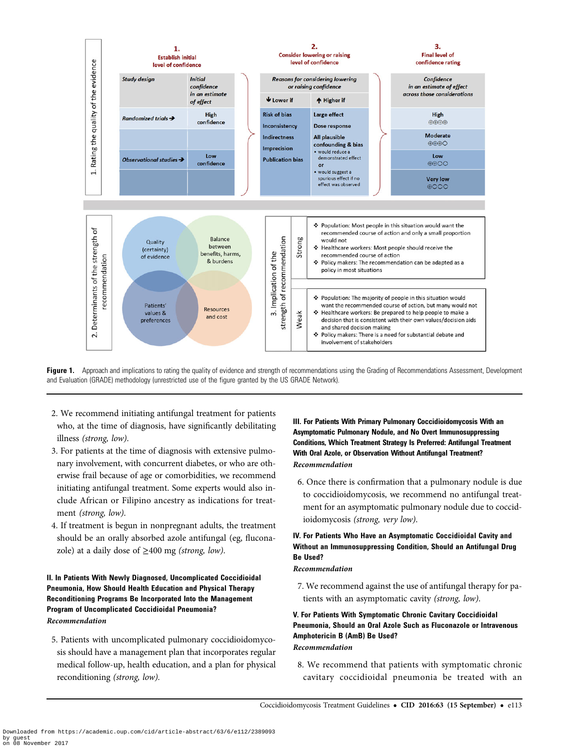**1. Rating the quality of the evidence**

| **1. Establish initial level of confidence** | | **2. Consider lowering or raising level of confidence** | | **3. Final level of confidence rating** |
|---|---|---|---|---|
| *Study design* | *Initial confidence in an estimate of effect* | *Reasons for considering lowering or raising confidence* | | *Confidence in an estimate of effect across those considerations* |
| | | **↓ Lower if** | **↑ Higher if** | |
| *Randomized trials* → | High confidence | Risk of bias | Large effect | High ⊕⊕⊕⊕ |
| | | Inconsistency | Dose response | Moderate ⊕⊕⊕◯ |
| *Observational studies* → | Low confidence | Indirectness | All plausible confounding & bias • would reduce a demonstrated effect or • would suggest a spurious effect if no effect was observed | Low ⊕⊕◯◯ |
| | | Imprecision | | Very low ⊕◯◯◯ |
| | | Publication bias | | |

**2. Determinants of the strength of recommendation**

- Quality (certainty) of evidence
- Balance between benefits, harms, & burdens
- Patients' values & preferences
- Resources and cost

**3. Implication of the strength of recommendation**

| | |
|---|---|
| **Strong** | ❖ Population: Most people in this situation would want the recommended course of action and only a small proportion would not<br>❖ Healthcare workers: Most people should receive the recommended course of action<br>❖ Policy makers: The recommendation can be adapted as a policy in most situations |
| **Weak** | ❖ Population: The majority of people in this situation would want the recommended course of action, but many would not<br>❖ Healthcare workers: Be prepared to help people to make a decision that is consistent with their own values/decision aids and shared decision making<br>❖ Policy makers: There is a need for substantial debate and involvement of stakeholders |

**Figure 1.** Approach and implications to rating the quality of evidence and strength of recommendations using the Grading of Recommendations Assessment, Development and Evaluation (GRADE) methodology (unrestricted use of the figure granted by the US GRADE Network).

2. We recommend initiating antifungal treatment for patients who, at the time of diagnosis, have significantly debilitating illness *(strong, low)*.
3. For patients at the time of diagnosis with extensive pulmonary involvement, with concurrent diabetes, or who are otherwise frail because of age or comorbidities, we recommend initiating antifungal treatment. Some experts would also include African or Filipino ancestry as indications for treatment *(strong, low)*.
4. If treatment is begun in nonpregnant adults, the treatment should be an orally absorbed azole antifungal (eg, fluconazole) at a daily dose of ≥400 mg *(strong, low)*.

### II. In Patients With Newly Diagnosed, Uncomplicated Coccidioidal Pneumonia, How Should Health Education and Physical Therapy Reconditioning Programs Be Incorporated Into the Management Program of Uncomplicated Coccidioidal Pneumonia?

*Recommendation*

5. Patients with uncomplicated pulmonary coccidioidomycosis should have a management plan that incorporates regular medical follow-up, health education, and a plan for physical reconditioning *(strong, low)*.

### III. For Patients With Primary Pulmonary Coccidioidomycosis With an Asymptomatic Pulmonary Nodule, and No Overt Immunosuppressing Conditions, Which Treatment Strategy Is Preferred: Antifungal Treatment With Oral Azole, or Observation Without Antifungal Treatment?

*Recommendation*

6. Once there is confirmation that a pulmonary nodule is due to coccidioidomycosis, we recommend no antifungal treatment for an asymptomatic pulmonary nodule due to coccidioidomycosis *(strong, very low)*.

### IV. For Patients Who Have an Asymptomatic Coccidioidal Cavity and Without an Immunosuppressing Condition, Should an Antifungal Drug Be Used?

*Recommendation*

7. We recommend against the use of antifungal therapy for patients with an asymptomatic cavity *(strong, low)*.

### V. For Patients With Symptomatic Chronic Cavitary Coccidioidal Pneumonia, Should an Oral Azole Such as Fluconazole or Intravenous Amphotericin B (AmB) Be Used?

*Recommendation*

8. We recommend that patients with symptomatic chronic cavitary coccidioidal pneumonia be treated with an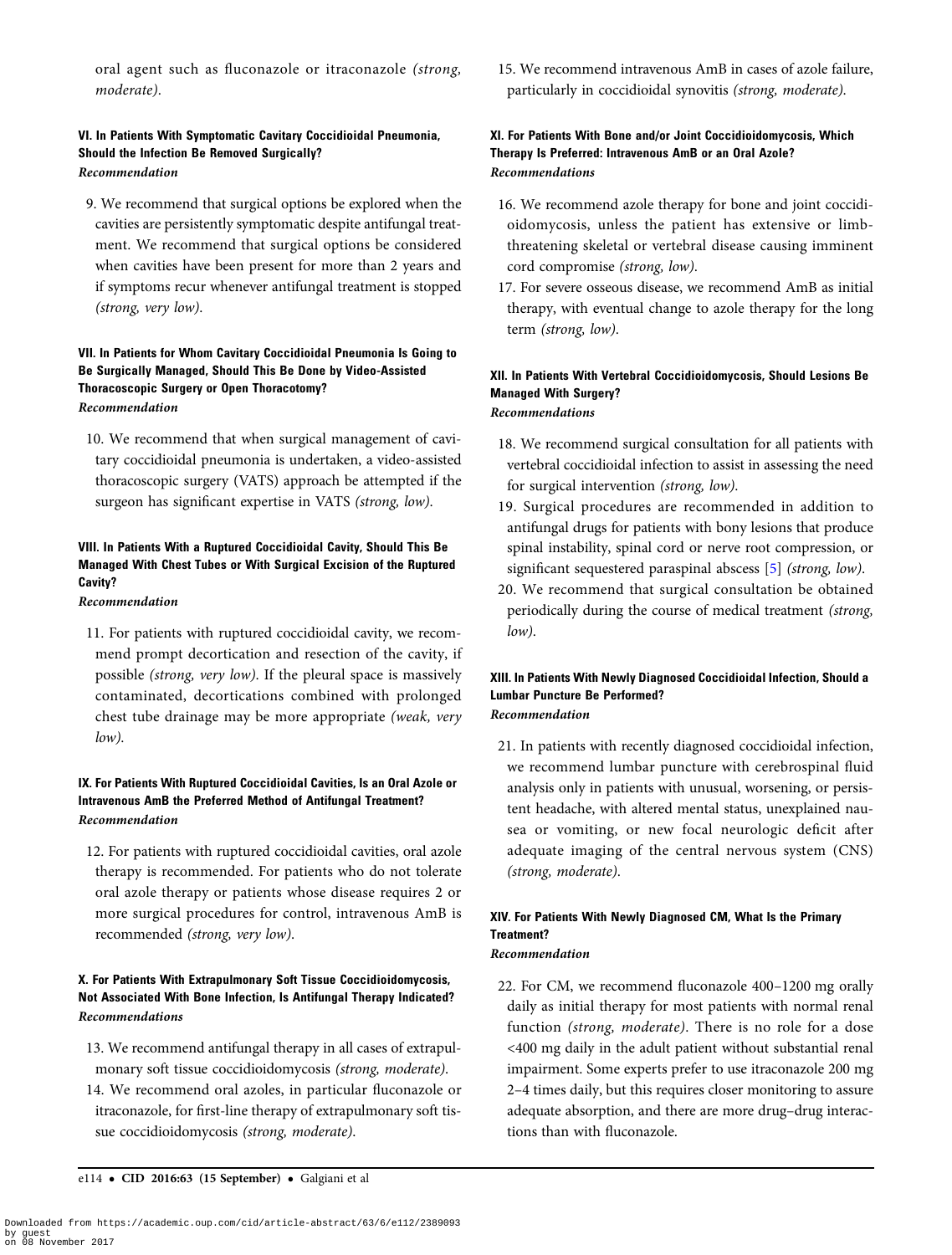oral agent such as fluconazole or itraconazole *(strong, moderate)*.

### VI. In Patients With Symptomatic Cavitary Coccidioidal Pneumonia, Should the Infection Be Removed Surgically?

*Recommendation*

9. We recommend that surgical options be explored when the cavities are persistently symptomatic despite antifungal treatment. We recommend that surgical options be considered when cavities have been present for more than 2 years and if symptoms recur whenever antifungal treatment is stopped *(strong, very low)*.

### VII. In Patients for Whom Cavitary Coccidioidal Pneumonia Is Going to Be Surgically Managed, Should This Be Done by Video-Assisted Thoracoscopic Surgery or Open Thoracotomy?

*Recommendation*

10. We recommend that when surgical management of cavitary coccidioidal pneumonia is undertaken, a video-assisted thoracoscopic surgery (VATS) approach be attempted if the surgeon has significant expertise in VATS *(strong, low)*.

### VIII. In Patients With a Ruptured Coccidioidal Cavity, Should This Be Managed With Chest Tubes or With Surgical Excision of the Ruptured Cavity?

*Recommendation*

11. For patients with ruptured coccidioidal cavity, we recommend prompt decortication and resection of the cavity, if possible *(strong, very low)*. If the pleural space is massively contaminated, decortications combined with prolonged chest tube drainage may be more appropriate *(weak, very low)*.

### IX. For Patients With Ruptured Coccidioidal Cavities, Is an Oral Azole or Intravenous AmB the Preferred Method of Antifungal Treatment?

*Recommendation*

12. For patients with ruptured coccidioidal cavities, oral azole therapy is recommended. For patients who do not tolerate oral azole therapy or patients whose disease requires 2 or more surgical procedures for control, intravenous AmB is recommended *(strong, very low)*.

### X. For Patients With Extrapulmonary Soft Tissue Coccidioidomycosis, Not Associated With Bone Infection, Is Antifungal Therapy Indicated?

*Recommendations*

13. We recommend antifungal therapy in all cases of extrapulmonary soft tissue coccidioidomycosis *(strong, moderate)*.
14. We recommend oral azoles, in particular fluconazole or itraconazole, for first-line therapy of extrapulmonary soft tissue coccidioidomycosis *(strong, moderate)*.
15. We recommend intravenous AmB in cases of azole failure, particularly in coccidioidal synovitis *(strong, moderate)*.

### XI. For Patients With Bone and/or Joint Coccidioidomycosis, Which Therapy Is Preferred: Intravenous AmB or an Oral Azole?

*Recommendations*

16. We recommend azole therapy for bone and joint coccidioidomycosis, unless the patient has extensive or limb-threatening skeletal or vertebral disease causing imminent cord compromise *(strong, low)*.
17. For severe osseous disease, we recommend AmB as initial therapy, with eventual change to azole therapy for the long term *(strong, low)*.

### XII. In Patients With Vertebral Coccidioidomycosis, Should Lesions Be Managed With Surgery?

*Recommendations*

18. We recommend surgical consultation for all patients with vertebral coccidioidal infection to assist in assessing the need for surgical intervention *(strong, low)*.
19. Surgical procedures are recommended in addition to antifungal drugs for patients with bony lesions that produce spinal instability, spinal cord or nerve root compression, or significant sequestered paraspinal abscess [5] *(strong, low)*.
20. We recommend that surgical consultation be obtained periodically during the course of medical treatment *(strong, low)*.

### XIII. In Patients With Newly Diagnosed Coccidioidal Infection, Should a Lumbar Puncture Be Performed?

*Recommendation*

21. In patients with recently diagnosed coccidioidal infection, we recommend lumbar puncture with cerebrospinal fluid analysis only in patients with unusual, worsening, or persistent headache, with altered mental status, unexplained nausea or vomiting, or new focal neurologic deficit after adequate imaging of the central nervous system (CNS) *(strong, moderate)*.

### XIV. For Patients With Newly Diagnosed CM, What Is the Primary Treatment?

*Recommendation*

22. For CM, we recommend fluconazole 400–1200 mg orally daily as initial therapy for most patients with normal renal function *(strong, moderate)*. There is no role for a dose <400 mg daily in the adult patient without substantial renal impairment. Some experts prefer to use itraconazole 200 mg 2–4 times daily, but this requires closer monitoring to assure adequate absorption, and there are more drug–drug interactions than with fluconazole.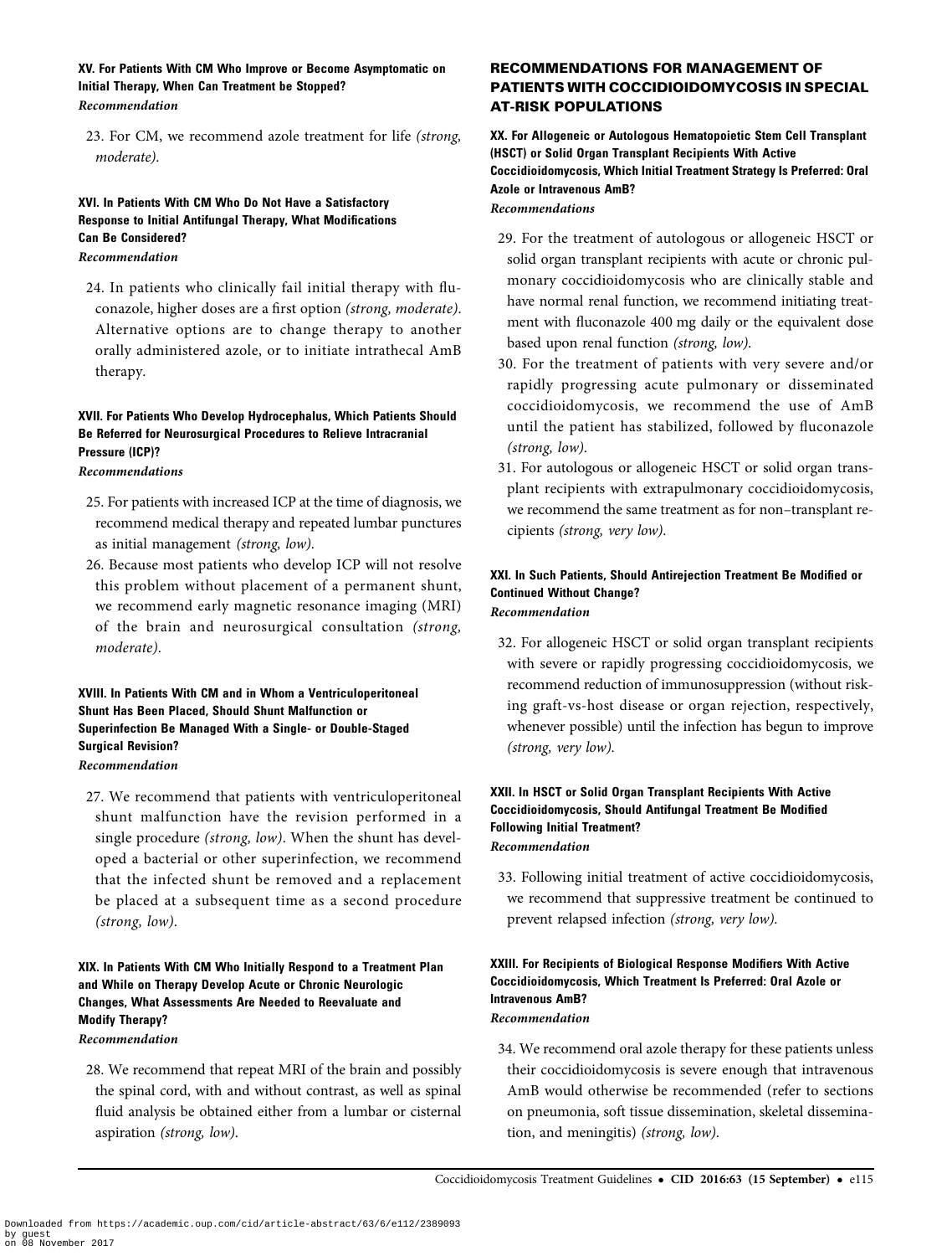### XV. For Patients With CM Who Improve or Become Asymptomatic on Initial Therapy, When Can Treatment be Stopped?

*Recommendation*

23. For CM, we recommend azole treatment for life *(strong, moderate)*.

### XVI. In Patients With CM Who Do Not Have a Satisfactory Response to Initial Antifungal Therapy, What Modifications Can Be Considered?

*Recommendation*

24. In patients who clinically fail initial therapy with fluconazole, higher doses are a first option *(strong, moderate)*. Alternative options are to change therapy to another orally administered azole, or to initiate intrathecal AmB therapy.

### XVII. For Patients Who Develop Hydrocephalus, Which Patients Should Be Referred for Neurosurgical Procedures to Relieve Intracranial Pressure (ICP)?

*Recommendations*

25. For patients with increased ICP at the time of diagnosis, we recommend medical therapy and repeated lumbar punctures as initial management *(strong, low)*.
26. Because most patients who develop ICP will not resolve this problem without placement of a permanent shunt, we recommend early magnetic resonance imaging (MRI) of the brain and neurosurgical consultation *(strong, moderate)*.

### XVIII. In Patients With CM and in Whom a Ventriculoperitoneal Shunt Has Been Placed, Should Shunt Malfunction or Superinfection Be Managed With a Single- or Double-Staged Surgical Revision?

*Recommendation*

27. We recommend that patients with ventriculoperitoneal shunt malfunction have the revision performed in a single procedure *(strong, low)*. When the shunt has developed a bacterial or other superinfection, we recommend that the infected shunt be removed and a replacement be placed at a subsequent time as a second procedure *(strong, low)*.

### XIX. In Patients With CM Who Initially Respond to a Treatment Plan and While on Therapy Develop Acute or Chronic Neurologic Changes, What Assessments Are Needed to Reevaluate and Modify Therapy?

*Recommendation*

28. We recommend that repeat MRI of the brain and possibly the spinal cord, with and without contrast, as well as spinal fluid analysis be obtained either from a lumbar or cisternal aspiration *(strong, low)*.

## RECOMMENDATIONS FOR MANAGEMENT OF PATIENTS WITH COCCIDIOIDOMYCOSIS IN SPECIAL AT-RISK POPULATIONS

### XX. For Allogeneic or Autologous Hematopoietic Stem Cell Transplant (HSCT) or Solid Organ Transplant Recipients With Active Coccidioidomycosis, Which Initial Treatment Strategy Is Preferred: Oral Azole or Intravenous AmB?

*Recommendations*

29. For the treatment of autologous or allogeneic HSCT or solid organ transplant recipients with acute or chronic pulmonary coccidioidomycosis who are clinically stable and have normal renal function, we recommend initiating treatment with fluconazole 400 mg daily or the equivalent dose based upon renal function *(strong, low)*.
30. For the treatment of patients with very severe and/or rapidly progressing acute pulmonary or disseminated coccidioidomycosis, we recommend the use of AmB until the patient has stabilized, followed by fluconazole *(strong, low)*.
31. For autologous or allogeneic HSCT or solid organ transplant recipients with extrapulmonary coccidioidomycosis, we recommend the same treatment as for non–transplant recipients *(strong, very low)*.

### XXI. In Such Patients, Should Antirejection Treatment Be Modified or Continued Without Change?

*Recommendation*

32. For allogeneic HSCT or solid organ transplant recipients with severe or rapidly progressing coccidioidomycosis, we recommend reduction of immunosuppression (without risking graft-vs-host disease or organ rejection, respectively, whenever possible) until the infection has begun to improve *(strong, very low)*.

### XXII. In HSCT or Solid Organ Transplant Recipients With Active Coccidioidomycosis, Should Antifungal Treatment Be Modified Following Initial Treatment?

*Recommendation*

33. Following initial treatment of active coccidioidomycosis, we recommend that suppressive treatment be continued to prevent relapsed infection *(strong, very low)*.

### XXIII. For Recipients of Biological Response Modifiers With Active Coccidioidomycosis, Which Treatment Is Preferred: Oral Azole or Intravenous AmB?

*Recommendation*

34. We recommend oral azole therapy for these patients unless their coccidioidomycosis is severe enough that intravenous AmB would otherwise be recommended (refer to sections on pneumonia, soft tissue dissemination, skeletal dissemination, and meningitis) *(strong, low)*.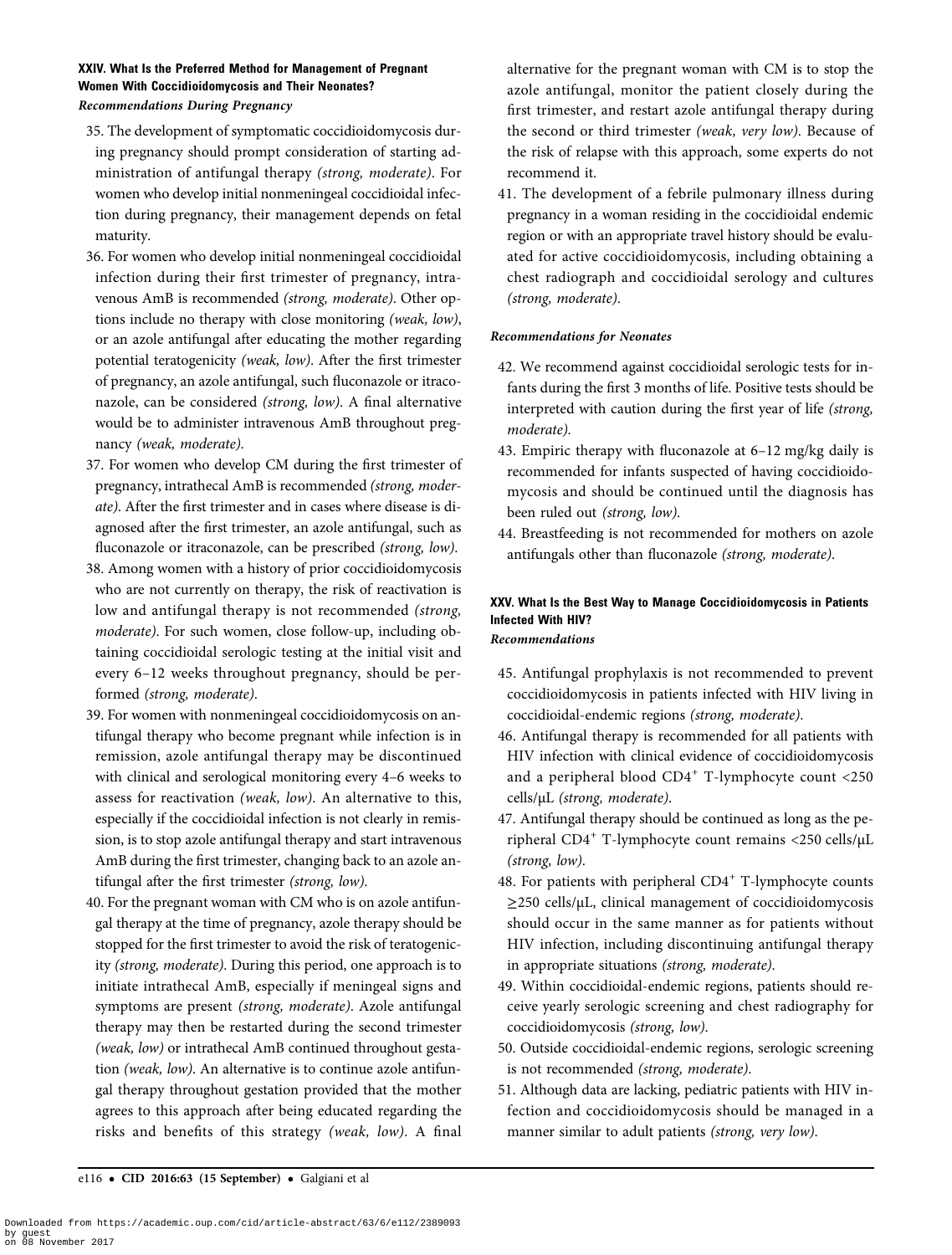### XXIV. What Is the Preferred Method for Management of Pregnant Women With Coccidioidomycosis and Their Neonates?

#### *Recommendations During Pregnancy*

35. The development of symptomatic coccidioidomycosis during pregnancy should prompt consideration of starting administration of antifungal therapy *(strong, moderate)*. For women who develop initial nonmeningeal coccidioidal infection during pregnancy, their management depends on fetal maturity.
36. For women who develop initial nonmeningeal coccidioidal infection during their first trimester of pregnancy, intravenous AmB is recommended *(strong, moderate)*. Other options include no therapy with close monitoring *(weak, low)*, or an azole antifungal after educating the mother regarding potential teratogenicity *(weak, low)*. After the first trimester of pregnancy, an azole antifungal, such fluconazole or itraconazole, can be considered *(strong, low)*. A final alternative would be to administer intravenous AmB throughout pregnancy *(weak, moderate)*.
37. For women who develop CM during the first trimester of pregnancy, intrathecal AmB is recommended *(strong, moderate)*. After the first trimester and in cases where disease is diagnosed after the first trimester, an azole antifungal, such as fluconazole or itraconazole, can be prescribed *(strong, low)*.
38. Among women with a history of prior coccidioidomycosis who are not currently on therapy, the risk of reactivation is low and antifungal therapy is not recommended *(strong, moderate)*. For such women, close follow-up, including obtaining coccidioidal serologic testing at the initial visit and every 6–12 weeks throughout pregnancy, should be performed *(strong, moderate)*.
39. For women with nonmeningeal coccidioidomycosis on antifungal therapy who become pregnant while infection is in remission, azole antifungal therapy may be discontinued with clinical and serological monitoring every 4–6 weeks to assess for reactivation *(weak, low)*. An alternative to this, especially if the coccidioidal infection is not clearly in remission, is to stop azole antifungal therapy and start intravenous AmB during the first trimester, changing back to an azole antifungal after the first trimester *(strong, low)*.
40. For the pregnant woman with CM who is on azole antifungal therapy at the time of pregnancy, azole therapy should be stopped for the first trimester to avoid the risk of teratogenicity *(strong, moderate)*. During this period, one approach is to initiate intrathecal AmB, especially if meningeal signs and symptoms are present *(strong, moderate)*. Azole antifungal therapy may then be restarted during the second trimester *(weak, low)* or intrathecal AmB continued throughout gestation *(weak, low)*. An alternative is to continue azole antifungal therapy throughout gestation provided that the mother agrees to this approach after being educated regarding the risks and benefits of this strategy *(weak, low)*. A final alternative for the pregnant woman with CM is to stop the azole antifungal, monitor the patient closely during the first trimester, and restart azole antifungal therapy during the second or third trimester *(weak, very low)*. Because of the risk of relapse with this approach, some experts do not recommend it.
41. The development of a febrile pulmonary illness during pregnancy in a woman residing in the coccidioidal endemic region or with an appropriate travel history should be evaluated for active coccidioidomycosis, including obtaining a chest radiograph and coccidioidal serology and cultures *(strong, moderate)*.

#### *Recommendations for Neonates*

42. We recommend against coccidioidal serologic tests for infants during the first 3 months of life. Positive tests should be interpreted with caution during the first year of life *(strong, moderate)*.
43. Empiric therapy with fluconazole at 6–12 mg/kg daily is recommended for infants suspected of having coccidioidomycosis and should be continued until the diagnosis has been ruled out *(strong, low)*.
44. Breastfeeding is not recommended for mothers on azole antifungals other than fluconazole *(strong, moderate)*.

### XXV. What Is the Best Way to Manage Coccidioidomycosis in Patients Infected With HIV?

#### *Recommendations*

45. Antifungal prophylaxis is not recommended to prevent coccidioidomycosis in patients infected with HIV living in coccidioidal-endemic regions *(strong, moderate)*.
46. Antifungal therapy is recommended for all patients with HIV infection with clinical evidence of coccidioidomycosis and a peripheral blood $CD4^+$ T-lymphocyte count <250 cells/µL *(strong, moderate)*.
47. Antifungal therapy should be continued as long as the peripheral $CD4^+$ T-lymphocyte count remains <250 cells/µL *(strong, low)*.
48. For patients with peripheral $CD4^+$ T-lymphocyte counts ≥250 cells/µL, clinical management of coccidioidomycosis should occur in the same manner as for patients without HIV infection, including discontinuing antifungal therapy in appropriate situations *(strong, moderate)*.
49. Within coccidioidal-endemic regions, patients should receive yearly serologic screening and chest radiography for coccidioidomycosis *(strong, low)*.
50. Outside coccidioidal-endemic regions, serologic screening is not recommended *(strong, moderate)*.
51. Although data are lacking, pediatric patients with HIV infection and coccidioidomycosis should be managed in a manner similar to adult patients *(strong, very low)*.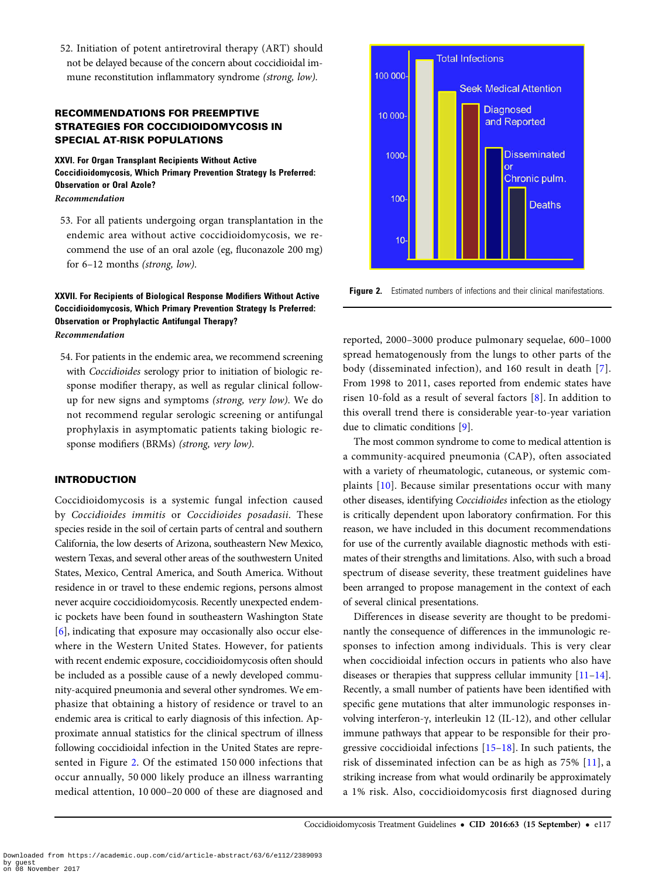52. Initiation of potent antiretroviral therapy (ART) should not be delayed because of the concern about coccidioidal immune reconstitution inflammatory syndrome *(strong, low)*.

## RECOMMENDATIONS FOR PREEMPTIVE STRATEGIES FOR COCCIDIOIDOMYCOSIS IN SPECIAL AT-RISK POPULATIONS

### XXVI. For Organ Transplant Recipients Without Active Coccidioidomycosis, Which Primary Prevention Strategy Is Preferred: Observation or Oral Azole?

*Recommendation*

53. For all patients undergoing organ transplantation in the endemic area without active coccidioidomycosis, we recommend the use of an oral azole (eg, fluconazole 200 mg) for 6–12 months *(strong, low)*.

### XXVII. For Recipients of Biological Response Modifiers Without Active Coccidioidomycosis, Which Primary Prevention Strategy Is Preferred: Observation or Prophylactic Antifungal Therapy?

*Recommendation*

54. For patients in the endemic area, we recommend screening with *Coccidioides* serology prior to initiation of biologic response modifier therapy, as well as regular clinical follow-up for new signs and symptoms *(strong, very low)*. We do not recommend regular serologic screening or antifungal prophylaxis in asymptomatic patients taking biologic response modifiers (BRMs) *(strong, very low)*.

## INTRODUCTION

Coccidioidomycosis is a systemic fungal infection caused by *Coccidioides immitis* or *Coccidioides posadasii*. These species reside in the soil of certain parts of central and southern California, the low deserts of Arizona, southeastern New Mexico, western Texas, and several other areas of the southwestern United States, Mexico, Central America, and South America. Without residence in or travel to these endemic regions, persons almost never acquire coccidioidomycosis. Recently unexpected endemic pockets have been found in southeastern Washington State [6], indicating that exposure may occasionally also occur elsewhere in the Western United States. However, for patients with recent endemic exposure, coccidioidomycosis often should be included as a possible cause of a newly developed community-acquired pneumonia and several other syndromes. We emphasize that obtaining a history of residence or travel to an endemic area is critical to early diagnosis of this infection. Approximate annual statistics for the clinical spectrum of illness following coccidioidal infection in the United States are represented in Figure 2. Of the estimated 150 000 infections that occur annually, 50 000 likely produce an illness warranting medical attention, 10 000–20 000 of these are diagnosed and reported, 2000–3000 produce pulmonary sequelae, 600–1000 spread hematogenously from the lungs to other parts of the body (disseminated infection), and 160 result in death [7]. From 1998 to 2011, cases reported from endemic states have risen 10-fold as a result of several factors [8]. In addition to this overall trend there is considerable year-to-year variation due to climatic conditions [9].

Figure 2. Estimated numbers of infections and their clinical manifestations.

The most common syndrome to come to medical attention is a community-acquired pneumonia (CAP), often associated with a variety of rheumatologic, cutaneous, or systemic complaints [10]. Because similar presentations occur with many other diseases, identifying *Coccidioides* infection as the etiology is critically dependent upon laboratory confirmation. For this reason, we have included in this document recommendations for use of the currently available diagnostic methods with estimates of their strengths and limitations. Also, with such a broad spectrum of disease severity, these treatment guidelines have been arranged to propose management in the context of each of several clinical presentations.

Differences in disease severity are thought to be predominantly the consequence of differences in the immunologic responses to infection among individuals. This is very clear when coccidioidal infection occurs in patients who also have diseases or therapies that suppress cellular immunity [11–14]. Recently, a small number of patients have been identified with specific gene mutations that alter immunologic responses involving interferon-γ, interleukin 12 (IL-12), and other cellular immune pathways that appear to be responsible for their progressive coccidioidal infections [15–18]. In such patients, the risk of disseminated infection can be as high as 75% [11], a striking increase from what would ordinarily be approximately a 1% risk. Also, coccidioidomycosis first diagnosed during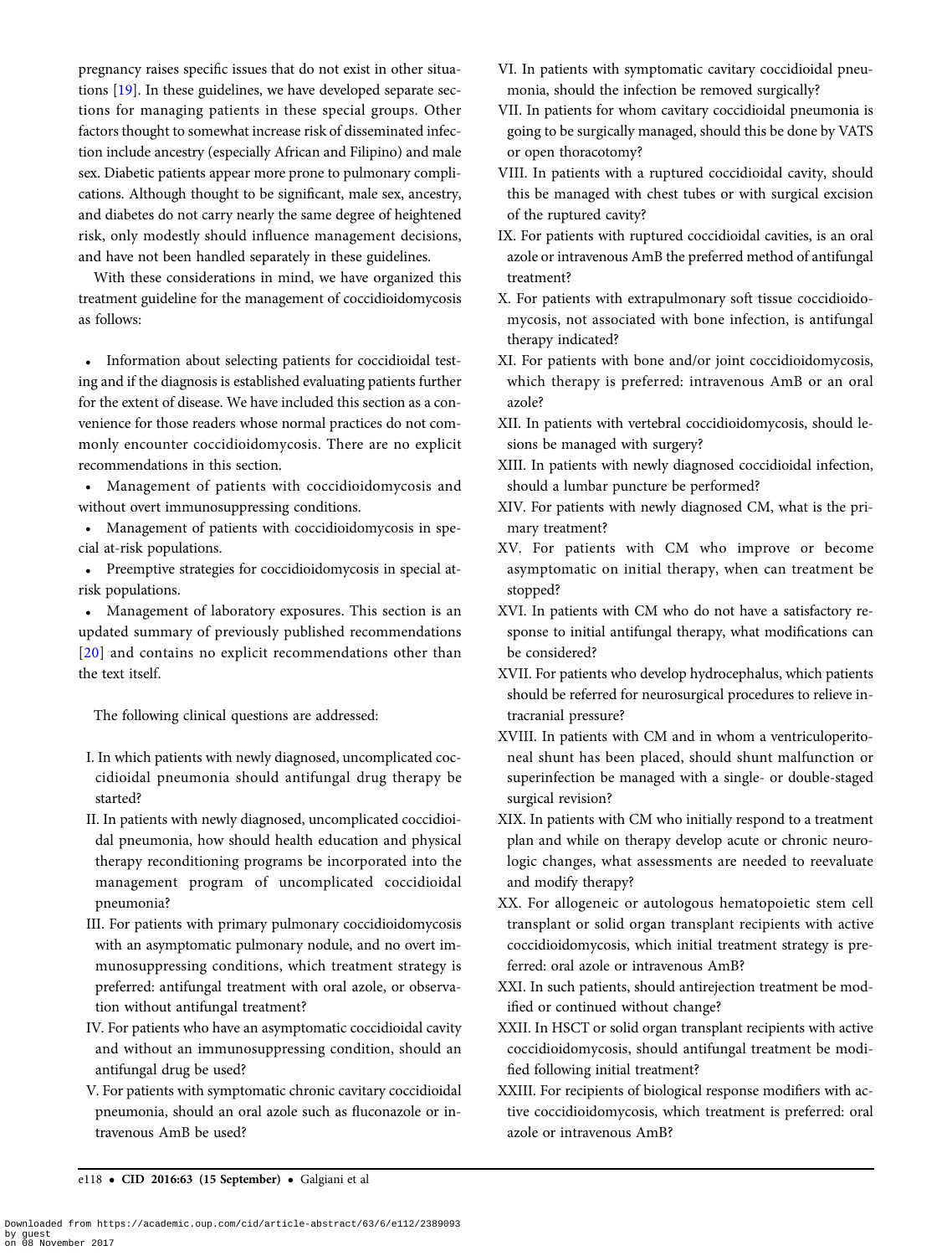pregnancy raises specific issues that do not exist in other situations [19]. In these guidelines, we have developed separate sections for managing patients in these special groups. Other factors thought to somewhat increase risk of disseminated infection include ancestry (especially African and Filipino) and male sex. Diabetic patients appear more prone to pulmonary complications. Although thought to be significant, male sex, ancestry, and diabetes do not carry nearly the same degree of heightened risk, only modestly should influence management decisions, and have not been handled separately in these guidelines.

With these considerations in mind, we have organized this treatment guideline for the management of coccidioidomycosis as follows:

- Information about selecting patients for coccidioidal testing and if the diagnosis is established evaluating patients further for the extent of disease. We have included this section as a convenience for those readers whose normal practices do not commonly encounter coccidioidomycosis. There are no explicit recommendations in this section.
- Management of patients with coccidioidomycosis and without overt immunosuppressing conditions.
- Management of patients with coccidioidomycosis in special at-risk populations.
- Preemptive strategies for coccidioidomycosis in special at-risk populations.
- Management of laboratory exposures. This section is an updated summary of previously published recommendations [20] and contains no explicit recommendations other than the text itself.

The following clinical questions are addressed:

I. In which patients with newly diagnosed, uncomplicated coccidioidal pneumonia should antifungal drug therapy be started?

II. In patients with newly diagnosed, uncomplicated coccidioidal pneumonia, how should health education and physical therapy reconditioning programs be incorporated into the management program of uncomplicated coccidioidal pneumonia?

III. For patients with primary pulmonary coccidioidomycosis with an asymptomatic pulmonary nodule, and no overt immunosuppressing conditions, which treatment strategy is preferred: antifungal treatment with oral azole, or observation without antifungal treatment?

IV. For patients who have an asymptomatic coccidioidal cavity and without an immunosuppressing condition, should an antifungal drug be used?

V. For patients with symptomatic chronic cavitary coccidioidal pneumonia, should an oral azole such as fluconazole or intravenous AmB be used?

VI. In patients with symptomatic cavitary coccidioidal pneumonia, should the infection be removed surgically?

VII. In patients for whom cavitary coccidioidal pneumonia is going to be surgically managed, should this be done by VATS or open thoracotomy?

VIII. In patients with a ruptured coccidioidal cavity, should this be managed with chest tubes or with surgical excision of the ruptured cavity?

IX. For patients with ruptured coccidioidal cavities, is an oral azole or intravenous AmB the preferred method of antifungal treatment?

X. For patients with extrapulmonary soft tissue coccidioidomycosis, not associated with bone infection, is antifungal therapy indicated?

XI. For patients with bone and/or joint coccidioidomycosis, which therapy is preferred: intravenous AmB or an oral azole?

XII. In patients with vertebral coccidioidomycosis, should lesions be managed with surgery?

XIII. In patients with newly diagnosed coccidioidal infection, should a lumbar puncture be performed?

XIV. For patients with newly diagnosed CM, what is the primary treatment?

XV. For patients with CM who improve or become asymptomatic on initial therapy, when can treatment be stopped?

XVI. In patients with CM who do not have a satisfactory response to initial antifungal therapy, what modifications can be considered?

XVII. For patients who develop hydrocephalus, which patients should be referred for neurosurgical procedures to relieve intracranial pressure?

XVIII. In patients with CM and in whom a ventriculoperitoneal shunt has been placed, should shunt malfunction or superinfection be managed with a single- or double-staged surgical revision?

XIX. In patients with CM who initially respond to a treatment plan and while on therapy develop acute or chronic neurologic changes, what assessments are needed to reevaluate and modify therapy?

XX. For allogeneic or autologous hematopoietic stem cell transplant or solid organ transplant recipients with active coccidioidomycosis, which initial treatment strategy is preferred: oral azole or intravenous AmB?

XXI. In such patients, should antirejection treatment be modified or continued without change?

XXII. In HSCT or solid organ transplant recipients with active coccidioidomycosis, should antifungal treatment be modified following initial treatment?

XXIII. For recipients of biological response modifiers with active coccidioidomycosis, which treatment is preferred: oral azole or intravenous AmB?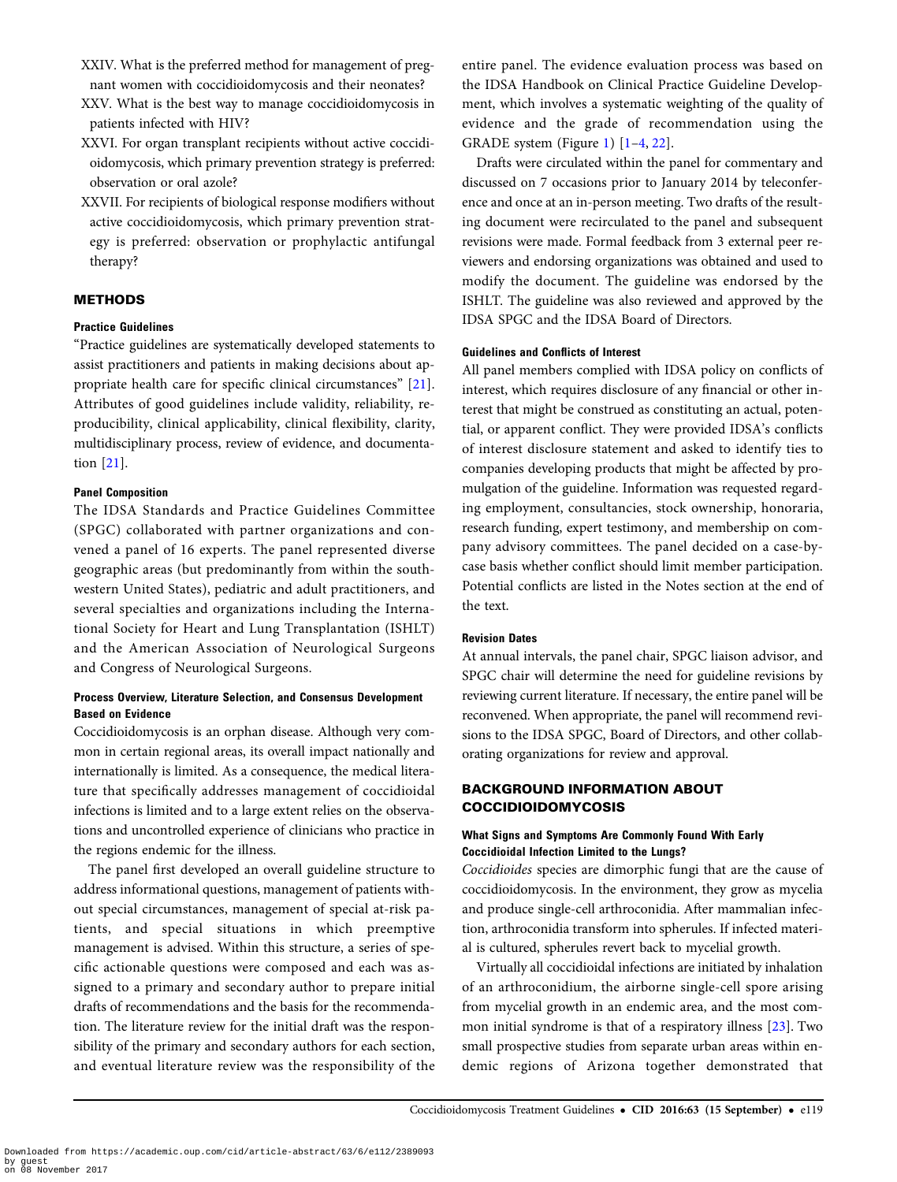XXIV. What is the preferred method for management of pregnant women with coccidioidomycosis and their neonates?

XXV. What is the best way to manage coccidioidomycosis in patients infected with HIV?

XXVI. For organ transplant recipients without active coccidioidomycosis, which primary prevention strategy is preferred: observation or oral azole?

XXVII. For recipients of biological response modifiers without active coccidioidomycosis, which primary prevention strategy is preferred: observation or prophylactic antifungal therapy?

## METHODS

### Practice Guidelines

"Practice guidelines are systematically developed statements to assist practitioners and patients in making decisions about appropriate health care for specific clinical circumstances" [21]. Attributes of good guidelines include validity, reliability, reproducibility, clinical applicability, clinical flexibility, clarity, multidisciplinary process, review of evidence, and documentation [21].

### Panel Composition

The IDSA Standards and Practice Guidelines Committee (SPGC) collaborated with partner organizations and convened a panel of 16 experts. The panel represented diverse geographic areas (but predominantly from within the southwestern United States), pediatric and adult practitioners, and several specialties and organizations including the International Society for Heart and Lung Transplantation (ISHLT) and the American Association of Neurological Surgeons and Congress of Neurological Surgeons.

### Process Overview, Literature Selection, and Consensus Development Based on Evidence

Coccidioidomycosis is an orphan disease. Although very common in certain regional areas, its overall impact nationally and internationally is limited. As a consequence, the medical literature that specifically addresses management of coccidioidal infections is limited and to a large extent relies on the observations and uncontrolled experience of clinicians who practice in the regions endemic for the illness.

The panel first developed an overall guideline structure to address informational questions, management of patients without special circumstances, management of special at-risk patients, and special situations in which preemptive management is advised. Within this structure, a series of specific actionable questions were composed and each was assigned to a primary and secondary author to prepare initial drafts of recommendations and the basis for the recommendation. The literature review for the initial draft was the responsibility of the primary and secondary authors for each section, and eventual literature review was the responsibility of the entire panel. The evidence evaluation process was based on the IDSA Handbook on Clinical Practice Guideline Development, which involves a systematic weighting of the quality of evidence and the grade of recommendation using the GRADE system (Figure 1) [1–4, 22].

Drafts were circulated within the panel for commentary and discussed on 7 occasions prior to January 2014 by teleconference and once at an in-person meeting. Two drafts of the resulting document were recirculated to the panel and subsequent revisions were made. Formal feedback from 3 external peer reviewers and endorsing organizations was obtained and used to modify the document. The guideline was endorsed by the ISHLT. The guideline was also reviewed and approved by the IDSA SPGC and the IDSA Board of Directors.

### Guidelines and Conflicts of Interest

All panel members complied with IDSA policy on conflicts of interest, which requires disclosure of any financial or other interest that might be construed as constituting an actual, potential, or apparent conflict. They were provided IDSA's conflicts of interest disclosure statement and asked to identify ties to companies developing products that might be affected by promulgation of the guideline. Information was requested regarding employment, consultancies, stock ownership, honoraria, research funding, expert testimony, and membership on company advisory committees. The panel decided on a case-by-case basis whether conflict should limit member participation. Potential conflicts are listed in the Notes section at the end of the text.

### Revision Dates

At annual intervals, the panel chair, SPGC liaison advisor, and SPGC chair will determine the need for guideline revisions by reviewing current literature. If necessary, the entire panel will be reconvened. When appropriate, the panel will recommend revisions to the IDSA SPGC, Board of Directors, and other collaborating organizations for review and approval.

## BACKGROUND INFORMATION ABOUT COCCIDIOIDOMYCOSIS

### What Signs and Symptoms Are Commonly Found With Early Coccidioidal Infection Limited to the Lungs?

*Coccidioides* species are dimorphic fungi that are the cause of coccidioidomycosis. In the environment, they grow as mycelia and produce single-cell arthroconidia. After mammalian infection, arthroconidia transform into spherules. If infected material is cultured, spherules revert back to mycelial growth.

Virtually all coccidioidal infections are initiated by inhalation of an arthroconidium, the airborne single-cell spore arising from mycelial growth in an endemic area, and the most common initial syndrome is that of a respiratory illness [23]. Two small prospective studies from separate urban areas within endemic regions of Arizona together demonstrated that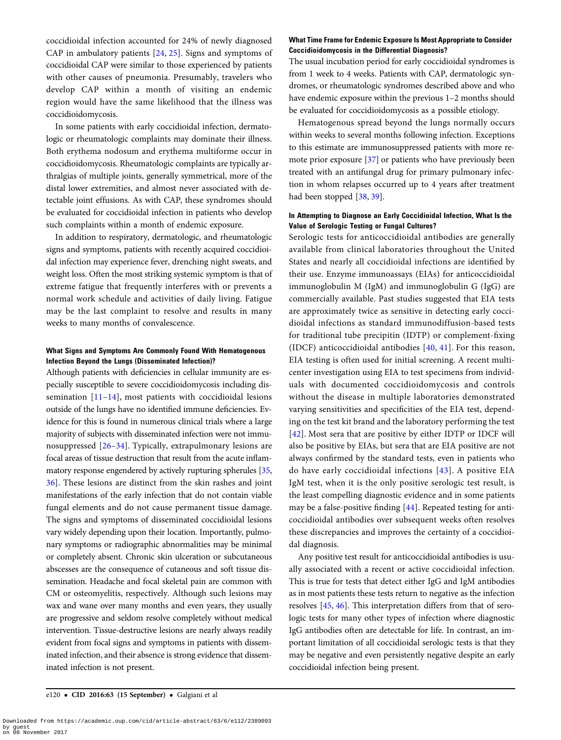coccidioidal infection accounted for 24% of newly diagnosed CAP in ambulatory patients [24, 25]. Signs and symptoms of coccidioidal CAP were similar to those experienced by patients with other causes of pneumonia. Presumably, travelers who develop CAP within a month of visiting an endemic region would have the same likelihood that the illness was coccidioidomycosis.

In some patients with early coccidioidal infection, dermatologic or rheumatologic complaints may dominate their illness. Both erythema nodosum and erythema multiforme occur in coccidioidomycosis. Rheumatologic complaints are typically arthralgias of multiple joints, generally symmetrical, more of the distal lower extremities, and almost never associated with detectable joint effusions. As with CAP, these syndromes should be evaluated for coccidioidal infection in patients who develop such complaints within a month of endemic exposure.

In addition to respiratory, dermatologic, and rheumatologic signs and symptoms, patients with recently acquired coccidioidal infection may experience fever, drenching night sweats, and weight loss. Often the most striking systemic symptom is that of extreme fatigue that frequently interferes with or prevents a normal work schedule and activities of daily living. Fatigue may be the last complaint to resolve and results in many weeks to many months of convalescence.

#### What Signs and Symptoms Are Commonly Found With Hematogenous Infection Beyond the Lungs (Disseminated Infection)?

Although patients with deficiencies in cellular immunity are especially susceptible to severe coccidioidomycosis including dissemination [11–14], most patients with coccidioidal lesions outside of the lungs have no identified immune deficiencies. Evidence for this is found in numerous clinical trials where a large majority of subjects with disseminated infection were not immunosuppressed [26–34]. Typically, extrapulmonary lesions are focal areas of tissue destruction that result from the acute inflammatory response engendered by actively rupturing spherules [35, 36]. These lesions are distinct from the skin rashes and joint manifestations of the early infection that do not contain viable fungal elements and do not cause permanent tissue damage. The signs and symptoms of disseminated coccidioidal lesions vary widely depending upon their location. Importantly, pulmonary symptoms or radiographic abnormalities may be minimal or completely absent. Chronic skin ulceration or subcutaneous abscesses are the consequence of cutaneous and soft tissue dissemination. Headache and focal skeletal pain are common with CM or osteomyelitis, respectively. Although such lesions may wax and wane over many months and even years, they usually are progressive and seldom resolve completely without medical intervention. Tissue-destructive lesions are nearly always readily evident from focal signs and symptoms in patients with disseminated infection, and their absence is strong evidence that disseminated infection is not present.

#### What Time Frame for Endemic Exposure Is Most Appropriate to Consider Coccidioidomycosis in the Differential Diagnosis?

The usual incubation period for early coccidioidal syndromes is from 1 week to 4 weeks. Patients with CAP, dermatologic syndromes, or rheumatologic syndromes described above and who have endemic exposure within the previous 1–2 months should be evaluated for coccidioidomycosis as a possible etiology.

Hematogenous spread beyond the lungs normally occurs within weeks to several months following infection. Exceptions to this estimate are immunosuppressed patients with more remote prior exposure [37] or patients who have previously been treated with an antifungal drug for primary pulmonary infection in whom relapses occurred up to 4 years after treatment had been stopped [38, 39].

#### In Attempting to Diagnose an Early Coccidioidal Infection, What Is the Value of Serologic Testing or Fungal Cultures?

Serologic tests for anticoccidioidal antibodies are generally available from clinical laboratories throughout the United States and nearly all coccidioidal infections are identified by their use. Enzyme immunoassays (EIAs) for anticoccidioidal immunoglobulin M (IgM) and immunoglobulin G (IgG) are commercially available. Past studies suggested that EIA tests are approximately twice as sensitive in detecting early coccidioidal infections as standard immunodiffusion-based tests for traditional tube precipitin (IDTP) or complement-fixing (IDCF) anticoccidioidal antibodies [40, 41]. For this reason, EIA testing is often used for initial screening. A recent multicenter investigation using EIA to test specimens from individuals with documented coccidioidomycosis and controls without the disease in multiple laboratories demonstrated varying sensitivities and specificities of the EIA test, depending on the test kit brand and the laboratory performing the test [42]. Most sera that are positive by either IDTP or IDCF will also be positive by EIAs, but sera that are EIA positive are not always confirmed by the standard tests, even in patients who do have early coccidioidal infections [43]. A positive EIA IgM test, when it is the only positive serologic test result, is the least compelling diagnostic evidence and in some patients may be a false-positive finding [44]. Repeated testing for anticoccidioidal antibodies over subsequent weeks often resolves these discrepancies and improves the certainty of a coccidioidal diagnosis.

Any positive test result for anticoccidioidal antibodies is usually associated with a recent or active coccidioidal infection. This is true for tests that detect either IgG and IgM antibodies as in most patients these tests return to negative as the infection resolves [45, 46]. This interpretation differs from that of serologic tests for many other types of infection where diagnostic IgG antibodies often are detectable for life. In contrast, an important limitation of all coccidioidal serologic tests is that they may be negative and even persistently negative despite an early coccidioidal infection being present.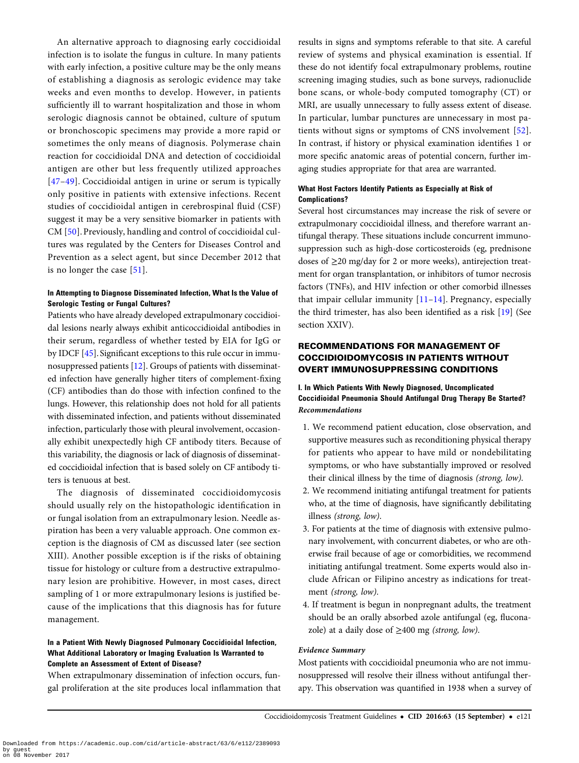An alternative approach to diagnosing early coccidioidal infection is to isolate the fungus in culture. In many patients with early infection, a positive culture may be the only means of establishing a diagnosis as serologic evidence may take weeks and even months to develop. However, in patients sufficiently ill to warrant hospitalization and those in whom serologic diagnosis cannot be obtained, culture of sputum or bronchoscopic specimens may provide a more rapid or sometimes the only means of diagnosis. Polymerase chain reaction for coccidioidal DNA and detection of coccidioidal antigen are other but less frequently utilized approaches [47–49]. Coccidioidal antigen in urine or serum is typically only positive in patients with extensive infections. Recent studies of coccidioidal antigen in cerebrospinal fluid (CSF) suggest it may be a very sensitive biomarker in patients with CM [50]. Previously, handling and control of coccidioidal cultures was regulated by the Centers for Disease Control and Prevention as a select agent, but since December 2012 that is no longer the case [51].

#### In Attempting to Diagnose Disseminated Infection, What Is the Value of Serologic Testing or Fungal Cultures?

Patients who have already developed extrapulmonary coccidioidal lesions nearly always exhibit anticoccidioidal antibodies in their serum, regardless of whether tested by EIA for IgG or by IDCF [45]. Significant exceptions to this rule occur in immunosuppressed patients [12]. Groups of patients with disseminated infection have generally higher titers of complement-fixing (CF) antibodies than do those with infection confined to the lungs. However, this relationship does not hold for all patients with disseminated infection, and patients without disseminated infection, particularly those with pleural involvement, occasionally exhibit unexpectedly high CF antibody titers. Because of this variability, the diagnosis or lack of diagnosis of disseminated coccidioidal infection that is based solely on CF antibody titers is tenuous at best.

The diagnosis of disseminated coccidioidomycosis should usually rely on the histopathologic identification in or fungal isolation from an extrapulmonary lesion. Needle aspiration has been a very valuable approach. One common exception is the diagnosis of CM as discussed later (see section XIII). Another possible exception is if the risks of obtaining tissue for histology or culture from a destructive extrapulmonary lesion are prohibitive. However, in most cases, direct sampling of 1 or more extrapulmonary lesions is justified because of the implications that this diagnosis has for future management.

#### In a Patient With Newly Diagnosed Pulmonary Coccidioidal Infection, What Additional Laboratory or Imaging Evaluation Is Warranted to Complete an Assessment of Extent of Disease?

When extrapulmonary dissemination of infection occurs, fungal proliferation at the site produces local inflammation that results in signs and symptoms referable to that site. A careful review of systems and physical examination is essential. If these do not identify focal extrapulmonary problems, routine screening imaging studies, such as bone surveys, radionuclide bone scans, or whole-body computed tomography (CT) or MRI, are usually unnecessary to fully assess extent of disease. In particular, lumbar punctures are unnecessary in most patients without signs or symptoms of CNS involvement [52]. In contrast, if history or physical examination identifies 1 or more specific anatomic areas of potential concern, further imaging studies appropriate for that area are warranted.

#### What Host Factors Identify Patients as Especially at Risk of Complications?

Several host circumstances may increase the risk of severe or extrapulmonary coccidioidal illness, and therefore warrant antifungal therapy. These situations include concurrent immunosuppression such as high-dose corticosteroids (eg, prednisone doses of ≥20 mg/day for 2 or more weeks), antirejection treatment for organ transplantation, or inhibitors of tumor necrosis factors (TNFs), and HIV infection or other comorbid illnesses that impair cellular immunity [11–14]. Pregnancy, especially the third trimester, has also been identified as a risk [19] (See section XXIV).

## RECOMMENDATIONS FOR MANAGEMENT OF COCCIDIOIDOMYCOSIS IN PATIENTS WITHOUT OVERT IMMUNOSUPPRESSING CONDITIONS

#### I. In Which Patients With Newly Diagnosed, Uncomplicated Coccidioidal Pneumonia Should Antifungal Drug Therapy Be Started?

*Recommendations*

1. We recommend patient education, close observation, and supportive measures such as reconditioning physical therapy for patients who appear to have mild or nondebilitating symptoms, or who have substantially improved or resolved their clinical illness by the time of diagnosis *(strong, low)*.
2. We recommend initiating antifungal treatment for patients who, at the time of diagnosis, have significantly debilitating illness *(strong, low)*.
3. For patients at the time of diagnosis with extensive pulmonary involvement, with concurrent diabetes, or who are otherwise frail because of age or comorbidities, we recommend initiating antifungal treatment. Some experts would also include African or Filipino ancestry as indications for treatment *(strong, low)*.
4. If treatment is begun in nonpregnant adults, the treatment should be an orally absorbed azole antifungal (eg, fluconazole) at a daily dose of ≥400 mg *(strong, low)*.

*Evidence Summary*

Most patients with coccidioidal pneumonia who are not immunosuppressed will resolve their illness without antifungal therapy. This observation was quantified in 1938 when a survey of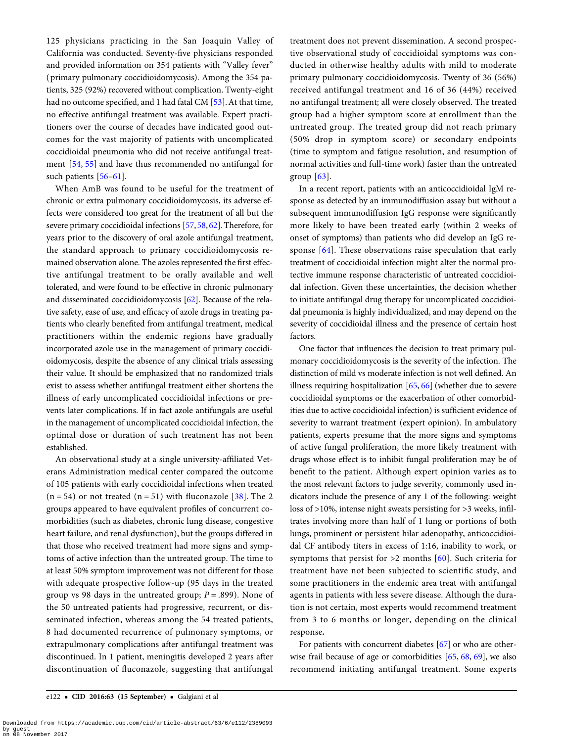125 physicians practicing in the San Joaquin Valley of California was conducted. Seventy-five physicians responded and provided information on 354 patients with "Valley fever" (primary pulmonary coccidioidomycosis). Among the 354 patients, 325 (92%) recovered without complication. Twenty-eight had no outcome specified, and 1 had fatal CM [53]. At that time, no effective antifungal treatment was available. Expert practitioners over the course of decades have indicated good outcomes for the vast majority of patients with uncomplicated coccidioidal pneumonia who did not receive antifungal treatment [54, 55] and have thus recommended no antifungal for such patients [56–61].

When AmB was found to be useful for the treatment of chronic or extra pulmonary coccidioidomycosis, its adverse effects were considered too great for the treatment of all but the severe primary coccidioidal infections [57, 58, 62]. Therefore, for years prior to the discovery of oral azole antifungal treatment, the standard approach to primary coccidioidomycosis remained observation alone. The azoles represented the first effective antifungal treatment to be orally available and well tolerated, and were found to be effective in chronic pulmonary and disseminated coccidioidomycosis [62]. Because of the relative safety, ease of use, and efficacy of azole drugs in treating patients who clearly benefited from antifungal treatment, medical practitioners within the endemic regions have gradually incorporated azole use in the management of primary coccidioidomycosis, despite the absence of any clinical trials assessing their value. It should be emphasized that no randomized trials exist to assess whether antifungal treatment either shortens the illness of early uncomplicated coccidioidal infections or prevents later complications. If in fact azole antifungals are useful in the management of uncomplicated coccidioidal infection, the optimal dose or duration of such treatment has not been established.

An observational study at a single university-affiliated Veterans Administration medical center compared the outcome of 105 patients with early coccidioidal infections when treated (n = 54) or not treated (n = 51) with fluconazole [38]. The 2 groups appeared to have equivalent profiles of concurrent comorbidities (such as diabetes, chronic lung disease, congestive heart failure, and renal dysfunction), but the groups differed in that those who received treatment had more signs and symptoms of active infection than the untreated group. The time to at least 50% symptom improvement was not different for those with adequate prospective follow-up (95 days in the treated group vs 98 days in the untreated group; $P = .899$). None of the 50 untreated patients had progressive, recurrent, or disseminated infection, whereas among the 54 treated patients, 8 had documented recurrence of pulmonary symptoms, or extrapulmonary complications after antifungal treatment was discontinued. In 1 patient, meningitis developed 2 years after discontinuation of fluconazole, suggesting that antifungal treatment does not prevent dissemination. A second prospective observational study of coccidioidal symptoms was conducted in otherwise healthy adults with mild to moderate primary pulmonary coccidioidomycosis. Twenty of 36 (56%) received antifungal treatment and 16 of 36 (44%) received no antifungal treatment; all were closely observed. The treated group had a higher symptom score at enrollment than the untreated group. The treated group did not reach primary (50% drop in symptom score) or secondary endpoints (time to symptom and fatigue resolution, and resumption of normal activities and full-time work) faster than the untreated group [63].

In a recent report, patients with an anticoccidioidal IgM response as detected by an immunodiffusion assay but without a subsequent immunodiffusion IgG response were significantly more likely to have been treated early (within 2 weeks of onset of symptoms) than patients who did develop an IgG response [64]. These observations raise speculation that early treatment of coccidioidal infection might alter the normal protective immune response characteristic of untreated coccidioidal infection. Given these uncertainties, the decision whether to initiate antifungal drug therapy for uncomplicated coccidioidal pneumonia is highly individualized, and may depend on the severity of coccidioidal illness and the presence of certain host factors.

One factor that influences the decision to treat primary pulmonary coccidioidomycosis is the severity of the infection. The distinction of mild vs moderate infection is not well defined. An illness requiring hospitalization [65, 66] (whether due to severe coccidioidal symptoms or the exacerbation of other comorbidities due to active coccidioidal infection) is sufficient evidence of severity to warrant treatment (expert opinion). In ambulatory patients, experts presume that the more signs and symptoms of active fungal proliferation, the more likely treatment with drugs whose effect is to inhibit fungal proliferation may be of benefit to the patient. Although expert opinion varies as to the most relevant factors to judge severity, commonly used indicators include the presence of any 1 of the following: weight loss of >10%, intense night sweats persisting for >3 weeks, infiltrates involving more than half of 1 lung or portions of both lungs, prominent or persistent hilar adenopathy, anticoccidioidal CF antibody titers in excess of 1:16, inability to work, or symptoms that persist for >2 months [60]. Such criteria for treatment have not been subjected to scientific study, and some practitioners in the endemic area treat with antifungal agents in patients with less severe disease. Although the duration is not certain, most experts would recommend treatment from 3 to 6 months or longer, depending on the clinical response.

For patients with concurrent diabetes [67] or who are otherwise frail because of age or comorbidities [65, 68, 69], we also recommend initiating antifungal treatment. Some experts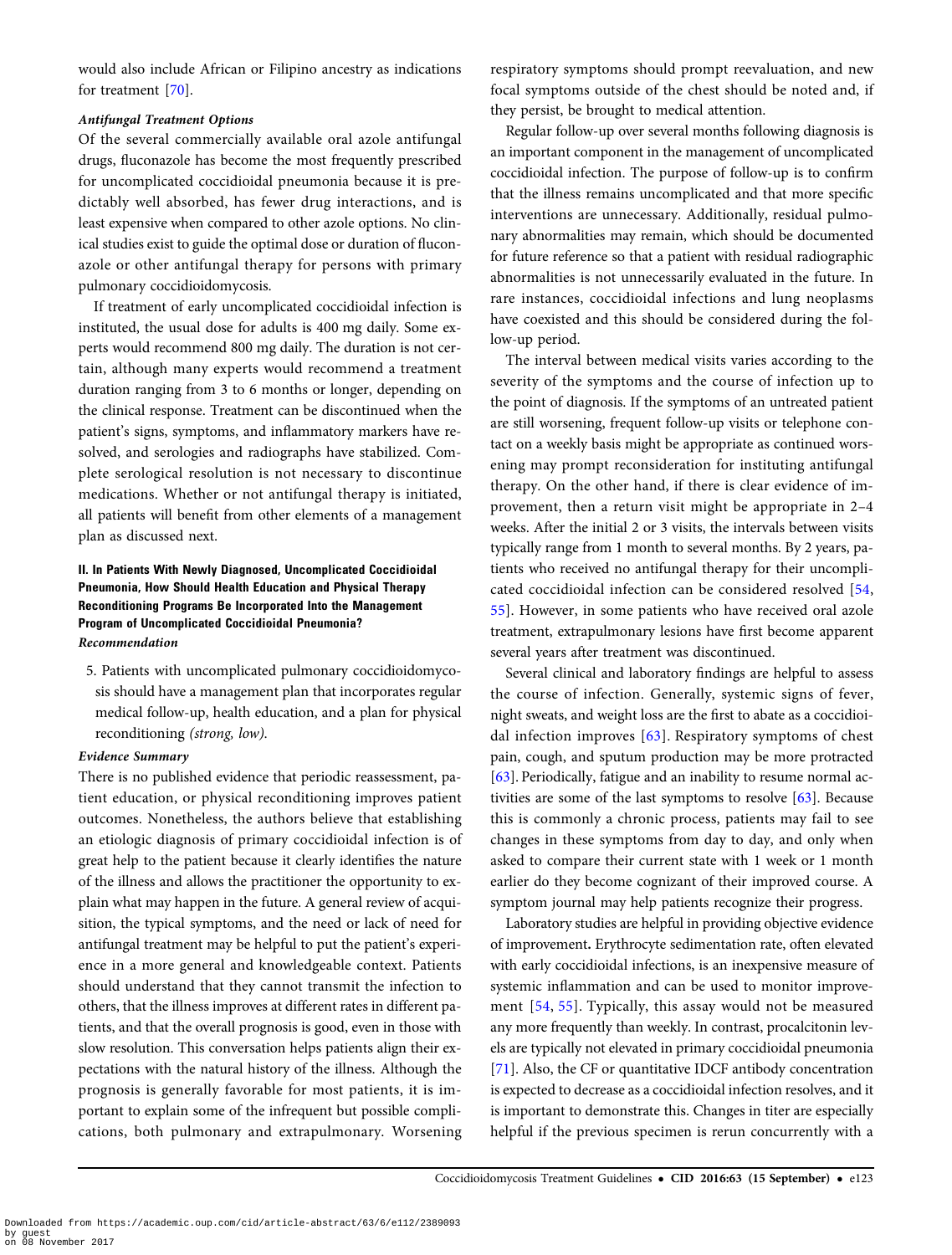would also include African or Filipino ancestry as indications for treatment [70].

#### *Antifungal Treatment Options*

Of the several commercially available oral azole antifungal drugs, fluconazole has become the most frequently prescribed for uncomplicated coccidioidal pneumonia because it is predictably well absorbed, has fewer drug interactions, and is least expensive when compared to other azole options. No clinical studies exist to guide the optimal dose or duration of fluconazole or other antifungal therapy for persons with primary pulmonary coccidioidomycosis.

If treatment of early uncomplicated coccidioidal infection is instituted, the usual dose for adults is 400 mg daily. Some experts would recommend 800 mg daily. The duration is not certain, although many experts would recommend a treatment duration ranging from 3 to 6 months or longer, depending on the clinical response. Treatment can be discontinued when the patient's signs, symptoms, and inflammatory markers have resolved, and serologies and radiographs have stabilized. Complete serological resolution is not necessary to discontinue medications. Whether or not antifungal therapy is initiated, all patients will benefit from other elements of a management plan as discussed next.

### II. In Patients With Newly Diagnosed, Uncomplicated Coccidioidal Pneumonia, How Should Health Education and Physical Therapy Reconditioning Programs Be Incorporated Into the Management Program of Uncomplicated Coccidioidal Pneumonia?

#### *Recommendation*

5. Patients with uncomplicated pulmonary coccidioidomycosis should have a management plan that incorporates regular medical follow-up, health education, and a plan for physical reconditioning *(strong, low)*.

#### *Evidence Summary*

There is no published evidence that periodic reassessment, patient education, or physical reconditioning improves patient outcomes. Nonetheless, the authors believe that establishing an etiologic diagnosis of primary coccidioidal infection is of great help to the patient because it clearly identifies the nature of the illness and allows the practitioner the opportunity to explain what may happen in the future. A general review of acquisition, the typical symptoms, and the need or lack of need for antifungal treatment may be helpful to put the patient's experience in a more general and knowledgeable context. Patients should understand that they cannot transmit the infection to others, that the illness improves at different rates in different patients, and that the overall prognosis is good, even in those with slow resolution. This conversation helps patients align their expectations with the natural history of the illness. Although the prognosis is generally favorable for most patients, it is important to explain some of the infrequent but possible complications, both pulmonary and extrapulmonary. Worsening respiratory symptoms should prompt reevaluation, and new focal symptoms outside of the chest should be noted and, if they persist, be brought to medical attention.

Regular follow-up over several months following diagnosis is an important component in the management of uncomplicated coccidioidal infection. The purpose of follow-up is to confirm that the illness remains uncomplicated and that more specific interventions are unnecessary. Additionally, residual pulmonary abnormalities may remain, which should be documented for future reference so that a patient with residual radiographic abnormalities is not unnecessarily evaluated in the future. In rare instances, coccidioidal infections and lung neoplasms have coexisted and this should be considered during the follow-up period.

The interval between medical visits varies according to the severity of the symptoms and the course of infection up to the point of diagnosis. If the symptoms of an untreated patient are still worsening, frequent follow-up visits or telephone contact on a weekly basis might be appropriate as continued worsening may prompt reconsideration for instituting antifungal therapy. On the other hand, if there is clear evidence of improvement, then a return visit might be appropriate in 2–4 weeks. After the initial 2 or 3 visits, the intervals between visits typically range from 1 month to several months. By 2 years, patients who received no antifungal therapy for their uncomplicated coccidioidal infection can be considered resolved [54, 55]. However, in some patients who have received oral azole treatment, extrapulmonary lesions have first become apparent several years after treatment was discontinued.

Several clinical and laboratory findings are helpful to assess the course of infection. Generally, systemic signs of fever, night sweats, and weight loss are the first to abate as a coccidioidal infection improves [63]. Respiratory symptoms of chest pain, cough, and sputum production may be more protracted [63]. Periodically, fatigue and an inability to resume normal activities are some of the last symptoms to resolve [63]. Because this is commonly a chronic process, patients may fail to see changes in these symptoms from day to day, and only when asked to compare their current state with 1 week or 1 month earlier do they become cognizant of their improved course. A symptom journal may help patients recognize their progress.

Laboratory studies are helpful in providing objective evidence of improvement**.** Erythrocyte sedimentation rate, often elevated with early coccidioidal infections, is an inexpensive measure of systemic inflammation and can be used to monitor improvement [54, 55]. Typically, this assay would not be measured any more frequently than weekly. In contrast, procalcitonin levels are typically not elevated in primary coccidioidal pneumonia [71]. Also, the CF or quantitative IDCF antibody concentration is expected to decrease as a coccidioidal infection resolves, and it is important to demonstrate this. Changes in titer are especially helpful if the previous specimen is rerun concurrently with a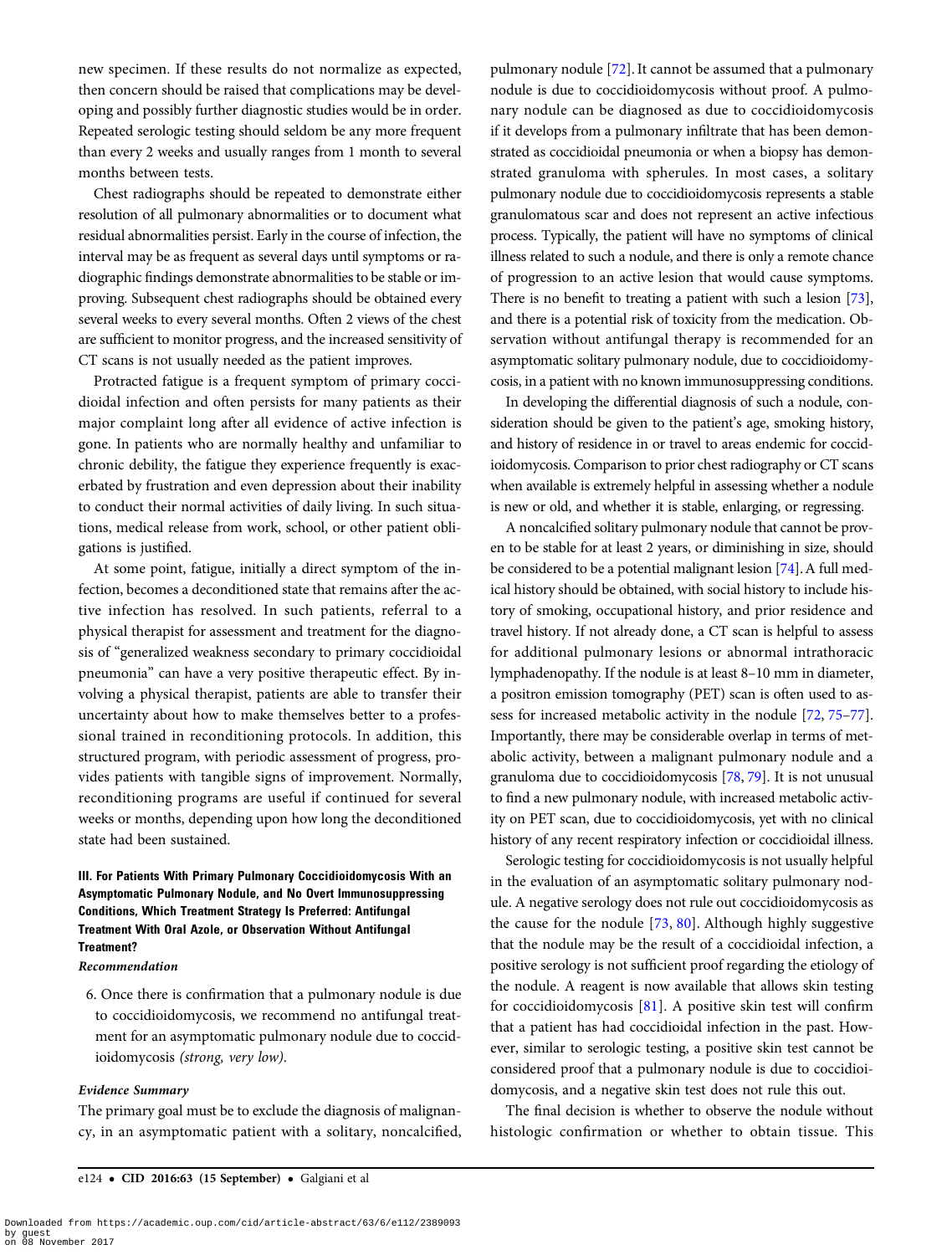new specimen. If these results do not normalize as expected, then concern should be raised that complications may be developing and possibly further diagnostic studies would be in order. Repeated serologic testing should seldom be any more frequent than every 2 weeks and usually ranges from 1 month to several months between tests.

Chest radiographs should be repeated to demonstrate either resolution of all pulmonary abnormalities or to document what residual abnormalities persist. Early in the course of infection, the interval may be as frequent as several days until symptoms or radiographic findings demonstrate abnormalities to be stable or improving. Subsequent chest radiographs should be obtained every several weeks to every several months. Often 2 views of the chest are sufficient to monitor progress, and the increased sensitivity of CT scans is not usually needed as the patient improves.

Protracted fatigue is a frequent symptom of primary coccidioidal infection and often persists for many patients as their major complaint long after all evidence of active infection is gone. In patients who are normally healthy and unfamiliar to chronic debility, the fatigue they experience frequently is exacerbated by frustration and even depression about their inability to conduct their normal activities of daily living. In such situations, medical release from work, school, or other patient obligations is justified.

At some point, fatigue, initially a direct symptom of the infection, becomes a deconditioned state that remains after the active infection has resolved. In such patients, referral to a physical therapist for assessment and treatment for the diagnosis of "generalized weakness secondary to primary coccidioidal pneumonia" can have a very positive therapeutic effect. By involving a physical therapist, patients are able to transfer their uncertainty about how to make themselves better to a professional trained in reconditioning protocols. In addition, this structured program, with periodic assessment of progress, provides patients with tangible signs of improvement. Normally, reconditioning programs are useful if continued for several weeks or months, depending upon how long the deconditioned state had been sustained.

### III. For Patients With Primary Pulmonary Coccidioidomycosis With an Asymptomatic Pulmonary Nodule, and No Overt Immunosuppressing Conditions, Which Treatment Strategy Is Preferred: Antifungal Treatment With Oral Azole, or Observation Without Antifungal Treatment?

#### *Recommendation*

6. Once there is confirmation that a pulmonary nodule is due to coccidioidomycosis, we recommend no antifungal treatment for an asymptomatic pulmonary nodule due to coccidioidomycosis *(strong, very low)*.

#### *Evidence Summary*

The primary goal must be to exclude the diagnosis of malignancy, in an asymptomatic patient with a solitary, noncalcified, pulmonary nodule [72]. It cannot be assumed that a pulmonary nodule is due to coccidioidomycosis without proof. A pulmonary nodule can be diagnosed as due to coccidioidomycosis if it develops from a pulmonary infiltrate that has been demonstrated as coccidioidal pneumonia or when a biopsy has demonstrated granuloma with spherules. In most cases, a solitary pulmonary nodule due to coccidioidomycosis represents a stable granulomatous scar and does not represent an active infectious process. Typically, the patient will have no symptoms of clinical illness related to such a nodule, and there is only a remote chance of progression to an active lesion that would cause symptoms. There is no benefit to treating a patient with such a lesion [73], and there is a potential risk of toxicity from the medication. Observation without antifungal therapy is recommended for an asymptomatic solitary pulmonary nodule, due to coccidioidomycosis, in a patient with no known immunosuppressing conditions.

In developing the differential diagnosis of such a nodule, consideration should be given to the patient's age, smoking history, and history of residence in or travel to areas endemic for coccidioidomycosis. Comparison to prior chest radiography or CT scans when available is extremely helpful in assessing whether a nodule is new or old, and whether it is stable, enlarging, or regressing.

A noncalcified solitary pulmonary nodule that cannot be proven to be stable for at least 2 years, or diminishing in size, should be considered to be a potential malignant lesion [74]. A full medical history should be obtained, with social history to include history of smoking, occupational history, and prior residence and travel history. If not already done, a CT scan is helpful to assess for additional pulmonary lesions or abnormal intrathoracic lymphadenopathy. If the nodule is at least 8–10 mm in diameter, a positron emission tomography (PET) scan is often used to assess for increased metabolic activity in the nodule [72, 75–77]. Importantly, there may be considerable overlap in terms of metabolic activity, between a malignant pulmonary nodule and a granuloma due to coccidioidomycosis [78, 79]. It is not unusual to find a new pulmonary nodule, with increased metabolic activity on PET scan, due to coccidioidomycosis, yet with no clinical history of any recent respiratory infection or coccidioidal illness.

Serologic testing for coccidioidomycosis is not usually helpful in the evaluation of an asymptomatic solitary pulmonary nodule. A negative serology does not rule out coccidioidomycosis as the cause for the nodule [73, 80]. Although highly suggestive that the nodule may be the result of a coccidioidal infection, a positive serology is not sufficient proof regarding the etiology of the nodule. A reagent is now available that allows skin testing for coccidioidomycosis [81]. A positive skin test will confirm that a patient has had coccidioidal infection in the past. However, similar to serologic testing, a positive skin test cannot be considered proof that a pulmonary nodule is due to coccidioidomycosis, and a negative skin test does not rule this out.

The final decision is whether to observe the nodule without histologic confirmation or whether to obtain tissue. This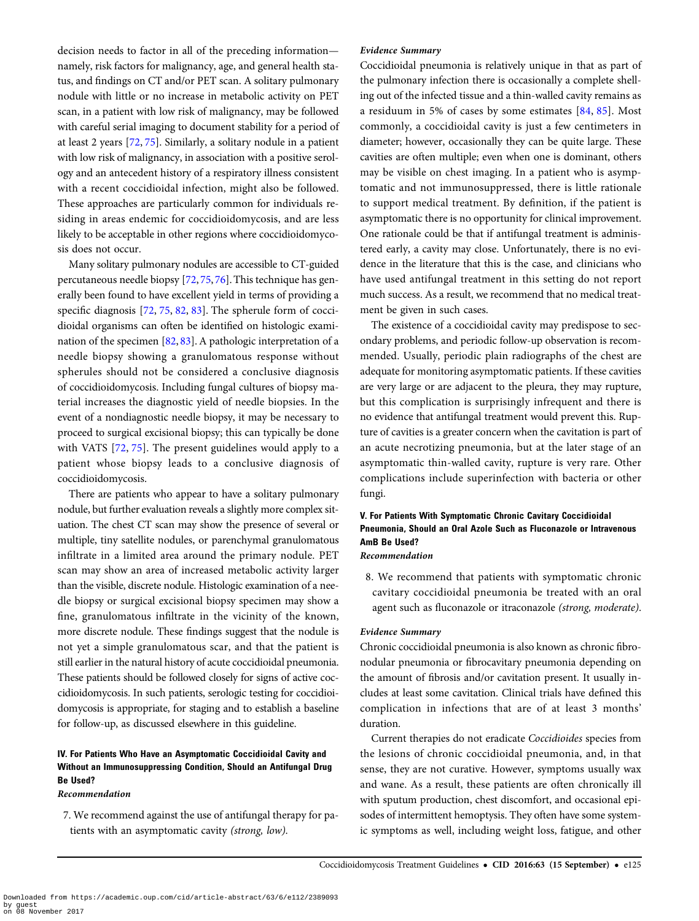decision needs to factor in all of the preceding information—namely, risk factors for malignancy, age, and general health status, and findings on CT and/or PET scan. A solitary pulmonary nodule with little or no increase in metabolic activity on PET scan, in a patient with low risk of malignancy, may be followed with careful serial imaging to document stability for a period of at least 2 years [72, 75]. Similarly, a solitary nodule in a patient with low risk of malignancy, in association with a positive serology and an antecedent history of a respiratory illness consistent with a recent coccidioidal infection, might also be followed. These approaches are particularly common for individuals residing in areas endemic for coccidioidomycosis, and are less likely to be acceptable in other regions where coccidioidomycosis does not occur.

Many solitary pulmonary nodules are accessible to CT-guided percutaneous needle biopsy [72, 75, 76]. This technique has generally been found to have excellent yield in terms of providing a specific diagnosis [72, 75, 82, 83]. The spherule form of coccidioidal organisms can often be identified on histologic examination of the specimen [82, 83]. A pathologic interpretation of a needle biopsy showing a granulomatous response without spherules should not be considered a conclusive diagnosis of coccidioidomycosis. Including fungal cultures of biopsy material increases the diagnostic yield of needle biopsies. In the event of a nondiagnostic needle biopsy, it may be necessary to proceed to surgical excisional biopsy; this can typically be done with VATS [72, 75]. The present guidelines would apply to a patient whose biopsy leads to a conclusive diagnosis of coccidioidomycosis.

There are patients who appear to have a solitary pulmonary nodule, but further evaluation reveals a slightly more complex situation. The chest CT scan may show the presence of several or multiple, tiny satellite nodules, or parenchymal granulomatous infiltrate in a limited area around the primary nodule. PET scan may show an area of increased metabolic activity larger than the visible, discrete nodule. Histologic examination of a needle biopsy or surgical excisional biopsy specimen may show a fine, granulomatous infiltrate in the vicinity of the known, more discrete nodule. These findings suggest that the nodule is not yet a simple granulomatous scar, and that the patient is still earlier in the natural history of acute coccidioidal pneumonia. These patients should be followed closely for signs of active coccidioidomycosis. In such patients, serologic testing for coccidioidomycosis is appropriate, for staging and to establish a baseline for follow-up, as discussed elsewhere in this guideline.

### IV. For Patients Who Have an Asymptomatic Coccidioidal Cavity and Without an Immunosuppressing Condition, Should an Antifungal Drug Be Used?

*Recommendation*

7. We recommend against the use of antifungal therapy for patients with an asymptomatic cavity *(strong, low)*.

*Evidence Summary*

Coccidioidal pneumonia is relatively unique in that as part of the pulmonary infection there is occasionally a complete shelling out of the infected tissue and a thin-walled cavity remains as a residuum in 5% of cases by some estimates [84, 85]. Most commonly, a coccidioidal cavity is just a few centimeters in diameter; however, occasionally they can be quite large. These cavities are often multiple; even when one is dominant, others may be visible on chest imaging. In a patient who is asymptomatic and not immunosuppressed, there is little rationale to support medical treatment. By definition, if the patient is asymptomatic there is no opportunity for clinical improvement. One rationale could be that if antifungal treatment is administered early, a cavity may close. Unfortunately, there is no evidence in the literature that this is the case, and clinicians who have used antifungal treatment in this setting do not report much success. As a result, we recommend that no medical treatment be given in such cases.

The existence of a coccidioidal cavity may predispose to secondary problems, and periodic follow-up observation is recommended. Usually, periodic plain radiographs of the chest are adequate for monitoring asymptomatic patients. If these cavities are very large or are adjacent to the pleura, they may rupture, but this complication is surprisingly infrequent and there is no evidence that antifungal treatment would prevent this. Rupture of cavities is a greater concern when the cavitation is part of an acute necrotizing pneumonia, but at the later stage of an asymptomatic thin-walled cavity, rupture is very rare. Other complications include superinfection with bacteria or other fungi.

### V. For Patients With Symptomatic Chronic Cavitary Coccidioidal Pneumonia, Should an Oral Azole Such as Fluconazole or Intravenous AmB Be Used?

*Recommendation*

8. We recommend that patients with symptomatic chronic cavitary coccidioidal pneumonia be treated with an oral agent such as fluconazole or itraconazole *(strong, moderate)*.

*Evidence Summary*

Chronic coccidioidal pneumonia is also known as chronic fibronodular pneumonia or fibrocavitary pneumonia depending on the amount of fibrosis and/or cavitation present. It usually includes at least some cavitation. Clinical trials have defined this complication in infections that are of at least 3 months' duration.

Current therapies do not eradicate *Coccidioides* species from the lesions of chronic coccidioidal pneumonia, and, in that sense, they are not curative. However, symptoms usually wax and wane. As a result, these patients are often chronically ill with sputum production, chest discomfort, and occasional episodes of intermittent hemoptysis. They often have some systemic symptoms as well, including weight loss, fatigue, and other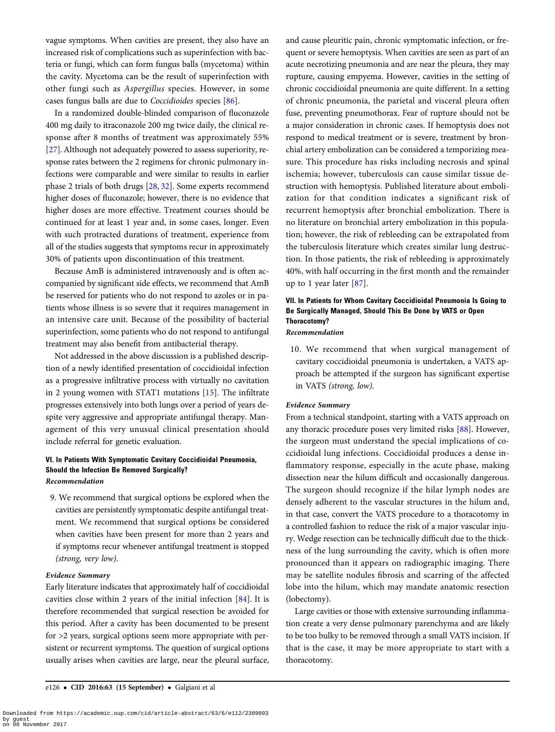vague symptoms. When cavities are present, they also have an increased risk of complications such as superinfection with bacteria or fungi, which can form fungus balls (mycetoma) within the cavity. Mycetoma can be the result of superinfection with other fungi such as *Aspergillus* species. However, in some cases fungus balls are due to *Coccidioides* species [86].

In a randomized double-blinded comparison of fluconazole 400 mg daily to itraconazole 200 mg twice daily, the clinical response after 8 months of treatment was approximately 55% [27]. Although not adequately powered to assess superiority, response rates between the 2 regimens for chronic pulmonary infections were comparable and were similar to results in earlier phase 2 trials of both drugs [28, 32]. Some experts recommend higher doses of fluconazole; however, there is no evidence that higher doses are more effective. Treatment courses should be continued for at least 1 year and, in some cases, longer. Even with such protracted durations of treatment, experience from all of the studies suggests that symptoms recur in approximately 30% of patients upon discontinuation of this treatment.

Because AmB is administered intravenously and is often accompanied by significant side effects, we recommend that AmB be reserved for patients who do not respond to azoles or in patients whose illness is so severe that it requires management in an intensive care unit. Because of the possibility of bacterial superinfection, some patients who do not respond to antifungal treatment may also benefit from antibacterial therapy.

Not addressed in the above discussion is a published description of a newly identified presentation of coccidioidal infection as a progressive infiltrative process with virtually no cavitation in 2 young women with STAT1 mutations [15]. The infiltrate progresses extensively into both lungs over a period of years despite very aggressive and appropriate antifungal therapy. Management of this very unusual clinical presentation should include referral for genetic evaluation.

### VI. In Patients With Symptomatic Cavitary Coccidioidal Pneumonia, Should the Infection Be Removed Surgically?

***Recommendation***

9. We recommend that surgical options be explored when the cavities are persistently symptomatic despite antifungal treatment. We recommend that surgical options be considered when cavities have been present for more than 2 years and if symptoms recur whenever antifungal treatment is stopped *(strong, very low)*.

***Evidence Summary***

Early literature indicates that approximately half of coccidioidal cavities close within 2 years of the initial infection [84]. It is therefore recommended that surgical resection be avoided for this period. After a cavity has been documented to be present for >2 years, surgical options seem more appropriate with persistent or recurrent symptoms. The question of surgical options usually arises when cavities are large, near the pleural surface, and cause pleuritic pain, chronic symptomatic infection, or frequent or severe hemoptysis. When cavities are seen as part of an acute necrotizing pneumonia and are near the pleura, they may rupture, causing empyema. However, cavities in the setting of chronic coccidioidal pneumonia are quite different. In a setting of chronic pneumonia, the parietal and visceral pleura often fuse, preventing pneumothorax. Fear of rupture should not be a major consideration in chronic cases. If hemoptysis does not respond to medical treatment or is severe, treatment by bronchial artery embolization can be considered a temporizing measure. This procedure has risks including necrosis and spinal ischemia; however, tuberculosis can cause similar tissue destruction with hemoptysis. Published literature about embolization for that condition indicates a significant risk of recurrent hemoptysis after bronchial embolization. There is no literature on bronchial artery embolization in this population; however, the risk of rebleeding can be extrapolated from the tuberculosis literature which creates similar lung destruction. In those patients, the risk of rebleeding is approximately 40%, with half occurring in the first month and the remainder up to 1 year later [87].

### VII. In Patients for Whom Cavitary Coccidioidal Pneumonia Is Going to Be Surgically Managed, Should This Be Done by VATS or Open Thoracotomy?

***Recommendation***

10. We recommend that when surgical management of cavitary coccidioidal pneumonia is undertaken, a VATS approach be attempted if the surgeon has significant expertise in VATS *(strong, low)*.

***Evidence Summary***

From a technical standpoint, starting with a VATS approach on any thoracic procedure poses very limited risks [88]. However, the surgeon must understand the special implications of coccidioidal lung infections. Coccidioidal produces a dense inflammatory response, especially in the acute phase, making dissection near the hilum difficult and occasionally dangerous. The surgeon should recognize if the hilar lymph nodes are densely adherent to the vascular structures in the hilum and, in that case, convert the VATS procedure to a thoracotomy in a controlled fashion to reduce the risk of a major vascular injury. Wedge resection can be technically difficult due to the thickness of the lung surrounding the cavity, which is often more pronounced than it appears on radiographic imaging. There may be satellite nodules fibrosis and scarring of the affected lobe into the hilum, which may mandate anatomic resection (lobectomy).

Large cavities or those with extensive surrounding inflammation create a very dense pulmonary parenchyma and are likely to be too bulky to be removed through a small VATS incision. If that is the case, it may be more appropriate to start with a thoracotomy.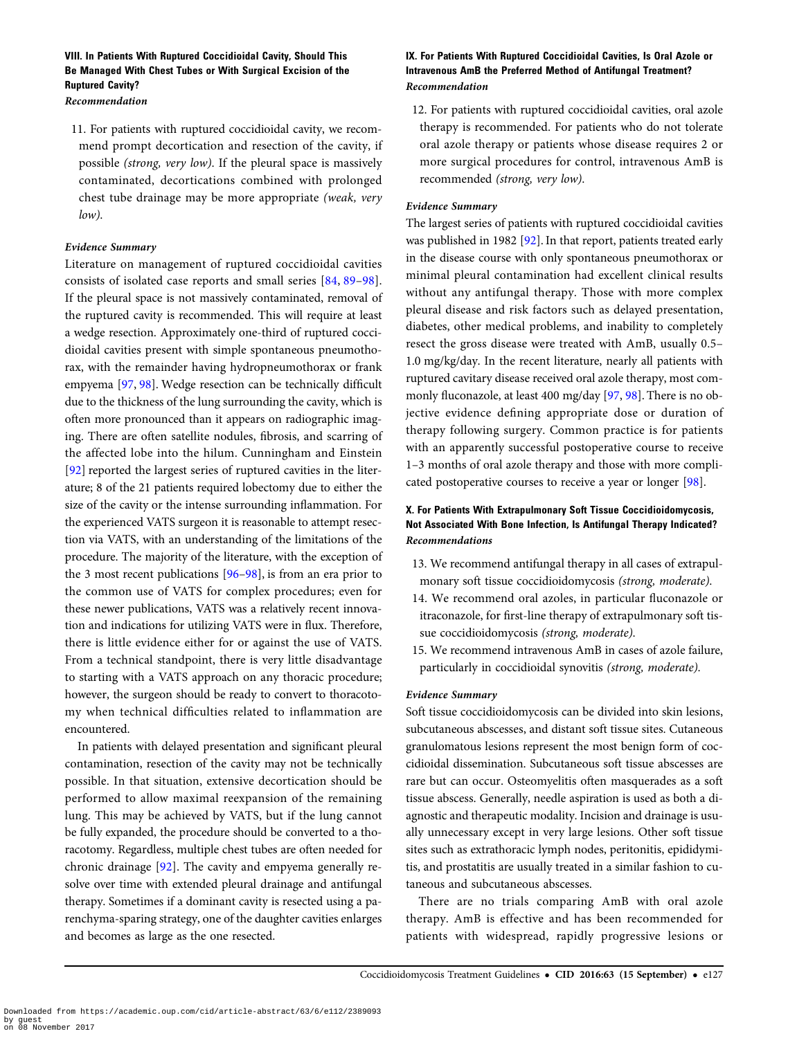### VIII. In Patients With Ruptured Coccidioidal Cavity, Should This Be Managed With Chest Tubes or With Surgical Excision of the Ruptured Cavity?

*Recommendation*

11. For patients with ruptured coccidioidal cavity, we recommend prompt decortication and resection of the cavity, if possible *(strong, very low)*. If the pleural space is massively contaminated, decortications combined with prolonged chest tube drainage may be more appropriate *(weak, very low)*.

*Evidence Summary*

Literature on management of ruptured coccidioidal cavities consists of isolated case reports and small series [84, 89–98]. If the pleural space is not massively contaminated, removal of the ruptured cavity is recommended. This will require at least a wedge resection. Approximately one-third of ruptured coccidioidal cavities present with simple spontaneous pneumothorax, with the remainder having hydropneumothorax or frank empyema [97, 98]. Wedge resection can be technically difficult due to the thickness of the lung surrounding the cavity, which is often more pronounced than it appears on radiographic imaging. There are often satellite nodules, fibrosis, and scarring of the affected lobe into the hilum. Cunningham and Einstein [92] reported the largest series of ruptured cavities in the literature; 8 of the 21 patients required lobectomy due to either the size of the cavity or the intense surrounding inflammation. For the experienced VATS surgeon it is reasonable to attempt resection via VATS, with an understanding of the limitations of the procedure. The majority of the literature, with the exception of the 3 most recent publications [96–98], is from an era prior to the common use of VATS for complex procedures; even for these newer publications, VATS was a relatively recent innovation and indications for utilizing VATS were in flux. Therefore, there is little evidence either for or against the use of VATS. From a technical standpoint, there is very little disadvantage to starting with a VATS approach on any thoracic procedure; however, the surgeon should be ready to convert to thoracotomy when technical difficulties related to inflammation are encountered.

In patients with delayed presentation and significant pleural contamination, resection of the cavity may not be technically possible. In that situation, extensive decortication should be performed to allow maximal reexpansion of the remaining lung. This may be achieved by VATS, but if the lung cannot be fully expanded, the procedure should be converted to a thoracotomy. Regardless, multiple chest tubes are often needed for chronic drainage [92]. The cavity and empyema generally resolve over time with extended pleural drainage and antifungal therapy. Sometimes if a dominant cavity is resected using a parenchyma-sparing strategy, one of the daughter cavities enlarges and becomes as large as the one resected.

### IX. For Patients With Ruptured Coccidioidal Cavities, Is Oral Azole or Intravenous AmB the Preferred Method of Antifungal Treatment?

*Recommendation*

12. For patients with ruptured coccidioidal cavities, oral azole therapy is recommended. For patients who do not tolerate oral azole therapy or patients whose disease requires 2 or more surgical procedures for control, intravenous AmB is recommended *(strong, very low)*.

*Evidence Summary*

The largest series of patients with ruptured coccidioidal cavities was published in 1982 [92]. In that report, patients treated early in the disease course with only spontaneous pneumothorax or minimal pleural contamination had excellent clinical results without any antifungal therapy. Those with more complex pleural disease and risk factors such as delayed presentation, diabetes, other medical problems, and inability to completely resect the gross disease were treated with AmB, usually 0.5–1.0 mg/kg/day. In the recent literature, nearly all patients with ruptured cavitary disease received oral azole therapy, most commonly fluconazole, at least 400 mg/day [97, 98]. There is no objective evidence defining appropriate dose or duration of therapy following surgery. Common practice is for patients with an apparently successful postoperative course to receive 1–3 months of oral azole therapy and those with more complicated postoperative courses to receive a year or longer [98].

### X. For Patients With Extrapulmonary Soft Tissue Coccidioidomycosis, Not Associated With Bone Infection, Is Antifungal Therapy Indicated?

*Recommendations*

13. We recommend antifungal therapy in all cases of extrapulmonary soft tissue coccidioidomycosis *(strong, moderate)*.
14. We recommend oral azoles, in particular fluconazole or itraconazole, for first-line therapy of extrapulmonary soft tissue coccidioidomycosis *(strong, moderate)*.
15. We recommend intravenous AmB in cases of azole failure, particularly in coccidioidal synovitis *(strong, moderate)*.

*Evidence Summary*

Soft tissue coccidioidomycosis can be divided into skin lesions, subcutaneous abscesses, and distant soft tissue sites. Cutaneous granulomatous lesions represent the most benign form of coccidioidal dissemination. Subcutaneous soft tissue abscesses are rare but can occur. Osteomyelitis often masquerades as a soft tissue abscess. Generally, needle aspiration is used as both a diagnostic and therapeutic modality. Incision and drainage is usually unnecessary except in very large lesions. Other soft tissue sites such as extrathoracic lymph nodes, peritonitis, epididymitis, and prostatitis are usually treated in a similar fashion to cutaneous and subcutaneous abscesses.

There are no trials comparing AmB with oral azole therapy. AmB is effective and has been recommended for patients with widespread, rapidly progressive lesions or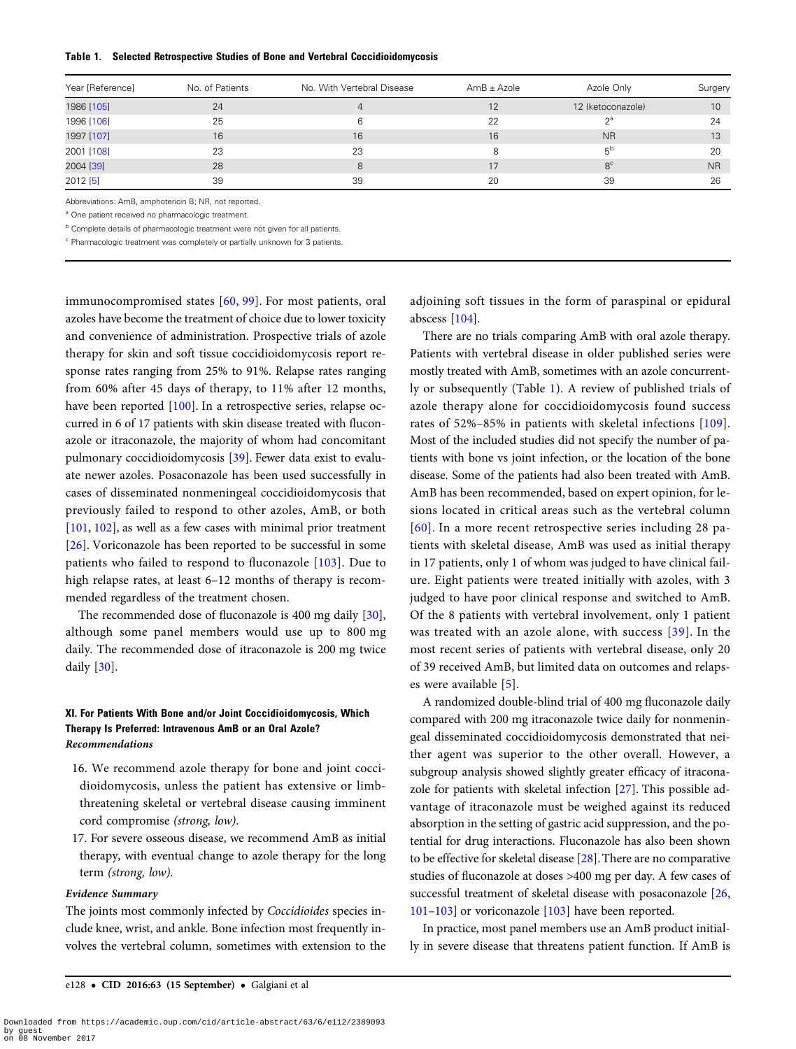**Table 1. Selected Retrospective Studies of Bone and Vertebral Coccidioidomycosis**

| Year [Reference] | No. of Patients | No. With Vertebral Disease | AmB ± Azole | Azole Only | Surgery |
|---|---|---|---|---|---|
| 1986 [105] | 24 | 4 | 12 | 12 (ketoconazole) | 10 |
| 1996 [106] | 25 | 6 | 22 | 2[a] | 24 |
| 1997 [107] | 16 | 16 | 16 | NR | 13 |
| 2001 [108] | 23 | 23 | 8 | 5[b] | 20 |
| 2004 [39] | 28 | 8 | 17 | 8[c] | NR |
| 2012 [5] | 39 | 39 | 20 | 39 | 26 |

Abbreviations: AmB, amphotericin B; NR, not reported.

[a] One patient received no pharmacologic treatment.

[b] Complete details of pharmacologic treatment were not given for all patients.

[c] Pharmacologic treatment was completely or partially unknown for 3 patients.

immunocompromised states [60, 99]. For most patients, oral azoles have become the treatment of choice due to lower toxicity and convenience of administration. Prospective trials of azole therapy for skin and soft tissue coccidioidomycosis report response rates ranging from 25% to 91%. Relapse rates ranging from 60% after 45 days of therapy, to 11% after 12 months, have been reported [100]. In a retrospective series, relapse occurred in 6 of 17 patients with skin disease treated with fluconazole or itraconazole, the majority of whom had concomitant pulmonary coccidioidomycosis [39]. Fewer data exist to evaluate newer azoles. Posaconazole has been used successfully in cases of disseminated nonmeningeal coccidioidomycosis that previously failed to respond to other azoles, AmB, or both [101, 102], as well as a few cases with minimal prior treatment [26]. Voriconazole has been reported to be successful in some patients who failed to respond to fluconazole [103]. Due to high relapse rates, at least 6–12 months of therapy is recommended regardless of the treatment chosen.

The recommended dose of fluconazole is 400 mg daily [30], although some panel members would use up to 800 mg daily. The recommended dose of itraconazole is 200 mg twice daily [30].

### XI. For Patients With Bone and/or Joint Coccidioidomycosis, Which Therapy Is Preferred: Intravenous AmB or an Oral Azole?

*Recommendations*

16. We recommend azole therapy for bone and joint coccidioidomycosis, unless the patient has extensive or limb-threatening skeletal or vertebral disease causing imminent cord compromise *(strong, low)*.
17. For severe osseous disease, we recommend AmB as initial therapy, with eventual change to azole therapy for the long term *(strong, low)*.

*Evidence Summary*

The joints most commonly infected by *Coccidioides* species include knee, wrist, and ankle. Bone infection most frequently involves the vertebral column, sometimes with extension to the adjoining soft tissues in the form of paraspinal or epidural abscess [104].

There are no trials comparing AmB with oral azole therapy. Patients with vertebral disease in older published series were mostly treated with AmB, sometimes with an azole concurrently or subsequently (Table 1). A review of published trials of azole therapy alone for coccidioidomycosis found success rates of 52%–85% in patients with skeletal infections [109]. Most of the included studies did not specify the number of patients with bone vs joint infection, or the location of the bone disease. Some of the patients had also been treated with AmB. AmB has been recommended, based on expert opinion, for lesions located in critical areas such as the vertebral column [60]. In a more recent retrospective series including 28 patients with skeletal disease, AmB was used as initial therapy in 17 patients, only 1 of whom was judged to have clinical failure. Eight patients were treated initially with azoles, with 3 judged to have poor clinical response and switched to AmB. Of the 8 patients with vertebral involvement, only 1 patient was treated with an azole alone, with success [39]. In the most recent series of patients with vertebral disease, only 20 of 39 received AmB, but limited data on outcomes and relapses were available [5].

A randomized double-blind trial of 400 mg fluconazole daily compared with 200 mg itraconazole twice daily for nonmeningeal disseminated coccidioidomycosis demonstrated that neither agent was superior to the other overall. However, a subgroup analysis showed slightly greater efficacy of itraconazole for patients with skeletal infection [27]. This possible advantage of itraconazole must be weighed against its reduced absorption in the setting of gastric acid suppression, and the potential for drug interactions. Fluconazole has also been shown to be effective for skeletal disease [28]. There are no comparative studies of fluconazole at doses >400 mg per day. A few cases of successful treatment of skeletal disease with posaconazole [26, 101–103] or voriconazole [103] have been reported.

In practice, most panel members use an AmB product initially in severe disease that threatens patient function. If AmB is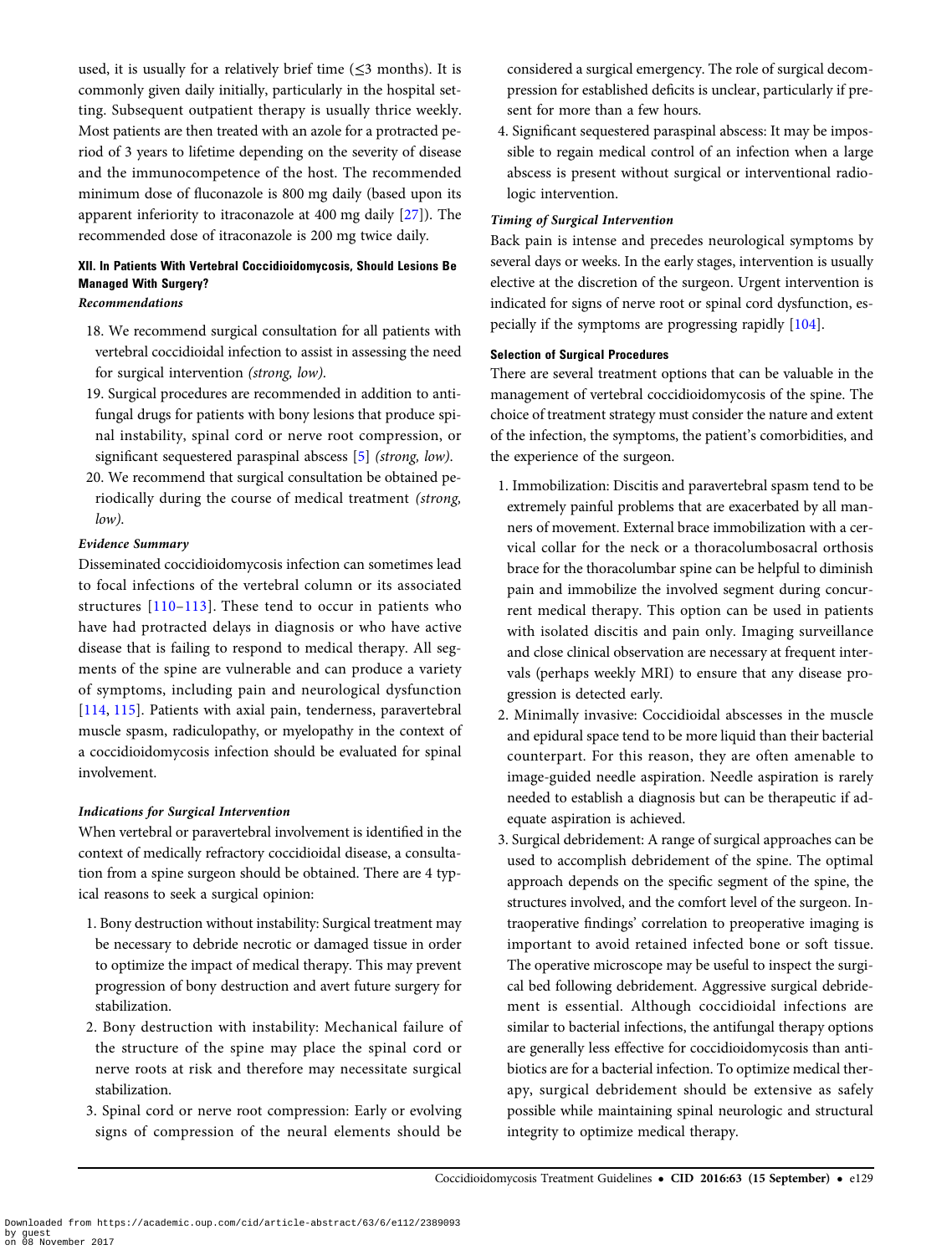used, it is usually for a relatively brief time (≤3 months). It is commonly given daily initially, particularly in the hospital setting. Subsequent outpatient therapy is usually thrice weekly. Most patients are then treated with an azole for a protracted period of 3 years to lifetime depending on the severity of disease and the immunocompetence of the host. The recommended minimum dose of fluconazole is 800 mg daily (based upon its apparent inferiority to itraconazole at 400 mg daily [27]). The recommended dose of itraconazole is 200 mg twice daily.

## XII. In Patients With Vertebral Coccidioidomycosis, Should Lesions Be Managed With Surgery?

### *Recommendations*

18. We recommend surgical consultation for all patients with vertebral coccidioidal infection to assist in assessing the need for surgical intervention *(strong, low)*.
19. Surgical procedures are recommended in addition to antifungal drugs for patients with bony lesions that produce spinal instability, spinal cord or nerve root compression, or significant sequestered paraspinal abscess [5] *(strong, low)*.
20. We recommend that surgical consultation be obtained periodically during the course of medical treatment *(strong, low)*.

### *Evidence Summary*

Disseminated coccidioidomycosis infection can sometimes lead to focal infections of the vertebral column or its associated structures [110–113]. These tend to occur in patients who have had protracted delays in diagnosis or who have active disease that is failing to respond to medical therapy. All segments of the spine are vulnerable and can produce a variety of symptoms, including pain and neurological dysfunction [114, 115]. Patients with axial pain, tenderness, paravertebral muscle spasm, radiculopathy, or myelopathy in the context of a coccidioidomycosis infection should be evaluated for spinal involvement.

### *Indications for Surgical Intervention*

When vertebral or paravertebral involvement is identified in the context of medically refractory coccidioidal disease, a consultation from a spine surgeon should be obtained. There are 4 typical reasons to seek a surgical opinion:

1. Bony destruction without instability: Surgical treatment may be necessary to debride necrotic or damaged tissue in order to optimize the impact of medical therapy. This may prevent progression of bony destruction and avert future surgery for stabilization.
2. Bony destruction with instability: Mechanical failure of the structure of the spine may place the spinal cord or nerve roots at risk and therefore may necessitate surgical stabilization.
3. Spinal cord or nerve root compression: Early or evolving signs of compression of the neural elements should be considered a surgical emergency. The role of surgical decompression for established deficits is unclear, particularly if present for more than a few hours.
4. Significant sequestered paraspinal abscess: It may be impossible to regain medical control of an infection when a large abscess is present without surgical or interventional radiologic intervention.

### *Timing of Surgical Intervention*

Back pain is intense and precedes neurological symptoms by several days or weeks. In the early stages, intervention is usually elective at the discretion of the surgeon. Urgent intervention is indicated for signs of nerve root or spinal cord dysfunction, especially if the symptoms are progressing rapidly [104].

### Selection of Surgical Procedures

There are several treatment options that can be valuable in the management of vertebral coccidioidomycosis of the spine. The choice of treatment strategy must consider the nature and extent of the infection, the symptoms, the patient's comorbidities, and the experience of the surgeon.

1. Immobilization: Discitis and paravertebral spasm tend to be extremely painful problems that are exacerbated by all manners of movement. External brace immobilization with a cervical collar for the neck or a thoracolumbosacral orthosis brace for the thoracolumbar spine can be helpful to diminish pain and immobilize the involved segment during concurrent medical therapy. This option can be used in patients with isolated discitis and pain only. Imaging surveillance and close clinical observation are necessary at frequent intervals (perhaps weekly MRI) to ensure that any disease progression is detected early.
2. Minimally invasive: Coccidioidal abscesses in the muscle and epidural space tend to be more liquid than their bacterial counterpart. For this reason, they are often amenable to image-guided needle aspiration. Needle aspiration is rarely needed to establish a diagnosis but can be therapeutic if adequate aspiration is achieved.
3. Surgical debridement: A range of surgical approaches can be used to accomplish debridement of the spine. The optimal approach depends on the specific segment of the spine, the structures involved, and the comfort level of the surgeon. Intraoperative findings' correlation to preoperative imaging is important to avoid retained infected bone or soft tissue. The operative microscope may be useful to inspect the surgical bed following debridement. Aggressive surgical debridement is essential. Although coccidioidal infections are similar to bacterial infections, the antifungal therapy options are generally less effective for coccidioidomycosis than antibiotics are for a bacterial infection. To optimize medical therapy, surgical debridement should be extensive as safely possible while maintaining spinal neurologic and structural integrity to optimize medical therapy.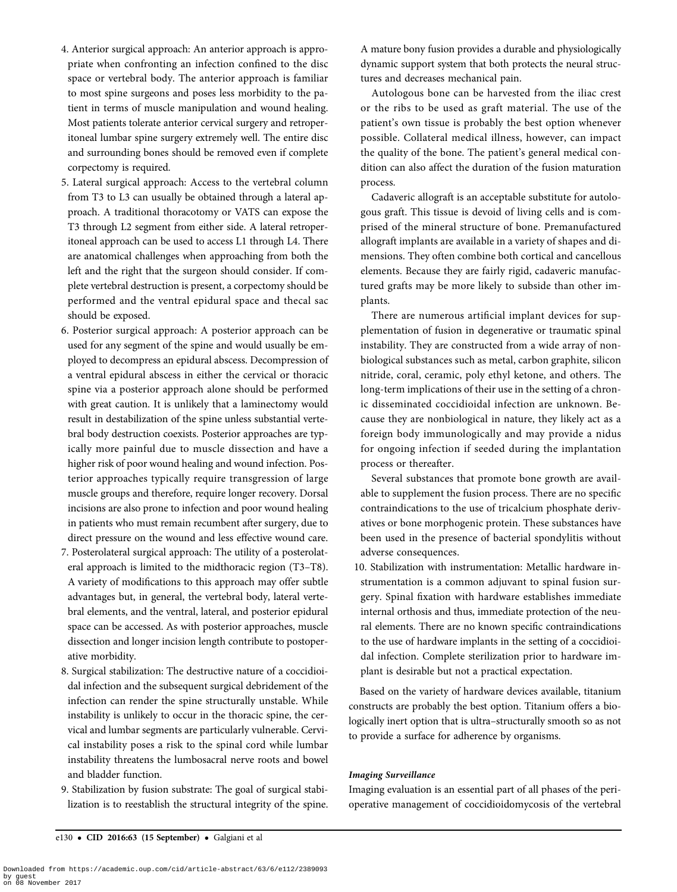4. Anterior surgical approach: An anterior approach is appropriate when confronting an infection confined to the disc space or vertebral body. The anterior approach is familiar to most spine surgeons and poses less morbidity to the patient in terms of muscle manipulation and wound healing. Most patients tolerate anterior cervical surgery and retroperitoneal lumbar spine surgery extremely well. The entire disc and surrounding bones should be removed even if complete corpectomy is required.
5. Lateral surgical approach: Access to the vertebral column from T3 to L3 can usually be obtained through a lateral approach. A traditional thoracotomy or VATS can expose the T3 through L2 segment from either side. A lateral retroperitoneal approach can be used to access L1 through L4. There are anatomical challenges when approaching from both the left and the right that the surgeon should consider. If complete vertebral destruction is present, a corpectomy should be performed and the ventral epidural space and thecal sac should be exposed.
6. Posterior surgical approach: A posterior approach can be used for any segment of the spine and would usually be employed to decompress an epidural abscess. Decompression of a ventral epidural abscess in either the cervical or thoracic spine via a posterior approach alone should be performed with great caution. It is unlikely that a laminectomy would result in destabilization of the spine unless substantial vertebral body destruction coexists. Posterior approaches are typically more painful due to muscle dissection and have a higher risk of poor wound healing and wound infection. Posterior approaches typically require transgression of large muscle groups and therefore, require longer recovery. Dorsal incisions are also prone to infection and poor wound healing in patients who must remain recumbent after surgery, due to direct pressure on the wound and less effective wound care.
7. Posterolateral surgical approach: The utility of a posterolateral approach is limited to the midthoracic region (T3–T8). A variety of modifications to this approach may offer subtle advantages but, in general, the vertebral body, lateral vertebral elements, and the ventral, lateral, and posterior epidural space can be accessed. As with posterior approaches, muscle dissection and longer incision length contribute to postoperative morbidity.
8. Surgical stabilization: The destructive nature of a coccidioidal infection and the subsequent surgical debridement of the infection can render the spine structurally unstable. While instability is unlikely to occur in the thoracic spine, the cervical and lumbar segments are particularly vulnerable. Cervical instability poses a risk to the spinal cord while lumbar instability threatens the lumbosacral nerve roots and bowel and bladder function.
9. Stabilization by fusion substrate: The goal of surgical stabilization is to reestablish the structural integrity of the spine. A mature bony fusion provides a durable and physiologically dynamic support system that both protects the neural structures and decreases mechanical pain.

   Autologous bone can be harvested from the iliac crest or the ribs to be used as graft material. The use of the patient's own tissue is probably the best option whenever possible. Collateral medical illness, however, can impact the quality of the bone. The patient's general medical condition can also affect the duration of the fusion maturation process.

   Cadaveric allograft is an acceptable substitute for autologous graft. This tissue is devoid of living cells and is comprised of the mineral structure of bone. Premanufactured allograft implants are available in a variety of shapes and dimensions. They often combine both cortical and cancellous elements. Because they are fairly rigid, cadaveric manufactured grafts may be more likely to subside than other implants.

   There are numerous artificial implant devices for supplementation of fusion in degenerative or traumatic spinal instability. They are constructed from a wide array of nonbiological substances such as metal, carbon graphite, silicon nitride, coral, ceramic, poly ethyl ketone, and others. The long-term implications of their use in the setting of a chronic disseminated coccidioidal infection are unknown. Because they are nonbiological in nature, they likely act as a foreign body immunologically and may provide a nidus for ongoing infection if seeded during the implantation process or thereafter.

   Several substances that promote bone growth are available to supplement the fusion process. There are no specific contraindications to the use of tricalcium phosphate derivatives or bone morphogenic protein. These substances have been used in the presence of bacterial spondylitis without adverse consequences.
10. Stabilization with instrumentation: Metallic hardware instrumentation is a common adjuvant to spinal fusion surgery. Spinal fixation with hardware establishes immediate internal orthosis and thus, immediate protection of the neural elements. There are no known specific contraindications to the use of hardware implants in the setting of a coccidioidal infection. Complete sterilization prior to hardware implant is desirable but not a practical expectation.

Based on the variety of hardware devices available, titanium constructs are probably the best option. Titanium offers a biologically inert option that is ultra–structurally smooth so as not to provide a surface for adherence by organisms.

#### *Imaging Surveillance*

Imaging evaluation is an essential part of all phases of the perioperative management of coccidioidomycosis of the vertebral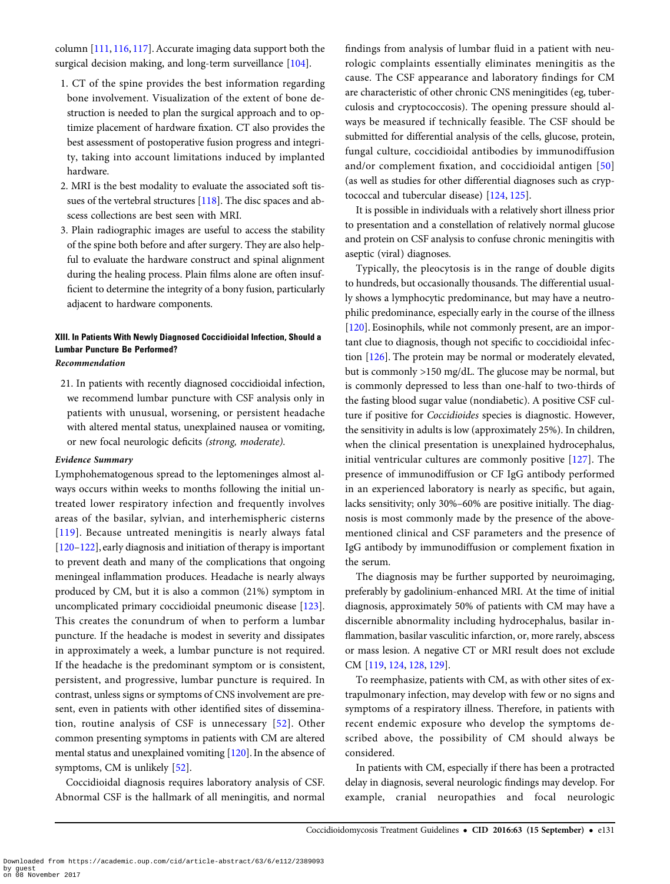column [111, 116, 117]. Accurate imaging data support both the surgical decision making, and long-term surveillance [104].

1. CT of the spine provides the best information regarding bone involvement. Visualization of the extent of bone destruction is needed to plan the surgical approach and to optimize placement of hardware fixation. CT also provides the best assessment of postoperative fusion progress and integrity, taking into account limitations induced by implanted hardware.
2. MRI is the best modality to evaluate the associated soft tissues of the vertebral structures [118]. The disc spaces and abscess collections are best seen with MRI.
3. Plain radiographic images are useful to access the stability of the spine both before and after surgery. They are also helpful to evaluate the hardware construct and spinal alignment during the healing process. Plain films alone are often insufficient to determine the integrity of a bony fusion, particularly adjacent to hardware components.

### XIII. In Patients With Newly Diagnosed Coccidioidal Infection, Should a Lumbar Puncture Be Performed?

***Recommendation***

21. In patients with recently diagnosed coccidioidal infection, we recommend lumbar puncture with CSF analysis only in patients with unusual, worsening, or persistent headache with altered mental status, unexplained nausea or vomiting, or new focal neurologic deficits *(strong, moderate)*.

***Evidence Summary***

Lymphohematogenous spread to the leptomeninges almost always occurs within weeks to months following the initial untreated lower respiratory infection and frequently involves areas of the basilar, sylvian, and interhemispheric cisterns [119]. Because untreated meningitis is nearly always fatal [120–122], early diagnosis and initiation of therapy is important to prevent death and many of the complications that ongoing meningeal inflammation produces. Headache is nearly always produced by CM, but it is also a common (21%) symptom in uncomplicated primary coccidioidal pneumonic disease [123]. This creates the conundrum of when to perform a lumbar puncture. If the headache is modest in severity and dissipates in approximately a week, a lumbar puncture is not required. If the headache is the predominant symptom or is consistent, persistent, and progressive, lumbar puncture is required. In contrast, unless signs or symptoms of CNS involvement are present, even in patients with other identified sites of dissemination, routine analysis of CSF is unnecessary [52]. Other common presenting symptoms in patients with CM are altered mental status and unexplained vomiting [120]. In the absence of symptoms, CM is unlikely [52].

Coccidioidal diagnosis requires laboratory analysis of CSF. Abnormal CSF is the hallmark of all meningitis, and normal findings from analysis of lumbar fluid in a patient with neurologic complaints essentially eliminates meningitis as the cause. The CSF appearance and laboratory findings for CM are characteristic of other chronic CNS meningitides (eg, tuberculosis and cryptococcosis). The opening pressure should always be measured if technically feasible. The CSF should be submitted for differential analysis of the cells, glucose, protein, fungal culture, coccidioidal antibodies by immunodiffusion and/or complement fixation, and coccidioidal antigen [50] (as well as studies for other differential diagnoses such as cryptococcal and tubercular disease) [124, 125].

It is possible in individuals with a relatively short illness prior to presentation and a constellation of relatively normal glucose and protein on CSF analysis to confuse chronic meningitis with aseptic (viral) diagnoses.

Typically, the pleocytosis is in the range of double digits to hundreds, but occasionally thousands. The differential usually shows a lymphocytic predominance, but may have a neutrophilic predominance, especially early in the course of the illness [120]. Eosinophils, while not commonly present, are an important clue to diagnosis, though not specific to coccidioidal infection [126]. The protein may be normal or moderately elevated, but is commonly >150 mg/dL. The glucose may be normal, but is commonly depressed to less than one-half to two-thirds of the fasting blood sugar value (nondiabetic). A positive CSF culture if positive for *Coccidioides* species is diagnostic. However, the sensitivity in adults is low (approximately 25%). In children, when the clinical presentation is unexplained hydrocephalus, initial ventricular cultures are commonly positive [127]. The presence of immunodiffusion or CF IgG antibody performed in an experienced laboratory is nearly as specific, but again, lacks sensitivity; only 30%–60% are positive initially. The diagnosis is most commonly made by the presence of the above-mentioned clinical and CSF parameters and the presence of IgG antibody by immunodiffusion or complement fixation in the serum.

The diagnosis may be further supported by neuroimaging, preferably by gadolinium-enhanced MRI. At the time of initial diagnosis, approximately 50% of patients with CM may have a discernible abnormality including hydrocephalus, basilar inflammation, basilar vasculitic infarction, or, more rarely, abscess or mass lesion. A negative CT or MRI result does not exclude CM [119, 124, 128, 129].

To reemphasize, patients with CM, as with other sites of extrapulmonary infection, may develop with few or no signs and symptoms of a respiratory illness. Therefore, in patients with recent endemic exposure who develop the symptoms described above, the possibility of CM should always be considered.

In patients with CM, especially if there has been a protracted delay in diagnosis, several neurologic findings may develop. For example, cranial neuropathies and focal neurologic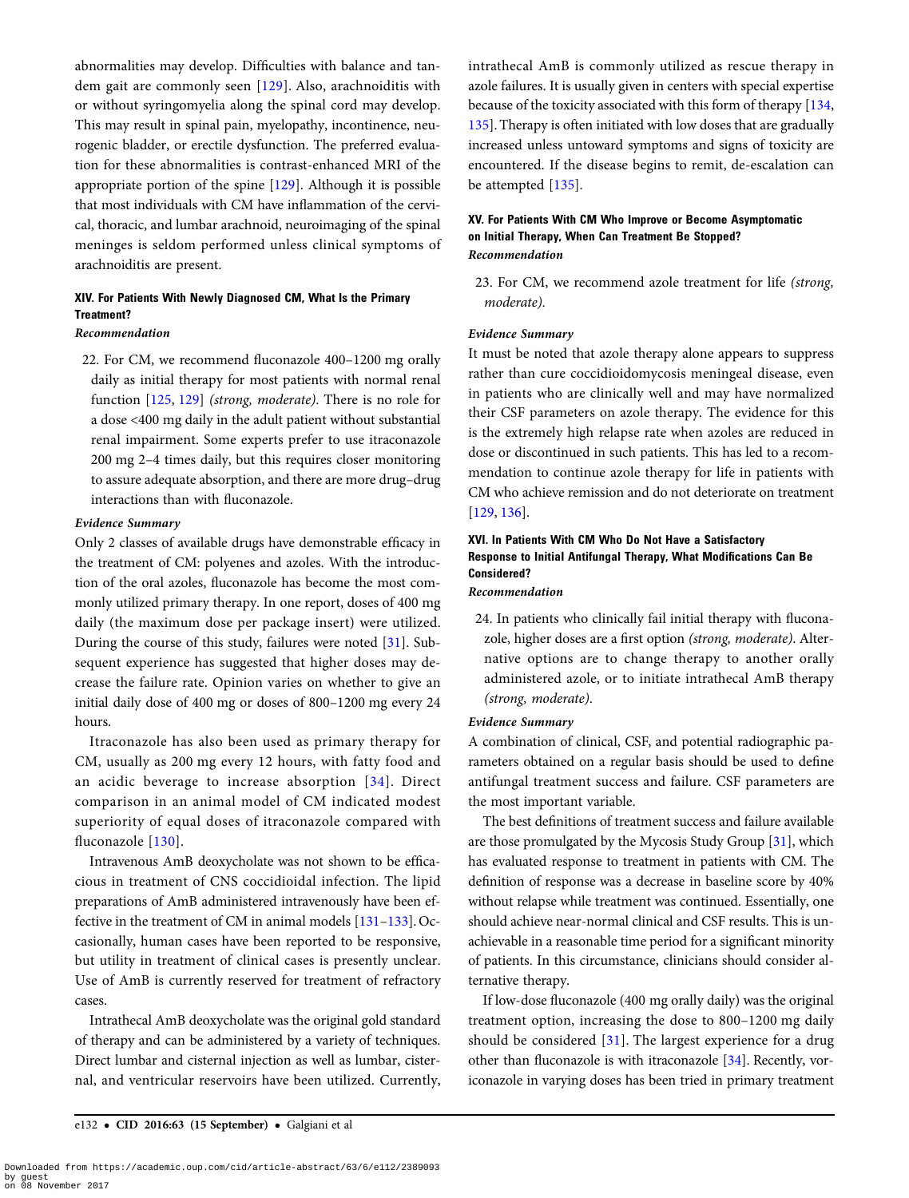abnormalities may develop. Difficulties with balance and tandem gait are commonly seen [129]. Also, arachnoiditis with or without syringomyelia along the spinal cord may develop. This may result in spinal pain, myelopathy, incontinence, neurogenic bladder, or erectile dysfunction. The preferred evaluation for these abnormalities is contrast-enhanced MRI of the appropriate portion of the spine [129]. Although it is possible that most individuals with CM have inflammation of the cervical, thoracic, and lumbar arachnoid, neuroimaging of the spinal meninges is seldom performed unless clinical symptoms of arachnoiditis are present.

### XIV. For Patients With Newly Diagnosed CM, What Is the Primary Treatment?

***Recommendation***

22. For CM, we recommend fluconazole 400–1200 mg orally daily as initial therapy for most patients with normal renal function [125, 129] *(strong, moderate)*. There is no role for a dose <400 mg daily in the adult patient without substantial renal impairment. Some experts prefer to use itraconazole 200 mg 2–4 times daily, but this requires closer monitoring to assure adequate absorption, and there are more drug–drug interactions than with fluconazole.

***Evidence Summary***

Only 2 classes of available drugs have demonstrable efficacy in the treatment of CM: polyenes and azoles. With the introduction of the oral azoles, fluconazole has become the most commonly utilized primary therapy. In one report, doses of 400 mg daily (the maximum dose per package insert) were utilized. During the course of this study, failures were noted [31]. Subsequent experience has suggested that higher doses may decrease the failure rate. Opinion varies on whether to give an initial daily dose of 400 mg or doses of 800–1200 mg every 24 hours.

Itraconazole has also been used as primary therapy for CM, usually as 200 mg every 12 hours, with fatty food and an acidic beverage to increase absorption [34]. Direct comparison in an animal model of CM indicated modest superiority of equal doses of itraconazole compared with fluconazole [130].

Intravenous AmB deoxycholate was not shown to be efficacious in treatment of CNS coccidioidal infection. The lipid preparations of AmB administered intravenously have been effective in the treatment of CM in animal models [131–133]. Occasionally, human cases have been reported to be responsive, but utility in treatment of clinical cases is presently unclear. Use of AmB is currently reserved for treatment of refractory cases.

Intrathecal AmB deoxycholate was the original gold standard of therapy and can be administered by a variety of techniques. Direct lumbar and cisternal injection as well as lumbar, cisternal, and ventricular reservoirs have been utilized. Currently, intrathecal AmB is commonly utilized as rescue therapy in azole failures. It is usually given in centers with special expertise because of the toxicity associated with this form of therapy [134, 135]. Therapy is often initiated with low doses that are gradually increased unless untoward symptoms and signs of toxicity are encountered. If the disease begins to remit, de-escalation can be attempted [135].

### XV. For Patients With CM Who Improve or Become Asymptomatic on Initial Therapy, When Can Treatment Be Stopped?

***Recommendation***

23. For CM, we recommend azole treatment for life *(strong, moderate)*.

***Evidence Summary***

It must be noted that azole therapy alone appears to suppress rather than cure coccidioidomycosis meningeal disease, even in patients who are clinically well and may have normalized their CSF parameters on azole therapy. The evidence for this is the extremely high relapse rate when azoles are reduced in dose or discontinued in such patients. This has led to a recommendation to continue azole therapy for life in patients with CM who achieve remission and do not deteriorate on treatment [129, 136].

### XVI. In Patients With CM Who Do Not Have a Satisfactory Response to Initial Antifungal Therapy, What Modifications Can Be Considered?

***Recommendation***

24. In patients who clinically fail initial therapy with fluconazole, higher doses are a first option *(strong, moderate)*. Alternative options are to change therapy to another orally administered azole, or to initiate intrathecal AmB therapy *(strong, moderate)*.

***Evidence Summary***

A combination of clinical, CSF, and potential radiographic parameters obtained on a regular basis should be used to define antifungal treatment success and failure. CSF parameters are the most important variable.

The best definitions of treatment success and failure available are those promulgated by the Mycosis Study Group [31], which has evaluated response to treatment in patients with CM. The definition of response was a decrease in baseline score by 40% without relapse while treatment was continued. Essentially, one should achieve near-normal clinical and CSF results. This is unachievable in a reasonable time period for a significant minority of patients. In this circumstance, clinicians should consider alternative therapy.

If low-dose fluconazole (400 mg orally daily) was the original treatment option, increasing the dose to 800–1200 mg daily should be considered [31]. The largest experience for a drug other than fluconazole is with itraconazole [34]. Recently, voriconazole in varying doses has been tried in primary treatment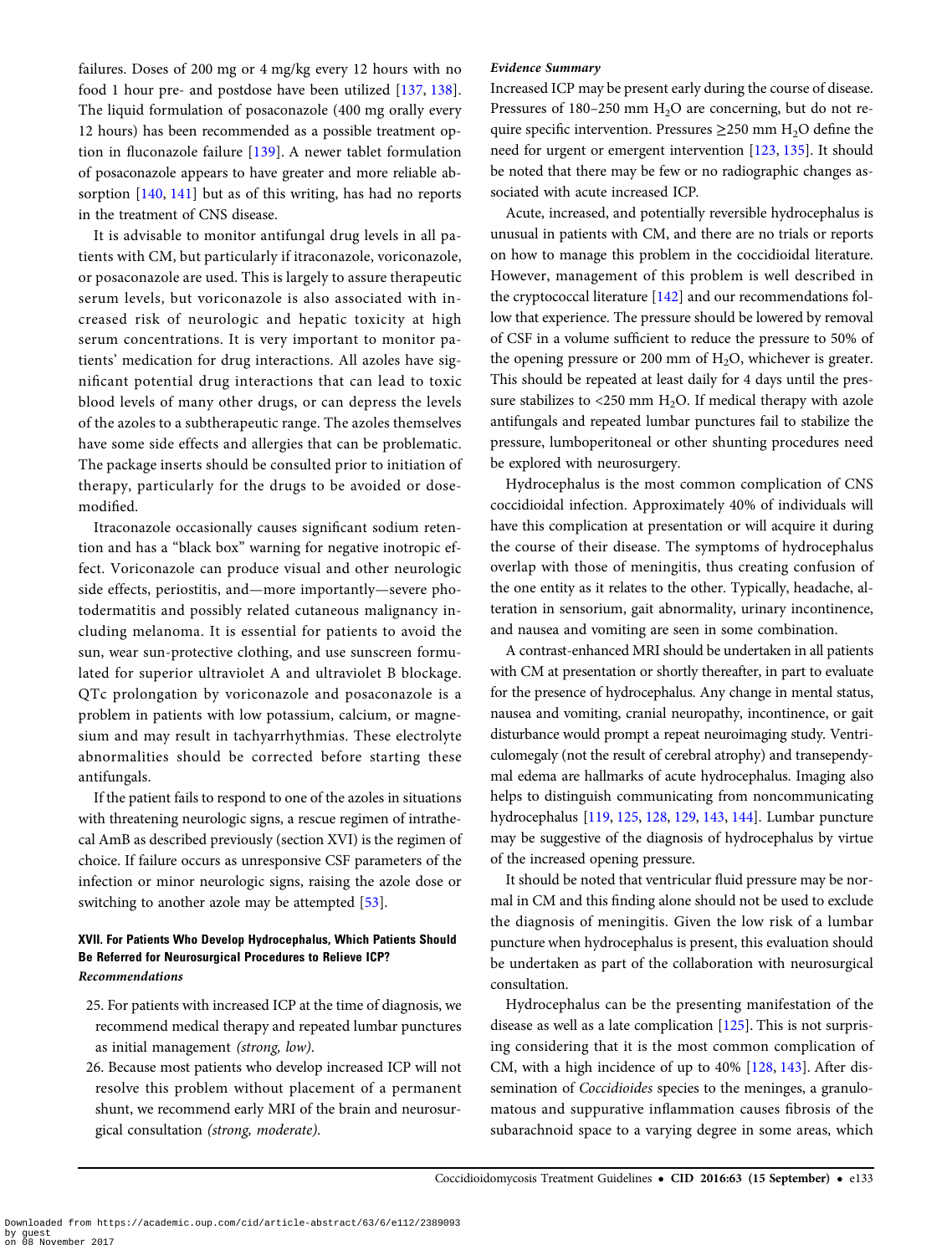failures. Doses of 200 mg or 4 mg/kg every 12 hours with no food 1 hour pre- and postdose have been utilized [137, 138]. The liquid formulation of posaconazole (400 mg orally every 12 hours) has been recommended as a possible treatment option in fluconazole failure [139]. A newer tablet formulation of posaconazole appears to have greater and more reliable absorption [140, 141] but as of this writing, has had no reports in the treatment of CNS disease.

It is advisable to monitor antifungal drug levels in all patients with CM, but particularly if itraconazole, voriconazole, or posaconazole are used. This is largely to assure therapeutic serum levels, but voriconazole is also associated with increased risk of neurologic and hepatic toxicity at high serum concentrations. It is very important to monitor patients' medication for drug interactions. All azoles have significant potential drug interactions that can lead to toxic blood levels of many other drugs, or can depress the levels of the azoles to a subtherapeutic range. The azoles themselves have some side effects and allergies that can be problematic. The package inserts should be consulted prior to initiation of therapy, particularly for the drugs to be avoided or dose-modified.

Itraconazole occasionally causes significant sodium retention and has a "black box" warning for negative inotropic effect. Voriconazole can produce visual and other neurologic side effects, periostitis, and—more importantly—severe photodermatitis and possibly related cutaneous malignancy including melanoma. It is essential for patients to avoid the sun, wear sun-protective clothing, and use sunscreen formulated for superior ultraviolet A and ultraviolet B blockage. QTc prolongation by voriconazole and posaconazole is a problem in patients with low potassium, calcium, or magnesium and may result in tachyarrhythmias. These electrolyte abnormalities should be corrected before starting these antifungals.

If the patient fails to respond to one of the azoles in situations with threatening neurologic signs, a rescue regimen of intrathecal AmB as described previously (section XVI) is the regimen of choice. If failure occurs as unresponsive CSF parameters of the infection or minor neurologic signs, raising the azole dose or switching to another azole may be attempted [53].

### XVII. For Patients Who Develop Hydrocephalus, Which Patients Should Be Referred for Neurosurgical Procedures to Relieve ICP?

#### *Recommendations*

25. For patients with increased ICP at the time of diagnosis, we recommend medical therapy and repeated lumbar punctures as initial management *(strong, low)*.
26. Because most patients who develop increased ICP will not resolve this problem without placement of a permanent shunt, we recommend early MRI of the brain and neurosurgical consultation *(strong, moderate)*.

#### *Evidence Summary*

Increased ICP may be present early during the course of disease. Pressures of 180–250 mm $H_2O$ are concerning, but do not require specific intervention. Pressures ≥250 mm $H_2O$ define the need for urgent or emergent intervention [123, 135]. It should be noted that there may be few or no radiographic changes associated with acute increased ICP.

Acute, increased, and potentially reversible hydrocephalus is unusual in patients with CM, and there are no trials or reports on how to manage this problem in the coccidioidal literature. However, management of this problem is well described in the cryptococcal literature [142] and our recommendations follow that experience. The pressure should be lowered by removal of CSF in a volume sufficient to reduce the pressure to 50% of the opening pressure or 200 mm of $H_2O$, whichever is greater. This should be repeated at least daily for 4 days until the pressure stabilizes to <250 mm $H_2O$. If medical therapy with azole antifungals and repeated lumbar punctures fail to stabilize the pressure, lumboperitoneal or other shunting procedures need be explored with neurosurgery.

Hydrocephalus is the most common complication of CNS coccidioidal infection. Approximately 40% of individuals will have this complication at presentation or will acquire it during the course of their disease. The symptoms of hydrocephalus overlap with those of meningitis, thus creating confusion of the one entity as it relates to the other. Typically, headache, alteration in sensorium, gait abnormality, urinary incontinence, and nausea and vomiting are seen in some combination.

A contrast-enhanced MRI should be undertaken in all patients with CM at presentation or shortly thereafter, in part to evaluate for the presence of hydrocephalus. Any change in mental status, nausea and vomiting, cranial neuropathy, incontinence, or gait disturbance would prompt a repeat neuroimaging study. Ventriculomegaly (not the result of cerebral atrophy) and transependymal edema are hallmarks of acute hydrocephalus. Imaging also helps to distinguish communicating from noncommunicating hydrocephalus [119, 125, 128, 129, 143, 144]. Lumbar puncture may be suggestive of the diagnosis of hydrocephalus by virtue of the increased opening pressure.

It should be noted that ventricular fluid pressure may be normal in CM and this finding alone should not be used to exclude the diagnosis of meningitis. Given the low risk of a lumbar puncture when hydrocephalus is present, this evaluation should be undertaken as part of the collaboration with neurosurgical consultation.

Hydrocephalus can be the presenting manifestation of the disease as well as a late complication [125]. This is not surprising considering that it is the most common complication of CM, with a high incidence of up to 40% [128, 143]. After dissemination of *Coccidioides* species to the meninges, a granulomatous and suppurative inflammation causes fibrosis of the subarachnoid space to a varying degree in some areas, which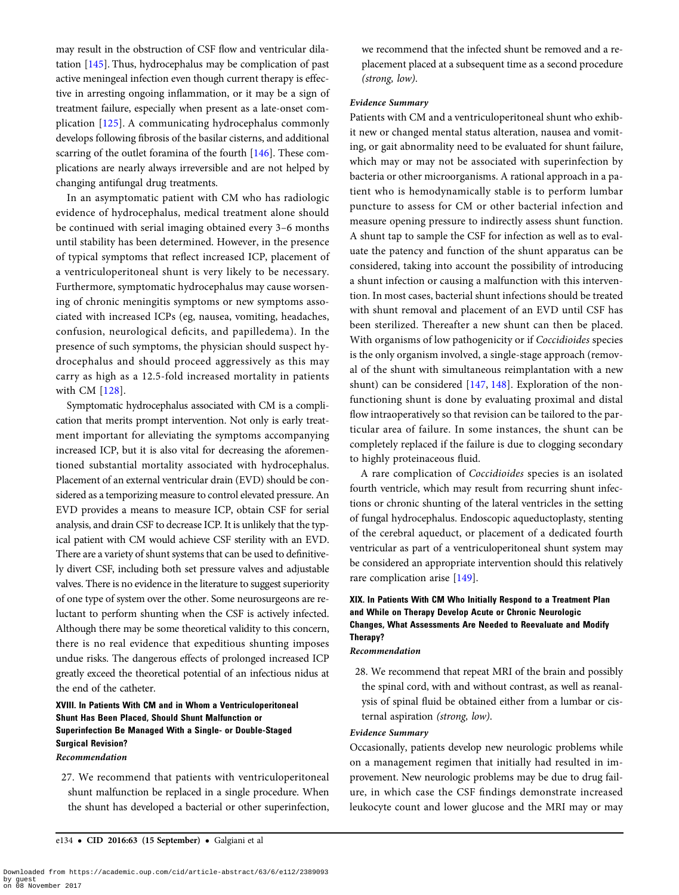may result in the obstruction of CSF flow and ventricular dilatation [145]. Thus, hydrocephalus may be complication of past active meningeal infection even though current therapy is effective in arresting ongoing inflammation, or it may be a sign of treatment failure, especially when present as a late-onset complication [125]. A communicating hydrocephalus commonly develops following fibrosis of the basilar cisterns, and additional scarring of the outlet foramina of the fourth [146]. These complications are nearly always irreversible and are not helped by changing antifungal drug treatments.

In an asymptomatic patient with CM who has radiologic evidence of hydrocephalus, medical treatment alone should be continued with serial imaging obtained every 3–6 months until stability has been determined. However, in the presence of typical symptoms that reflect increased ICP, placement of a ventriculoperitoneal shunt is very likely to be necessary. Furthermore, symptomatic hydrocephalus may cause worsening of chronic meningitis symptoms or new symptoms associated with increased ICPs (eg, nausea, vomiting, headaches, confusion, neurological deficits, and papilledema). In the presence of such symptoms, the physician should suspect hydrocephalus and should proceed aggressively as this may carry as high as a 12.5-fold increased mortality in patients with CM [128].

Symptomatic hydrocephalus associated with CM is a complication that merits prompt intervention. Not only is early treatment important for alleviating the symptoms accompanying increased ICP, but it is also vital for decreasing the aforementioned substantial mortality associated with hydrocephalus. Placement of an external ventricular drain (EVD) should be considered as a temporizing measure to control elevated pressure. An EVD provides a means to measure ICP, obtain CSF for serial analysis, and drain CSF to decrease ICP. It is unlikely that the typical patient with CM would achieve CSF sterility with an EVD. There are a variety of shunt systems that can be used to definitively divert CSF, including both set pressure valves and adjustable valves. There is no evidence in the literature to suggest superiority of one type of system over the other. Some neurosurgeons are reluctant to perform shunting when the CSF is actively infected. Although there may be some theoretical validity to this concern, there is no real evidence that expeditious shunting imposes undue risks. The dangerous effects of prolonged increased ICP greatly exceed the theoretical potential of an infectious nidus at the end of the catheter.

#### XVIII. In Patients With CM and in Whom a Ventriculoperitoneal Shunt Has Been Placed, Should Shunt Malfunction or Superinfection Be Managed With a Single- or Double-Staged Surgical Revision?

***Recommendation***

27. We recommend that patients with ventriculoperitoneal shunt malfunction be replaced in a single procedure. When the shunt has developed a bacterial or other superinfection, we recommend that the infected shunt be removed and a replacement placed at a subsequent time as a second procedure *(strong, low)*.

***Evidence Summary***

Patients with CM and a ventriculoperitoneal shunt who exhibit new or changed mental status alteration, nausea and vomiting, or gait abnormality need to be evaluated for shunt failure, which may or may not be associated with superinfection by bacteria or other microorganisms. A rational approach in a patient who is hemodynamically stable is to perform lumbar puncture to assess for CM or other bacterial infection and measure opening pressure to indirectly assess shunt function. A shunt tap to sample the CSF for infection as well as to evaluate the patency and function of the shunt apparatus can be considered, taking into account the possibility of introducing a shunt infection or causing a malfunction with this intervention. In most cases, bacterial shunt infections should be treated with shunt removal and placement of an EVD until CSF has been sterilized. Thereafter a new shunt can then be placed. With organisms of low pathogenicity or if *Coccidioides* species is the only organism involved, a single-stage approach (removal of the shunt with simultaneous reimplantation with a new shunt) can be considered [147, 148]. Exploration of the nonfunctioning shunt is done by evaluating proximal and distal flow intraoperatively so that revision can be tailored to the particular area of failure. In some instances, the shunt can be completely replaced if the failure is due to clogging secondary to highly proteinaceous fluid.

A rare complication of *Coccidioides* species is an isolated fourth ventricle, which may result from recurring shunt infections or chronic shunting of the lateral ventricles in the setting of fungal hydrocephalus. Endoscopic aqueductoplasty, stenting of the cerebral aqueduct, or placement of a dedicated fourth ventricular as part of a ventriculoperitoneal shunt system may be considered an appropriate intervention should this relatively rare complication arise [149].

#### XIX. In Patients With CM Who Initially Respond to a Treatment Plan and While on Therapy Develop Acute or Chronic Neurologic Changes, What Assessments Are Needed to Reevaluate and Modify Therapy?

***Recommendation***

28. We recommend that repeat MRI of the brain and possibly the spinal cord, with and without contrast, as well as reanalysis of spinal fluid be obtained either from a lumbar or cisternal aspiration *(strong, low)*.

***Evidence Summary***

Occasionally, patients develop new neurologic problems while on a management regimen that initially had resulted in improvement. New neurologic problems may be due to drug failure, in which case the CSF findings demonstrate increased leukocyte count and lower glucose and the MRI may or may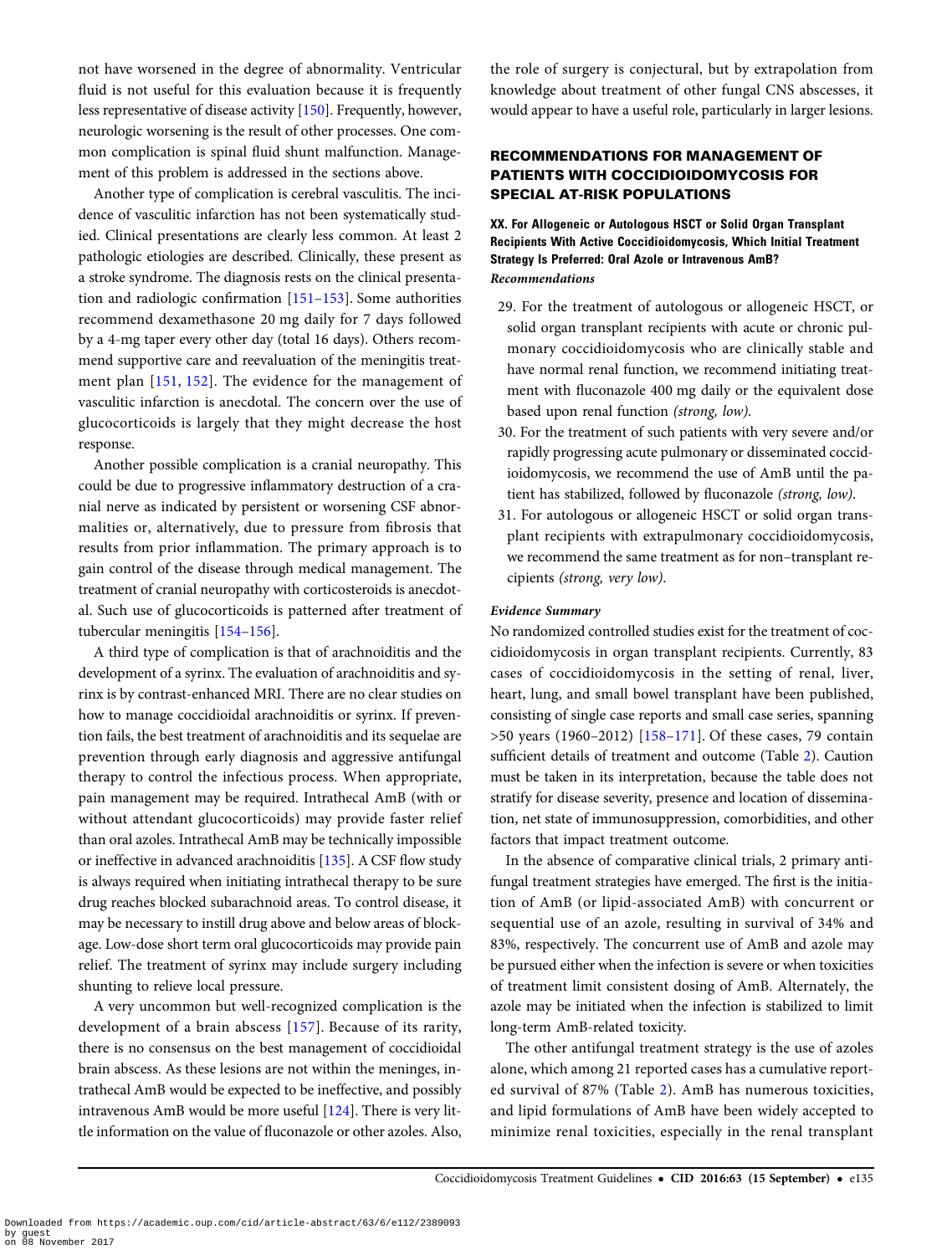not have worsened in the degree of abnormality. Ventricular fluid is not useful for this evaluation because it is frequently less representative of disease activity [150]. Frequently, however, neurologic worsening is the result of other processes. One common complication is spinal fluid shunt malfunction. Management of this problem is addressed in the sections above.

Another type of complication is cerebral vasculitis. The incidence of vasculitic infarction has not been systematically studied. Clinical presentations are clearly less common. At least 2 pathologic etiologies are described. Clinically, these present as a stroke syndrome. The diagnosis rests on the clinical presentation and radiologic confirmation [151–153]. Some authorities recommend dexamethasone 20 mg daily for 7 days followed by a 4-mg taper every other day (total 16 days). Others recommend supportive care and reevaluation of the meningitis treatment plan [151, 152]. The evidence for the management of vasculitic infarction is anecdotal. The concern over the use of glucocorticoids is largely that they might decrease the host response.

Another possible complication is a cranial neuropathy. This could be due to progressive inflammatory destruction of a cranial nerve as indicated by persistent or worsening CSF abnormalities or, alternatively, due to pressure from fibrosis that results from prior inflammation. The primary approach is to gain control of the disease through medical management. The treatment of cranial neuropathy with corticosteroids is anecdotal. Such use of glucocorticoids is patterned after treatment of tubercular meningitis [154–156].

A third type of complication is that of arachnoiditis and the development of a syrinx. The evaluation of arachnoiditis and syrinx is by contrast-enhanced MRI. There are no clear studies on how to manage coccidioidal arachnoiditis or syrinx. If prevention fails, the best treatment of arachnoiditis and its sequelae are prevention through early diagnosis and aggressive antifungal therapy to control the infectious process. When appropriate, pain management may be required. Intrathecal AmB (with or without attendant glucocorticoids) may provide faster relief than oral azoles. Intrathecal AmB may be technically impossible or ineffective in advanced arachnoiditis [135]. A CSF flow study is always required when initiating intrathecal therapy to be sure drug reaches blocked subarachnoid areas. To control disease, it may be necessary to instill drug above and below areas of blockage. Low-dose short term oral glucocorticoids may provide pain relief. The treatment of syrinx may include surgery including shunting to relieve local pressure.

A very uncommon but well-recognized complication is the development of a brain abscess [157]. Because of its rarity, there is no consensus on the best management of coccidioidal brain abscess. As these lesions are not within the meninges, intrathecal AmB would be expected to be ineffective, and possibly intravenous AmB would be more useful [124]. There is very little information on the value of fluconazole or other azoles. Also, the role of surgery is conjectural, but by extrapolation from knowledge about treatment of other fungal CNS abscesses, it would appear to have a useful role, particularly in larger lesions.

## RECOMMENDATIONS FOR MANAGEMENT OF PATIENTS WITH COCCIDIOIDOMYCOSIS FOR SPECIAL AT-RISK POPULATIONS

### XX. For Allogeneic or Autologous HSCT or Solid Organ Transplant Recipients With Active Coccidioidomycosis, Which Initial Treatment Strategy Is Preferred: Oral Azole or Intravenous AmB?

***Recommendations***

29. For the treatment of autologous or allogeneic HSCT, or solid organ transplant recipients with acute or chronic pulmonary coccidioidomycosis who are clinically stable and have normal renal function, we recommend initiating treatment with fluconazole 400 mg daily or the equivalent dose based upon renal function *(strong, low)*.
30. For the treatment of such patients with very severe and/or rapidly progressing acute pulmonary or disseminated coccidioidomycosis, we recommend the use of AmB until the patient has stabilized, followed by fluconazole *(strong, low)*.
31. For autologous or allogeneic HSCT or solid organ transplant recipients with extrapulmonary coccidioidomycosis, we recommend the same treatment as for non–transplant recipients *(strong, very low)*.

***Evidence Summary***

No randomized controlled studies exist for the treatment of coccidioidomycosis in organ transplant recipients. Currently, 83 cases of coccidioidomycosis in the setting of renal, liver, heart, lung, and small bowel transplant have been published, consisting of single case reports and small case series, spanning >50 years (1960–2012) [158–171]. Of these cases, 79 contain sufficient details of treatment and outcome (Table 2). Caution must be taken in its interpretation, because the table does not stratify for disease severity, presence and location of dissemination, net state of immunosuppression, comorbidities, and other factors that impact treatment outcome.

In the absence of comparative clinical trials, 2 primary antifungal treatment strategies have emerged. The first is the initiation of AmB (or lipid-associated AmB) with concurrent or sequential use of an azole, resulting in survival of 34% and 83%, respectively. The concurrent use of AmB and azole may be pursued either when the infection is severe or when toxicities of treatment limit consistent dosing of AmB. Alternately, the azole may be initiated when the infection is stabilized to limit long-term AmB-related toxicity.

The other antifungal treatment strategy is the use of azoles alone, which among 21 reported cases has a cumulative reported survival of 87% (Table 2). AmB has numerous toxicities, and lipid formulations of AmB have been widely accepted to minimize renal toxicities, especially in the renal transplant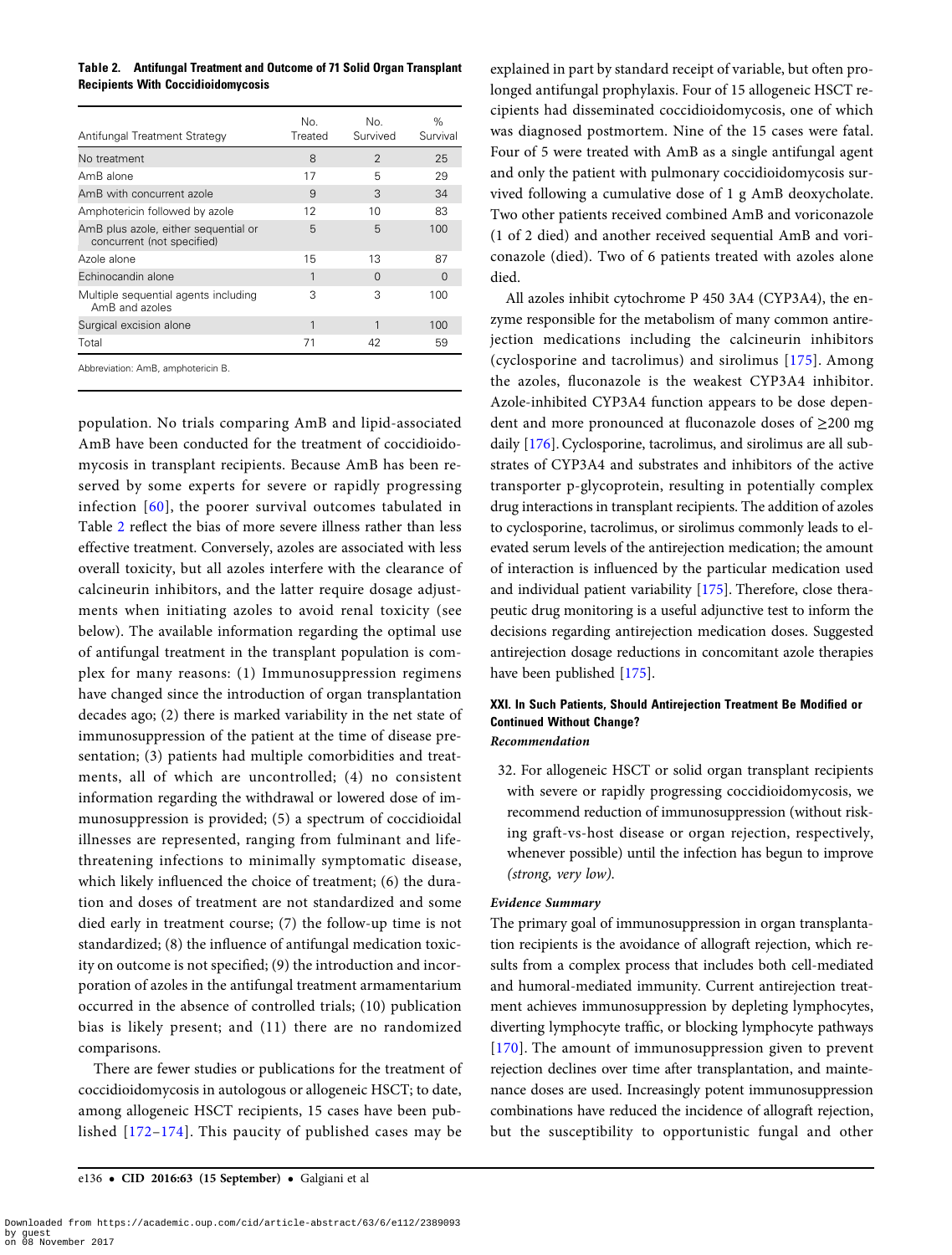**Table 2. Antifungal Treatment and Outcome of 71 Solid Organ Transplant Recipients With Coccidioidomycosis**

| Antifungal Treatment Strategy | No. Treated | No. Survived | % Survival |
|---|---|---|---|
| No treatment | 8 | 2 | 25 |
| AmB alone | 17 | 5 | 29 |
| AmB with concurrent azole | 9 | 3 | 34 |
| Amphotericin followed by azole | 12 | 10 | 83 |
| AmB plus azole, either sequential or concurrent (not specified) | 5 | 5 | 100 |
| Azole alone | 15 | 13 | 87 |
| Echinocandin alone | 1 | 0 | 0 |
| Multiple sequential agents including AmB and azoles | 3 | 3 | 100 |
| Surgical excision alone | 1 | 1 | 100 |
| Total | 71 | 42 | 59 |

Abbreviation: AmB, amphotericin B.

population. No trials comparing AmB and lipid-associated AmB have been conducted for the treatment of coccidioidomycosis in transplant recipients. Because AmB has been reserved by some experts for severe or rapidly progressing infection [60], the poorer survival outcomes tabulated in Table 2 reflect the bias of more severe illness rather than less effective treatment. Conversely, azoles are associated with less overall toxicity, but all azoles interfere with the clearance of calcineurin inhibitors, and the latter require dosage adjustments when initiating azoles to avoid renal toxicity (see below). The available information regarding the optimal use of antifungal treatment in the transplant population is complex for many reasons: (1) Immunosuppression regimens have changed since the introduction of organ transplantation decades ago; (2) there is marked variability in the net state of immunosuppression of the patient at the time of disease presentation; (3) patients had multiple comorbidities and treatments, all of which are uncontrolled; (4) no consistent information regarding the withdrawal or lowered dose of immunosuppression is provided; (5) a spectrum of coccidioidal illnesses are represented, ranging from fulminant and life-threatening infections to minimally symptomatic disease, which likely influenced the choice of treatment; (6) the duration and doses of treatment are not standardized and some died early in treatment course; (7) the follow-up time is not standardized; (8) the influence of antifungal medication toxicity on outcome is not specified; (9) the introduction and incorporation of azoles in the antifungal treatment armamentarium occurred in the absence of controlled trials; (10) publication bias is likely present; and (11) there are no randomized comparisons.

There are fewer studies or publications for the treatment of coccidioidomycosis in autologous or allogeneic HSCT; to date, among allogeneic HSCT recipients, 15 cases have been published [172–174]. This paucity of published cases may be explained in part by standard receipt of variable, but often prolonged antifungal prophylaxis. Four of 15 allogeneic HSCT recipients had disseminated coccidioidomycosis, one of which was diagnosed postmortem. Nine of the 15 cases were fatal. Four of 5 were treated with AmB as a single antifungal agent and only the patient with pulmonary coccidioidomycosis survived following a cumulative dose of 1 g AmB deoxycholate. Two other patients received combined AmB and voriconazole (1 of 2 died) and another received sequential AmB and voriconazole (died). Two of 6 patients treated with azoles alone died.

All azoles inhibit cytochrome P 450 3A4 (CYP3A4), the enzyme responsible for the metabolism of many common antirejection medications including the calcineurin inhibitors (cyclosporine and tacrolimus) and sirolimus [175]. Among the azoles, fluconazole is the weakest CYP3A4 inhibitor. Azole-inhibited CYP3A4 function appears to be dose dependent and more pronounced at fluconazole doses of ≥200 mg daily [176]. Cyclosporine, tacrolimus, and sirolimus are all substrates of CYP3A4 and substrates and inhibitors of the active transporter p-glycoprotein, resulting in potentially complex drug interactions in transplant recipients. The addition of azoles to cyclosporine, tacrolimus, or sirolimus commonly leads to elevated serum levels of the antirejection medication; the amount of interaction is influenced by the particular medication used and individual patient variability [175]. Therefore, close therapeutic drug monitoring is a useful adjunctive test to inform the decisions regarding antirejection medication doses. Suggested antirejection dosage reductions in concomitant azole therapies have been published [175].

### XXI. In Such Patients, Should Antirejection Treatment Be Modified or Continued Without Change?

***Recommendation***

32. For allogeneic HSCT or solid organ transplant recipients with severe or rapidly progressing coccidioidomycosis, we recommend reduction of immunosuppression (without risking graft-vs-host disease or organ rejection, respectively, whenever possible) until the infection has begun to improve *(strong, very low)*.

***Evidence Summary***

The primary goal of immunosuppression in organ transplantation recipients is the avoidance of allograft rejection, which results from a complex process that includes both cell-mediated and humoral-mediated immunity. Current antirejection treatment achieves immunosuppression by depleting lymphocytes, diverting lymphocyte traffic, or blocking lymphocyte pathways [170]. The amount of immunosuppression given to prevent rejection declines over time after transplantation, and maintenance doses are used. Increasingly potent immunosuppression combinations have reduced the incidence of allograft rejection, but the susceptibility to opportunistic fungal and other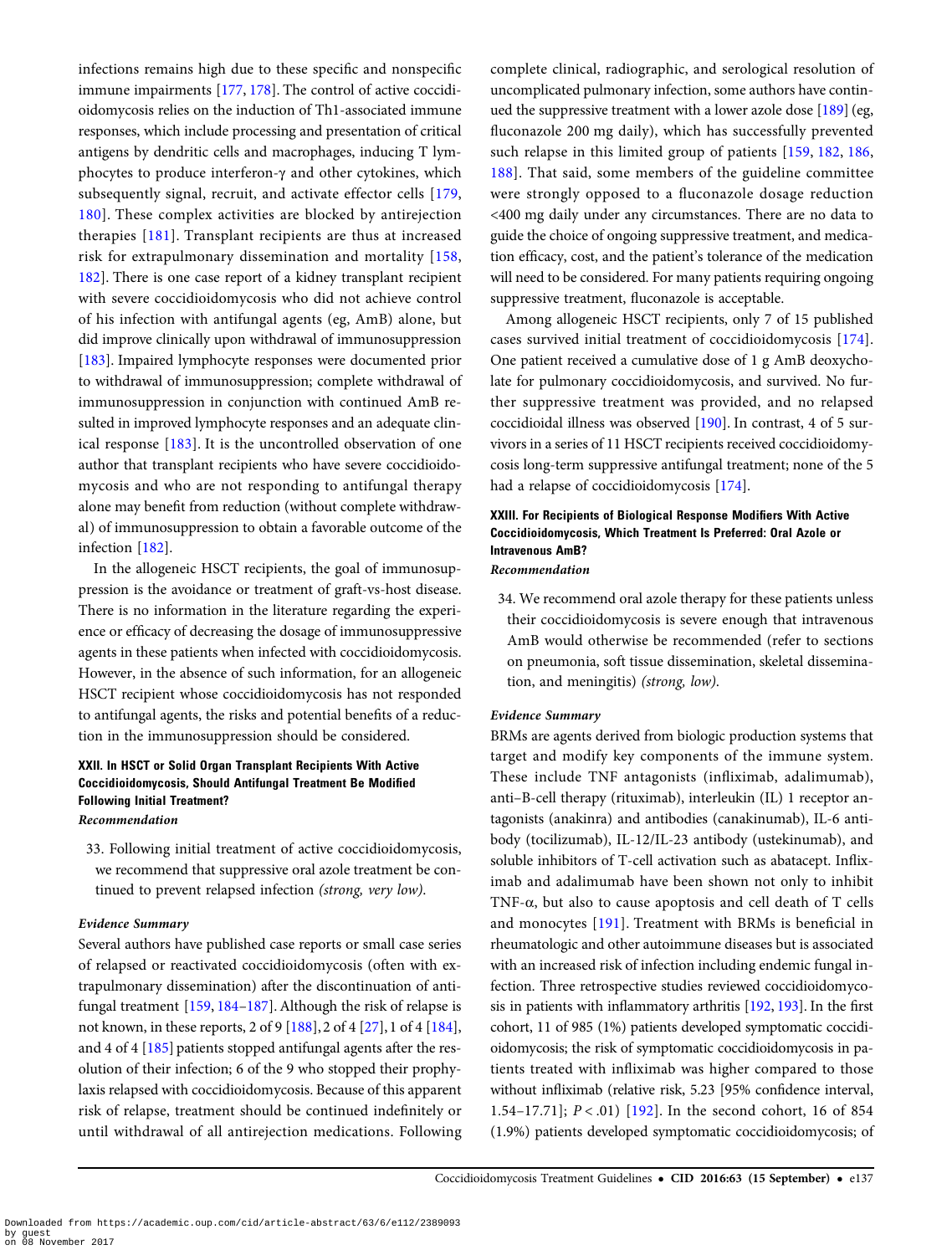infections remains high due to these specific and nonspecific immune impairments [177, 178]. The control of active coccidioidomycosis relies on the induction of Th1-associated immune responses, which include processing and presentation of critical antigens by dendritic cells and macrophages, inducing T lymphocytes to produce interferon-γ and other cytokines, which subsequently signal, recruit, and activate effector cells [179, 180]. These complex activities are blocked by antirejection therapies [181]. Transplant recipients are thus at increased risk for extrapulmonary dissemination and mortality [158, 182]. There is one case report of a kidney transplant recipient with severe coccidioidomycosis who did not achieve control of his infection with antifungal agents (eg, AmB) alone, but did improve clinically upon withdrawal of immunosuppression [183]. Impaired lymphocyte responses were documented prior to withdrawal of immunosuppression; complete withdrawal of immunosuppression in conjunction with continued AmB resulted in improved lymphocyte responses and an adequate clinical response [183]. It is the uncontrolled observation of one author that transplant recipients who have severe coccidioidomycosis and who are not responding to antifungal therapy alone may benefit from reduction (without complete withdrawal) of immunosuppression to obtain a favorable outcome of the infection [182].

In the allogeneic HSCT recipients, the goal of immunosuppression is the avoidance or treatment of graft-vs-host disease. There is no information in the literature regarding the experience or efficacy of decreasing the dosage of immunosuppressive agents in these patients when infected with coccidioidomycosis. However, in the absence of such information, for an allogeneic HSCT recipient whose coccidioidomycosis has not responded to antifungal agents, the risks and potential benefits of a reduction in the immunosuppression should be considered.

### XXII. In HSCT or Solid Organ Transplant Recipients With Active Coccidioidomycosis, Should Antifungal Treatment Be Modified Following Initial Treatment?

*Recommendation*

33. Following initial treatment of active coccidioidomycosis, we recommend that suppressive oral azole treatment be continued to prevent relapsed infection *(strong, very low)*.

***Evidence Summary***

Several authors have published case reports or small case series of relapsed or reactivated coccidioidomycosis (often with extrapulmonary dissemination) after the discontinuation of antifungal treatment [159, 184–187]. Although the risk of relapse is not known, in these reports, 2 of 9 [188], 2 of 4 [27], 1 of 4 [184], and 4 of 4 [185] patients stopped antifungal agents after the resolution of their infection; 6 of the 9 who stopped their prophylaxis relapsed with coccidioidomycosis. Because of this apparent risk of relapse, treatment should be continued indefinitely or until withdrawal of all antirejection medications. Following complete clinical, radiographic, and serological resolution of uncomplicated pulmonary infection, some authors have continued the suppressive treatment with a lower azole dose [189] (eg, fluconazole 200 mg daily), which has successfully prevented such relapse in this limited group of patients [159, 182, 186, 188]. That said, some members of the guideline committee were strongly opposed to a fluconazole dosage reduction <400 mg daily under any circumstances. There are no data to guide the choice of ongoing suppressive treatment, and medication efficacy, cost, and the patient's tolerance of the medication will need to be considered. For many patients requiring ongoing suppressive treatment, fluconazole is acceptable.

Among allogeneic HSCT recipients, only 7 of 15 published cases survived initial treatment of coccidioidomycosis [174]. One patient received a cumulative dose of 1 g AmB deoxycholate for pulmonary coccidioidomycosis, and survived. No further suppressive treatment was provided, and no relapsed coccidioidal illness was observed [190]. In contrast, 4 of 5 survivors in a series of 11 HSCT recipients received coccidioidomycosis long-term suppressive antifungal treatment; none of the 5 had a relapse of coccidioidomycosis [174].

### XXIII. For Recipients of Biological Response Modifiers With Active Coccidioidomycosis, Which Treatment Is Preferred: Oral Azole or Intravenous AmB?

*Recommendation*

34. We recommend oral azole therapy for these patients unless their coccidioidomycosis is severe enough that intravenous AmB would otherwise be recommended (refer to sections on pneumonia, soft tissue dissemination, skeletal dissemination, and meningitis) *(strong, low)*.

***Evidence Summary***

BRMs are agents derived from biologic production systems that target and modify key components of the immune system. These include TNF antagonists (infliximab, adalimumab), anti–B-cell therapy (rituximab), interleukin (IL) 1 receptor antagonists (anakinra) and antibodies (canakinumab), IL-6 antibody (tocilizumab), IL-12/IL-23 antibody (ustekinumab), and soluble inhibitors of T-cell activation such as abatacept. Infliximab and adalimumab have been shown not only to inhibit TNF-α, but also to cause apoptosis and cell death of T cells and monocytes [191]. Treatment with BRMs is beneficial in rheumatologic and other autoimmune diseases but is associated with an increased risk of infection including endemic fungal infection. Three retrospective studies reviewed coccidioidomycosis in patients with inflammatory arthritis [192, 193]. In the first cohort, 11 of 985 (1%) patients developed symptomatic coccidioidomycosis; the risk of symptomatic coccidioidomycosis in patients treated with infliximab was higher compared to those without infliximab (relative risk, 5.23 [95% confidence interval, 1.54–17.71]; $P < .01$) [192]. In the second cohort, 16 of 854 (1.9%) patients developed symptomatic coccidioidomycosis; of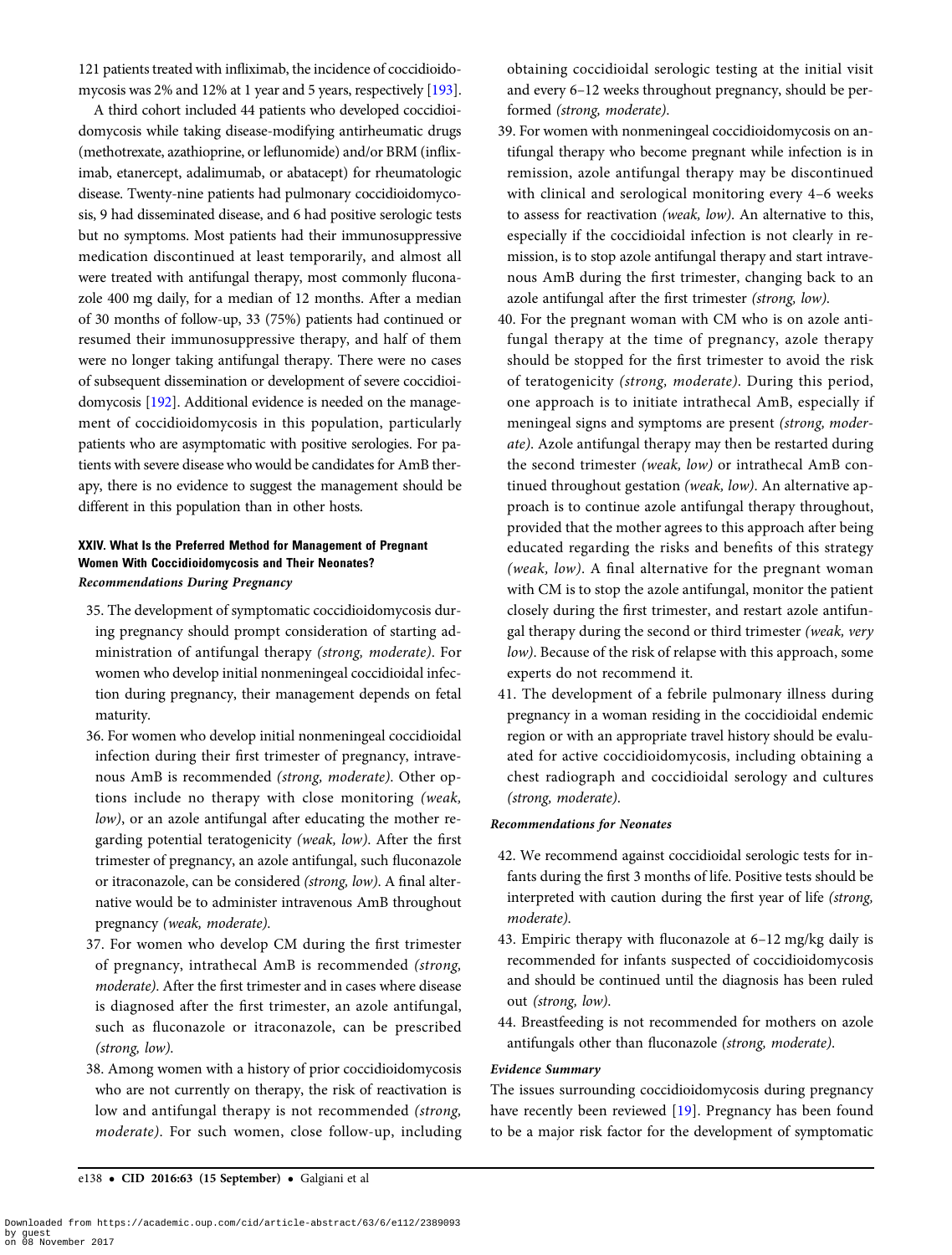121 patients treated with infliximab, the incidence of coccidioidomycosis was 2% and 12% at 1 year and 5 years, respectively [193].

A third cohort included 44 patients who developed coccidioidomycosis while taking disease-modifying antirheumatic drugs (methotrexate, azathioprine, or leflunomide) and/or BRM (infliximab, etanercept, adalimumab, or abatacept) for rheumatologic disease. Twenty-nine patients had pulmonary coccidioidomycosis, 9 had disseminated disease, and 6 had positive serologic tests but no symptoms. Most patients had their immunosuppressive medication discontinued at least temporarily, and almost all were treated with antifungal therapy, most commonly fluconazole 400 mg daily, for a median of 12 months. After a median of 30 months of follow-up, 33 (75%) patients had continued or resumed their immunosuppressive therapy, and half of them were no longer taking antifungal therapy. There were no cases of subsequent dissemination or development of severe coccidioidomycosis [192]. Additional evidence is needed on the management of coccidioidomycosis in this population, particularly patients who are asymptomatic with positive serologies. For patients with severe disease who would be candidates for AmB therapy, there is no evidence to suggest the management should be different in this population than in other hosts.

### XXIV. What Is the Preferred Method for Management of Pregnant Women With Coccidioidomycosis and Their Neonates?

*Recommendations During Pregnancy*

35. The development of symptomatic coccidioidomycosis during pregnancy should prompt consideration of starting administration of antifungal therapy *(strong, moderate)*. For women who develop initial nonmeningeal coccidioidal infection during pregnancy, their management depends on fetal maturity.
36. For women who develop initial nonmeningeal coccidioidal infection during their first trimester of pregnancy, intravenous AmB is recommended *(strong, moderate)*. Other options include no therapy with close monitoring *(weak, low)*, or an azole antifungal after educating the mother regarding potential teratogenicity *(weak, low)*. After the first trimester of pregnancy, an azole antifungal, such fluconazole or itraconazole, can be considered *(strong, low)*. A final alternative would be to administer intravenous AmB throughout pregnancy *(weak, moderate)*.
37. For women who develop CM during the first trimester of pregnancy, intrathecal AmB is recommended *(strong, moderate)*. After the first trimester and in cases where disease is diagnosed after the first trimester, an azole antifungal, such as fluconazole or itraconazole, can be prescribed *(strong, low)*.
38. Among women with a history of prior coccidioidomycosis who are not currently on therapy, the risk of reactivation is low and antifungal therapy is not recommended *(strong, moderate)*. For such women, close follow-up, including obtaining coccidioidal serologic testing at the initial visit and every 6–12 weeks throughout pregnancy, should be performed *(strong, moderate)*.
39. For women with nonmeningeal coccidioidomycosis on antifungal therapy who become pregnant while infection is in remission, azole antifungal therapy may be discontinued with clinical and serological monitoring every 4–6 weeks to assess for reactivation *(weak, low)*. An alternative to this, especially if the coccidioidal infection is not clearly in remission, is to stop azole antifungal therapy and start intravenous AmB during the first trimester, changing back to an azole antifungal after the first trimester *(strong, low)*.
40. For the pregnant woman with CM who is on azole antifungal therapy at the time of pregnancy, azole therapy should be stopped for the first trimester to avoid the risk of teratogenicity *(strong, moderate)*. During this period, one approach is to initiate intrathecal AmB, especially if meningeal signs and symptoms are present *(strong, moderate)*. Azole antifungal therapy may then be restarted during the second trimester *(weak, low)* or intrathecal AmB continued throughout gestation *(weak, low)*. An alternative approach is to continue azole antifungal therapy throughout, provided that the mother agrees to this approach after being educated regarding the risks and benefits of this strategy *(weak, low)*. A final alternative for the pregnant woman with CM is to stop the azole antifungal, monitor the patient closely during the first trimester, and restart azole antifungal therapy during the second or third trimester *(weak, very low)*. Because of the risk of relapse with this approach, some experts do not recommend it.
41. The development of a febrile pulmonary illness during pregnancy in a woman residing in the coccidioidal endemic region or with an appropriate travel history should be evaluated for active coccidioidomycosis, including obtaining a chest radiograph and coccidioidal serology and cultures *(strong, moderate)*.

*Recommendations for Neonates*

42. We recommend against coccidioidal serologic tests for infants during the first 3 months of life. Positive tests should be interpreted with caution during the first year of life *(strong, moderate)*.
43. Empiric therapy with fluconazole at 6–12 mg/kg daily is recommended for infants suspected of coccidioidomycosis and should be continued until the diagnosis has been ruled out *(strong, low)*.
44. Breastfeeding is not recommended for mothers on azole antifungals other than fluconazole *(strong, moderate)*.

*Evidence Summary*

The issues surrounding coccidioidomycosis during pregnancy have recently been reviewed [19]. Pregnancy has been found to be a major risk factor for the development of symptomatic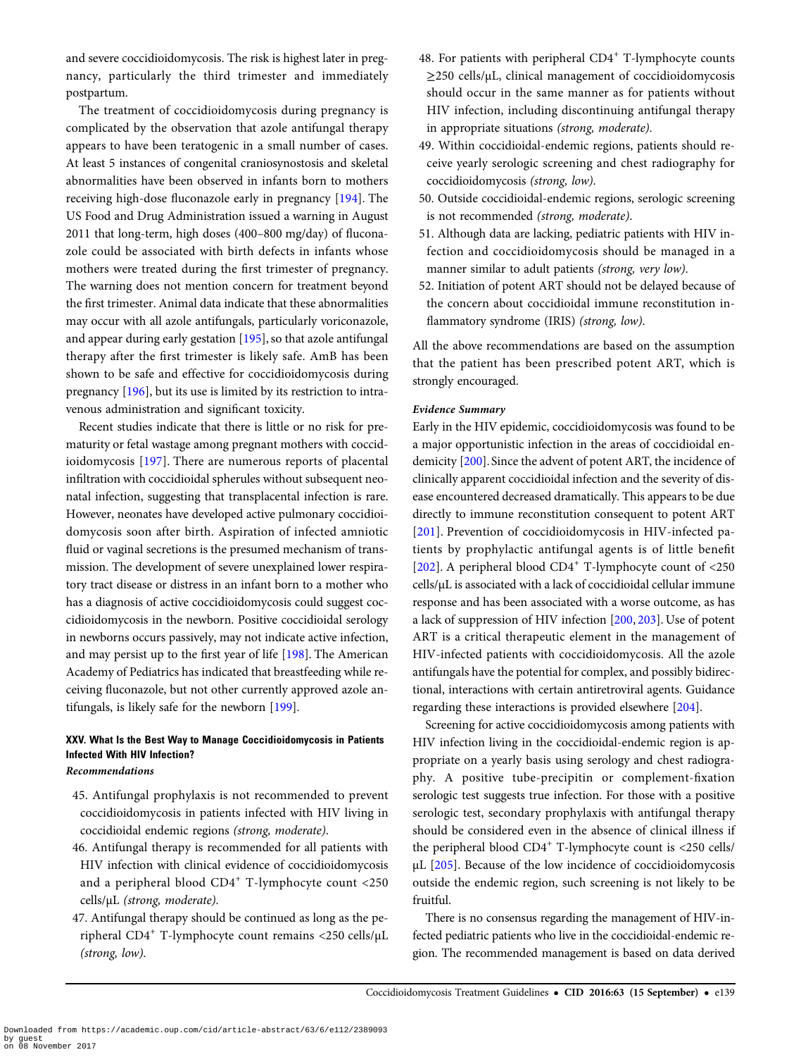and severe coccidioidomycosis. The risk is highest later in pregnancy, particularly the third trimester and immediately postpartum.

The treatment of coccidioidomycosis during pregnancy is complicated by the observation that azole antifungal therapy appears to have been teratogenic in a small number of cases. At least 5 instances of congenital craniosynostosis and skeletal abnormalities have been observed in infants born to mothers receiving high-dose fluconazole early in pregnancy [194]. The US Food and Drug Administration issued a warning in August 2011 that long-term, high doses (400–800 mg/day) of fluconazole could be associated with birth defects in infants whose mothers were treated during the first trimester of pregnancy. The warning does not mention concern for treatment beyond the first trimester. Animal data indicate that these abnormalities may occur with all azole antifungals, particularly voriconazole, and appear during early gestation [195], so that azole antifungal therapy after the first trimester is likely safe. AmB has been shown to be safe and effective for coccidioidomycosis during pregnancy [196], but its use is limited by its restriction to intravenous administration and significant toxicity.

Recent studies indicate that there is little or no risk for prematurity or fetal wastage among pregnant mothers with coccidioidomycosis [197]. There are numerous reports of placental infiltration with coccidioidal spherules without subsequent neonatal infection, suggesting that transplacental infection is rare. However, neonates have developed active pulmonary coccidioidomycosis soon after birth. Aspiration of infected amniotic fluid or vaginal secretions is the presumed mechanism of transmission. The development of severe unexplained lower respiratory tract disease or distress in an infant born to a mother who has a diagnosis of active coccidioidomycosis could suggest coccidioidomycosis in the newborn. Positive coccidioidal serology in newborns occurs passively, may not indicate active infection, and may persist up to the first year of life [198]. The American Academy of Pediatrics has indicated that breastfeeding while receiving fluconazole, but not other currently approved azole antifungals, is likely safe for the newborn [199].

### XXV. What Is the Best Way to Manage Coccidioidomycosis in Patients Infected With HIV Infection?

***Recommendations***

45. Antifungal prophylaxis is not recommended to prevent coccidioidomycosis in patients infected with HIV living in coccidioidal endemic regions *(strong, moderate).*
46. Antifungal therapy is recommended for all patients with HIV infection with clinical evidence of coccidioidomycosis and a peripheral blood $CD4^{+}$ T-lymphocyte count <250 cells/µL *(strong, moderate).*
47. Antifungal therapy should be continued as long as the peripheral $CD4^{+}$ T-lymphocyte count remains <250 cells/µL *(strong, low).*
48. For patients with peripheral $CD4^{+}$ T-lymphocyte counts ≥250 cells/µL, clinical management of coccidioidomycosis should occur in the same manner as for patients without HIV infection, including discontinuing antifungal therapy in appropriate situations *(strong, moderate).*
49. Within coccidioidal-endemic regions, patients should receive yearly serologic screening and chest radiography for coccidioidomycosis *(strong, low).*
50. Outside coccidioidal-endemic regions, serologic screening is not recommended *(strong, moderate).*
51. Although data are lacking, pediatric patients with HIV infection and coccidioidomycosis should be managed in a manner similar to adult patients *(strong, very low).*
52. Initiation of potent ART should not be delayed because of the concern about coccidioidal immune reconstitution inflammatory syndrome (IRIS) *(strong, low).*

All the above recommendations are based on the assumption that the patient has been prescribed potent ART, which is strongly encouraged.

***Evidence Summary***

Early in the HIV epidemic, coccidioidomycosis was found to be a major opportunistic infection in the areas of coccidioidal endemicity [200]. Since the advent of potent ART, the incidence of clinically apparent coccidioidal infection and the severity of disease encountered decreased dramatically. This appears to be due directly to immune reconstitution consequent to potent ART [201]. Prevention of coccidioidomycosis in HIV-infected patients by prophylactic antifungal agents is of little benefit [202]. A peripheral blood $CD4^{+}$ T-lymphocyte count of <250 cells/µL is associated with a lack of coccidioidal cellular immune response and has been associated with a worse outcome, as has a lack of suppression of HIV infection [200, 203]. Use of potent ART is a critical therapeutic element in the management of HIV-infected patients with coccidioidomycosis. All the azole antifungals have the potential for complex, and possibly bidirectional, interactions with certain antiretroviral agents. Guidance regarding these interactions is provided elsewhere [204].

Screening for active coccidioidomycosis among patients with HIV infection living in the coccidioidal-endemic region is appropriate on a yearly basis using serology and chest radiography. A positive tube-precipitin or complement-fixation serologic test suggests true infection. For those with a positive serologic test, secondary prophylaxis with antifungal therapy should be considered even in the absence of clinical illness if the peripheral blood $CD4^{+}$ T-lymphocyte count is <250 cells/µL [205]. Because of the low incidence of coccidioidomycosis outside the endemic region, such screening is not likely to be fruitful.

There is no consensus regarding the management of HIV-infected pediatric patients who live in the coccidioidal-endemic region. The recommended management is based on data derived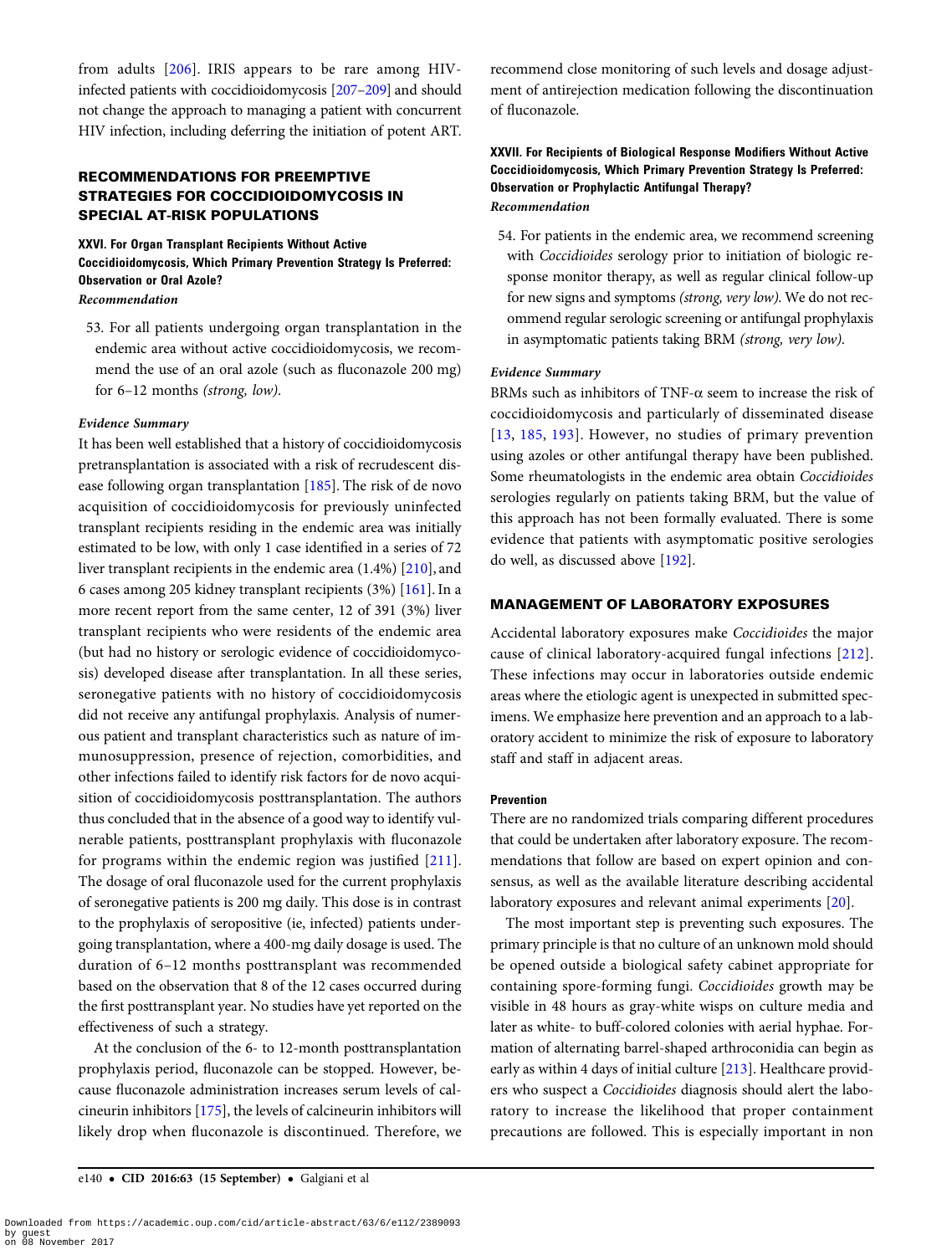from adults [206]. IRIS appears to be rare among HIV-infected patients with coccidioidomycosis [207–209] and should not change the approach to managing a patient with concurrent HIV infection, including deferring the initiation of potent ART.

## RECOMMENDATIONS FOR PREEMPTIVE STRATEGIES FOR COCCIDIOIDOMYCOSIS IN SPECIAL AT-RISK POPULATIONS

### XXVI. For Organ Transplant Recipients Without Active Coccidioidomycosis, Which Primary Prevention Strategy Is Preferred: Observation or Oral Azole?

*Recommendation*

53. For all patients undergoing organ transplantation in the endemic area without active coccidioidomycosis, we recommend the use of an oral azole (such as fluconazole 200 mg) for 6–12 months *(strong, low)*.

*Evidence Summary*

It has been well established that a history of coccidioidomycosis pretransplantation is associated with a risk of recrudescent disease following organ transplantation [185]. The risk of de novo acquisition of coccidioidomycosis for previously uninfected transplant recipients residing in the endemic area was initially estimated to be low, with only 1 case identified in a series of 72 liver transplant recipients in the endemic area (1.4%) [210], and 6 cases among 205 kidney transplant recipients (3%) [161]. In a more recent report from the same center, 12 of 391 (3%) liver transplant recipients who were residents of the endemic area (but had no history or serologic evidence of coccidioidomycosis) developed disease after transplantation. In all these series, seronegative patients with no history of coccidioidomycosis did not receive any antifungal prophylaxis. Analysis of numerous patient and transplant characteristics such as nature of immunosuppression, presence of rejection, comorbidities, and other infections failed to identify risk factors for de novo acquisition of coccidioidomycosis posttransplantation. The authors thus concluded that in the absence of a good way to identify vulnerable patients, posttransplant prophylaxis with fluconazole for programs within the endemic region was justified [211]. The dosage of oral fluconazole used for the current prophylaxis of seronegative patients is 200 mg daily. This dose is in contrast to the prophylaxis of seropositive (ie, infected) patients undergoing transplantation, where a 400-mg daily dosage is used. The duration of 6–12 months posttransplant was recommended based on the observation that 8 of the 12 cases occurred during the first posttransplant year. No studies have yet reported on the effectiveness of such a strategy.

At the conclusion of the 6- to 12-month posttransplantation prophylaxis period, fluconazole can be stopped. However, because fluconazole administration increases serum levels of calcineurin inhibitors [175], the levels of calcineurin inhibitors will likely drop when fluconazole is discontinued. Therefore, we recommend close monitoring of such levels and dosage adjustment of antirejection medication following the discontinuation of fluconazole.

### XXVII. For Recipients of Biological Response Modifiers Without Active Coccidioidomycosis, Which Primary Prevention Strategy Is Preferred: Observation or Prophylactic Antifungal Therapy?

*Recommendation*

54. For patients in the endemic area, we recommend screening with *Coccidioides* serology prior to initiation of biologic response monitor therapy, as well as regular clinical follow-up for new signs and symptoms *(strong, very low)*. We do not recommend regular serologic screening or antifungal prophylaxis in asymptomatic patients taking BRM *(strong, very low)*.

*Evidence Summary*

BRMs such as inhibitors of TNF-α seem to increase the risk of coccidioidomycosis and particularly of disseminated disease [13, 185, 193]. However, no studies of primary prevention using azoles or other antifungal therapy have been published. Some rheumatologists in the endemic area obtain *Coccidioides* serologies regularly on patients taking BRM, but the value of this approach has not been formally evaluated. There is some evidence that patients with asymptomatic positive serologies do well, as discussed above [192].

## MANAGEMENT OF LABORATORY EXPOSURES

Accidental laboratory exposures make *Coccidioides* the major cause of clinical laboratory-acquired fungal infections [212]. These infections may occur in laboratories outside endemic areas where the etiologic agent is unexpected in submitted specimens. We emphasize here prevention and an approach to a laboratory accident to minimize the risk of exposure to laboratory staff and staff in adjacent areas.

### Prevention

There are no randomized trials comparing different procedures that could be undertaken after laboratory exposure. The recommendations that follow are based on expert opinion and consensus, as well as the available literature describing accidental laboratory exposures and relevant animal experiments [20].

The most important step is preventing such exposures. The primary principle is that no culture of an unknown mold should be opened outside a biological safety cabinet appropriate for containing spore-forming fungi. *Coccidioides* growth may be visible in 48 hours as gray-white wisps on culture media and later as white- to buff-colored colonies with aerial hyphae. Formation of alternating barrel-shaped arthroconidia can begin as early as within 4 days of initial culture [213]. Healthcare providers who suspect a *Coccidioides* diagnosis should alert the laboratory to increase the likelihood that proper containment precautions are followed. This is especially important in non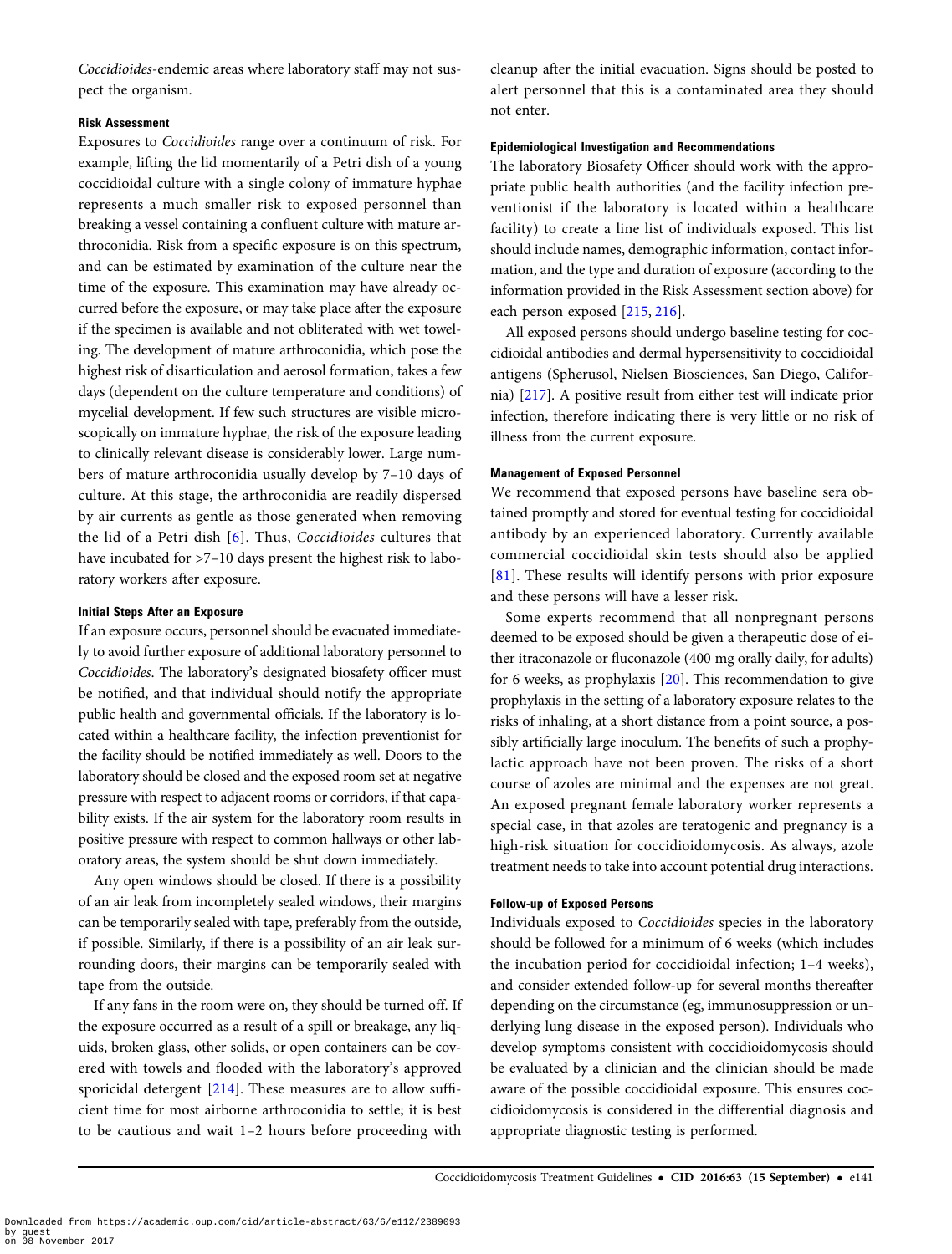*Coccidioides*-endemic areas where laboratory staff may not suspect the organism.

#### Risk Assessment

Exposures to *Coccidioides* range over a continuum of risk. For example, lifting the lid momentarily of a Petri dish of a young coccidioidal culture with a single colony of immature hyphae represents a much smaller risk to exposed personnel than breaking a vessel containing a confluent culture with mature arthroconidia. Risk from a specific exposure is on this spectrum, and can be estimated by examination of the culture near the time of the exposure. This examination may have already occurred before the exposure, or may take place after the exposure if the specimen is available and not obliterated with wet toweling. The development of mature arthroconidia, which pose the highest risk of disarticulation and aerosol formation, takes a few days (dependent on the culture temperature and conditions) of mycelial development. If few such structures are visible microscopically on immature hyphae, the risk of the exposure leading to clinically relevant disease is considerably lower. Large numbers of mature arthroconidia usually develop by 7–10 days of culture. At this stage, the arthroconidia are readily dispersed by air currents as gentle as those generated when removing the lid of a Petri dish [6]. Thus, *Coccidioides* cultures that have incubated for >7–10 days present the highest risk to laboratory workers after exposure.

#### Initial Steps After an Exposure

If an exposure occurs, personnel should be evacuated immediately to avoid further exposure of additional laboratory personnel to *Coccidioides*. The laboratory's designated biosafety officer must be notified, and that individual should notify the appropriate public health and governmental officials. If the laboratory is located within a healthcare facility, the infection preventionist for the facility should be notified immediately as well. Doors to the laboratory should be closed and the exposed room set at negative pressure with respect to adjacent rooms or corridors, if that capability exists. If the air system for the laboratory room results in positive pressure with respect to common hallways or other laboratory areas, the system should be shut down immediately.

Any open windows should be closed. If there is a possibility of an air leak from incompletely sealed windows, their margins can be temporarily sealed with tape, preferably from the outside, if possible. Similarly, if there is a possibility of an air leak surrounding doors, their margins can be temporarily sealed with tape from the outside.

If any fans in the room were on, they should be turned off. If the exposure occurred as a result of a spill or breakage, any liquids, broken glass, other solids, or open containers can be covered with towels and flooded with the laboratory's approved sporicidal detergent [214]. These measures are to allow sufficient time for most airborne arthroconidia to settle; it is best to be cautious and wait 1–2 hours before proceeding with cleanup after the initial evacuation. Signs should be posted to alert personnel that this is a contaminated area they should not enter.

#### Epidemiological Investigation and Recommendations

The laboratory Biosafety Officer should work with the appropriate public health authorities (and the facility infection preventionist if the laboratory is located within a healthcare facility) to create a line list of individuals exposed. This list should include names, demographic information, contact information, and the type and duration of exposure (according to the information provided in the Risk Assessment section above) for each person exposed [215, 216].

All exposed persons should undergo baseline testing for coccidioidal antibodies and dermal hypersensitivity to coccidioidal antigens (Spherusol, Nielsen Biosciences, San Diego, California) [217]. A positive result from either test will indicate prior infection, therefore indicating there is very little or no risk of illness from the current exposure.

#### Management of Exposed Personnel

We recommend that exposed persons have baseline sera obtained promptly and stored for eventual testing for coccidioidal antibody by an experienced laboratory. Currently available commercial coccidioidal skin tests should also be applied [81]. These results will identify persons with prior exposure and these persons will have a lesser risk.

Some experts recommend that all nonpregnant persons deemed to be exposed should be given a therapeutic dose of either itraconazole or fluconazole (400 mg orally daily, for adults) for 6 weeks, as prophylaxis [20]. This recommendation to give prophylaxis in the setting of a laboratory exposure relates to the risks of inhaling, at a short distance from a point source, a possibly artificially large inoculum. The benefits of such a prophylactic approach have not been proven. The risks of a short course of azoles are minimal and the expenses are not great. An exposed pregnant female laboratory worker represents a special case, in that azoles are teratogenic and pregnancy is a high-risk situation for coccidioidomycosis. As always, azole treatment needs to take into account potential drug interactions.

#### Follow-up of Exposed Persons

Individuals exposed to *Coccidioides* species in the laboratory should be followed for a minimum of 6 weeks (which includes the incubation period for coccidioidal infection; 1–4 weeks), and consider extended follow-up for several months thereafter depending on the circumstance (eg, immunosuppression or underlying lung disease in the exposed person). Individuals who develop symptoms consistent with coccidioidomycosis should be evaluated by a clinician and the clinician should be made aware of the possible coccidioidal exposure. This ensures coccidioidomycosis is considered in the differential diagnosis and appropriate diagnostic testing is performed.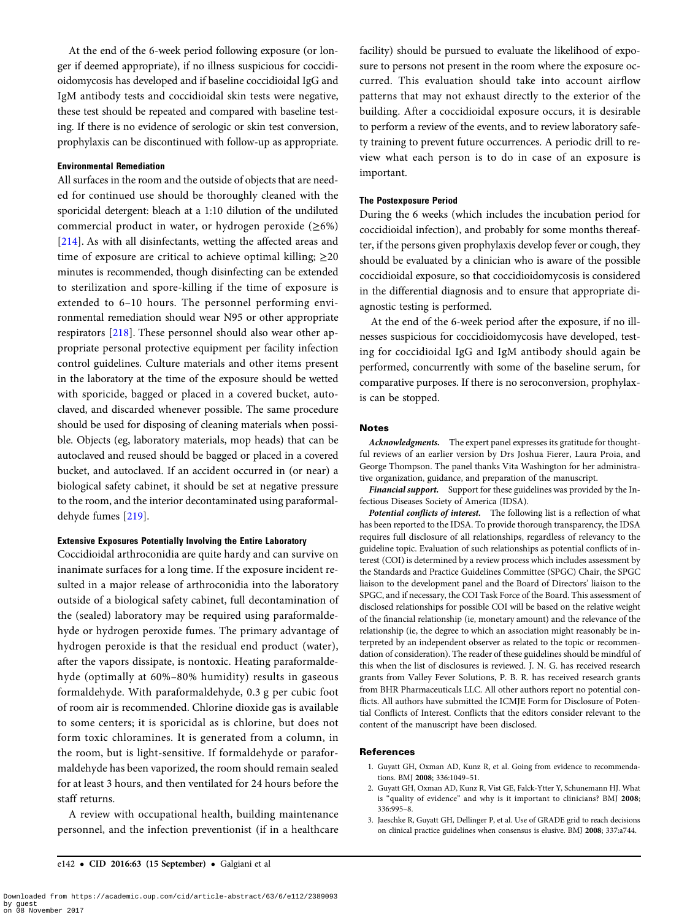At the end of the 6-week period following exposure (or longer if deemed appropriate), if no illness suspicious for coccidioidomycosis has developed and if baseline coccidioidal IgG and IgM antibody tests and coccidioidal skin tests were negative, these test should be repeated and compared with baseline testing. If there is no evidence of serologic or skin test conversion, prophylaxis can be discontinued with follow-up as appropriate.

#### Environmental Remediation

All surfaces in the room and the outside of objects that are needed for continued use should be thoroughly cleaned with the sporicidal detergent: bleach at a 1:10 dilution of the undiluted commercial product in water, or hydrogen peroxide (≥6%) [214]. As with all disinfectants, wetting the affected areas and time of exposure are critical to achieve optimal killing; ≥20 minutes is recommended, though disinfecting can be extended to sterilization and spore-killing if the time of exposure is extended to 6–10 hours. The personnel performing environmental remediation should wear N95 or other appropriate respirators [218]. These personnel should also wear other appropriate personal protective equipment per facility infection control guidelines. Culture materials and other items present in the laboratory at the time of the exposure should be wetted with sporicide, bagged or placed in a covered bucket, autoclaved, and discarded whenever possible. The same procedure should be used for disposing of cleaning materials when possible. Objects (eg, laboratory materials, mop heads) that can be autoclaved and reused should be bagged or placed in a covered bucket, and autoclaved. If an accident occurred in (or near) a biological safety cabinet, it should be set at negative pressure to the room, and the interior decontaminated using paraformaldehyde fumes [219].

#### Extensive Exposures Potentially Involving the Entire Laboratory

Coccidioidal arthroconidia are quite hardy and can survive on inanimate surfaces for a long time. If the exposure incident resulted in a major release of arthroconidia into the laboratory outside of a biological safety cabinet, full decontamination of the (sealed) laboratory may be required using paraformaldehyde or hydrogen peroxide fumes. The primary advantage of hydrogen peroxide is that the residual end product (water), after the vapors dissipate, is nontoxic. Heating paraformaldehyde (optimally at 60%–80% humidity) results in gaseous formaldehyde. With paraformaldehyde, 0.3 g per cubic foot of room air is recommended. Chlorine dioxide gas is available to some centers; it is sporicidal as is chlorine, but does not form toxic chloramines. It is generated from a column, in the room, but is light-sensitive. If formaldehyde or paraformaldehyde has been vaporized, the room should remain sealed for at least 3 hours, and then ventilated for 24 hours before the staff returns.

A review with occupational health, building maintenance personnel, and the infection preventionist (if in a healthcare facility) should be pursued to evaluate the likelihood of exposure to persons not present in the room where the exposure occurred. This evaluation should take into account airflow patterns that may not exhaust directly to the exterior of the building. After a coccidioidal exposure occurs, it is desirable to perform a review of the events, and to review laboratory safety training to prevent future occurrences. A periodic drill to review what each person is to do in case of an exposure is important.

#### The Postexposure Period

During the 6 weeks (which includes the incubation period for coccidioidal infection), and probably for some months thereafter, if the persons given prophylaxis develop fever or cough, they should be evaluated by a clinician who is aware of the possible coccidioidal exposure, so that coccidioidomycosis is considered in the differential diagnosis and to ensure that appropriate diagnostic testing is performed.

At the end of the 6-week period after the exposure, if no illnesses suspicious for coccidioidomycosis have developed, testing for coccidioidal IgG and IgM antibody should again be performed, concurrently with some of the baseline serum, for comparative purposes. If there is no seroconversion, prophylaxis can be stopped.

## Notes

***Acknowledgments.*** The expert panel expresses its gratitude for thoughtful reviews of an earlier version by Drs Joshua Fierer, Laura Proia, and George Thompson. The panel thanks Vita Washington for her administrative organization, guidance, and preparation of the manuscript.

***Financial support.*** Support for these guidelines was provided by the Infectious Diseases Society of America (IDSA).

***Potential conflicts of interest.*** The following list is a reflection of what has been reported to the IDSA. To provide thorough transparency, the IDSA requires full disclosure of all relationships, regardless of relevancy to the guideline topic. Evaluation of such relationships as potential conflicts of interest (COI) is determined by a review process which includes assessment by the Standards and Practice Guidelines Committee (SPGC) Chair, the SPGC liaison to the development panel and the Board of Directors' liaison to the SPGC, and if necessary, the COI Task Force of the Board. This assessment of disclosed relationships for possible COI will be based on the relative weight of the financial relationship (ie, monetary amount) and the relevance of the relationship (ie, the degree to which an association might reasonably be interpreted by an independent observer as related to the topic or recommendation of consideration). The reader of these guidelines should be mindful of this when the list of disclosures is reviewed. J. N. G. has received research grants from Valley Fever Solutions, P. B. R. has received research grants from BHR Pharmaceuticals LLC. All other authors report no potential conflicts. All authors have submitted the ICMJE Form for Disclosure of Potential Conflicts of Interest. Conflicts that the editors consider relevant to the content of the manuscript have been disclosed.

## References

1. Guyatt GH, Oxman AD, Kunz R, et al. Going from evidence to recommendations. BMJ **2008**; 336:1049–51.
2. Guyatt GH, Oxman AD, Kunz R, Vist GE, Falck-Ytter Y, Schunemann HJ. What is "quality of evidence" and why is it important to clinicians? BMJ **2008**; 336:995–8.
3. Jaeschke R, Guyatt GH, Dellinger P, et al. Use of GRADE grid to reach decisions on clinical practice guidelines when consensus is elusive. BMJ **2008**; 337:a744.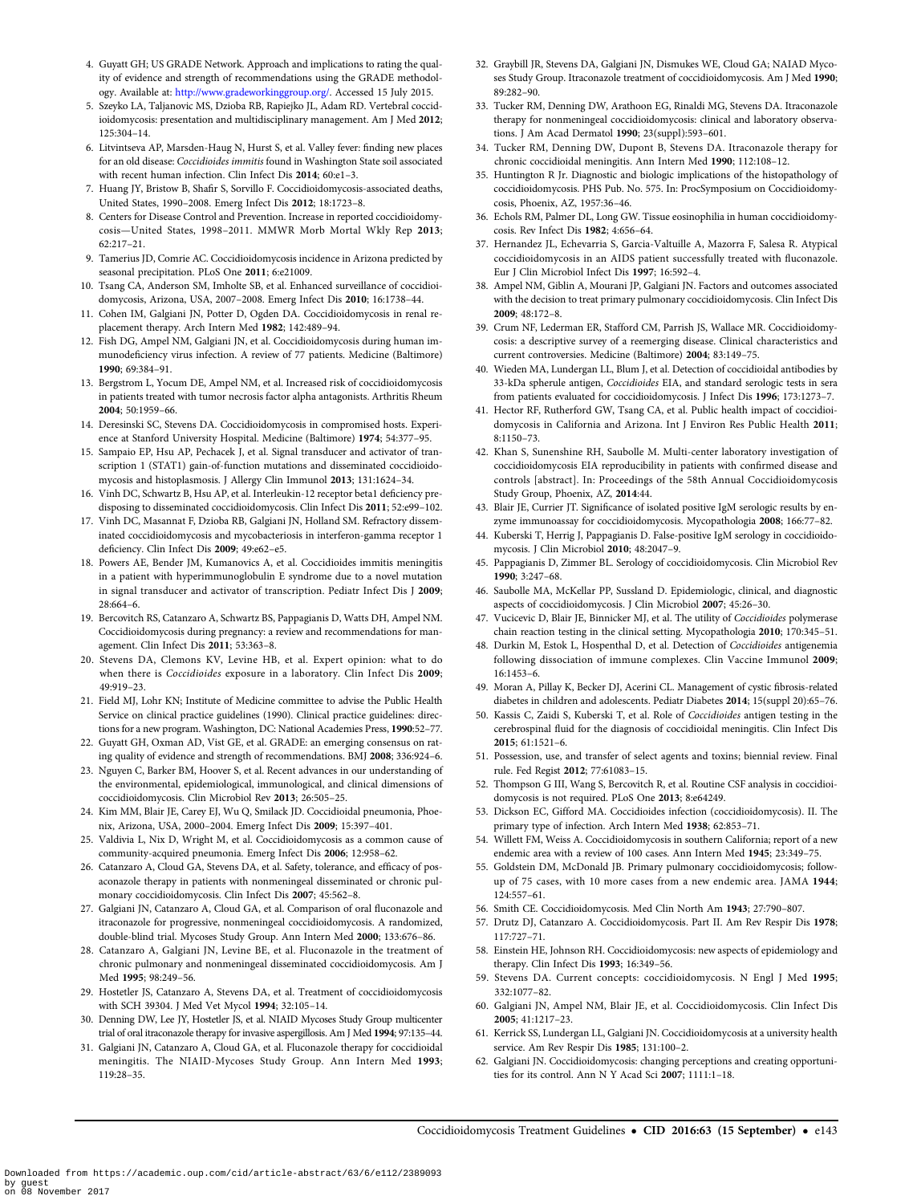4. Guyatt GH; US GRADE Network. Approach and implications to rating the quality of evidence and strength of recommendations using the GRADE methodology. Available at: http://www.gradeworkinggroup.org/. Accessed 15 July 2015.
5. Szeyko LA, Taljanovic MS, Dzioba RB, Rapiejko JL, Adam RD. Vertebral coccidioidomycosis: presentation and multidisciplinary management. Am J Med **2012**; 125:304–14.
6. Litvintseva AP, Marsden-Haug N, Hurst S, et al. Valley fever: finding new places for an old disease: *Coccidioides immitis* found in Washington State soil associated with recent human infection. Clin Infect Dis **2014**; 60:e1–3.
7. Huang JY, Bristow B, Shafir S, Sorvillo F. Coccidioidomycosis-associated deaths, United States, 1990–2008. Emerg Infect Dis **2012**; 18:1723–8.
8. Centers for Disease Control and Prevention. Increase in reported coccidioidomycosis—United States, 1998–2011. MMWR Morb Mortal Wkly Rep **2013**; 62:217–21.
9. Tamerius JD, Comrie AC. Coccidioidomycosis incidence in Arizona predicted by seasonal precipitation. PLoS One **2011**; 6:e21009.
10. Tsang CA, Anderson SM, Imholte SB, et al. Enhanced surveillance of coccidioidomycosis, Arizona, USA, 2007–2008. Emerg Infect Dis **2010**; 16:1738–44.
11. Cohen IM, Galgiani JN, Potter D, Ogden DA. Coccidioidomycosis in renal replacement therapy. Arch Intern Med **1982**; 142:489–94.
12. Fish DG, Ampel NM, Galgiani JN, et al. Coccidioidomycosis during human immunodeficiency virus infection. A review of 77 patients. Medicine (Baltimore) **1990**; 69:384–91.
13. Bergstrom L, Yocum DE, Ampel NM, et al. Increased risk of coccidioidomycosis in patients treated with tumor necrosis factor alpha antagonists. Arthritis Rheum **2004**; 50:1959–66.
14. Deresinski SC, Stevens DA. Coccidioidomycosis in compromised hosts. Experience at Stanford University Hospital. Medicine (Baltimore) **1974**; 54:377–95.
15. Sampaio EP, Hsu AP, Pechacek J, et al. Signal transducer and activator of transcription 1 (STAT1) gain-of-function mutations and disseminated coccidioidomycosis and histoplasmosis. J Allergy Clin Immunol **2013**; 131:1624–34.
16. Vinh DC, Schwartz B, Hsu AP, et al. Interleukin-12 receptor beta1 deficiency predisposing to disseminated coccidioidomycosis. Clin Infect Dis **2011**; 52:e99–102.
17. Vinh DC, Masannat F, Dzioba RB, Galgiani JN, Holland SM. Refractory disseminated coccidioidomycosis and mycobacteriosis in interferon-gamma receptor 1 deficiency. Clin Infect Dis **2009**; 49:e62–e5.
18. Powers AE, Bender JM, Kumanovics A, et al. Coccidioides immitis meningitis in a patient with hyperimmunoglobulin E syndrome due to a novel mutation in signal transducer and activator of transcription. Pediatr Infect Dis J **2009**; 28:664–6.
19. Bercovitch RS, Catanzaro A, Schwartz BS, Pappagianis D, Watts DH, Ampel NM. Coccidioidomycosis during pregnancy: a review and recommendations for management. Clin Infect Dis **2011**; 53:363–8.
20. Stevens DA, Clemons KV, Levine HB, et al. Expert opinion: what to do when there is *Coccidioides* exposure in a laboratory. Clin Infect Dis **2009**; 49:919–23.
21. Field MJ, Lohr KN; Institute of Medicine committee to advise the Public Health Service on clinical practice guidelines (1990). Clinical practice guidelines: directions for a new program. Washington, DC: National Academies Press, **1990**:52–77.
22. Guyatt GH, Oxman AD, Vist GE, et al. GRADE: an emerging consensus on rating quality of evidence and strength of recommendations. BMJ **2008**; 336:924–6.
23. Nguyen C, Barker BM, Hoover S, et al. Recent advances in our understanding of the environmental, epidemiological, immunological, and clinical dimensions of coccidioidomycosis. Clin Microbiol Rev **2013**; 26:505–25.
24. Kim MM, Blair JE, Carey EJ, Wu Q, Smilack JD. Coccidioidal pneumonia, Phoenix, Arizona, USA, 2000–2004. Emerg Infect Dis **2009**; 15:397–401.
25. Valdivia L, Nix D, Wright M, et al. Coccidioidomycosis as a common cause of community-acquired pneumonia. Emerg Infect Dis **2006**; 12:958–62.
26. Catanzaro A, Cloud GA, Stevens DA, et al. Safety, tolerance, and efficacy of posaconazole therapy in patients with nonmeningeal disseminated or chronic pulmonary coccidioidomycosis. Clin Infect Dis **2007**; 45:562–8.
27. Galgiani JN, Catanzaro A, Cloud GA, et al. Comparison of oral fluconazole and itraconazole for progressive, nonmeningeal coccidioidomycosis. A randomized, double-blind trial. Mycoses Study Group. Ann Intern Med **2000**; 133:676–86.
28. Catanzaro A, Galgiani JN, Levine BE, et al. Fluconazole in the treatment of chronic pulmonary and nonmeningeal disseminated coccidioidomycosis. Am J Med **1995**; 98:249–56.
29. Hostetler JS, Catanzaro A, Stevens DA, et al. Treatment of coccidioidomycosis with SCH 39304. J Med Vet Mycol **1994**; 32:105–14.
30. Denning DW, Lee JY, Hostetler JS, et al. NIAID Mycoses Study Group multicenter trial of oral itraconazole therapy for invasive aspergillosis. Am J Med **1994**; 97:135–44.
31. Galgiani JN, Catanzaro A, Cloud GA, et al. Fluconazole therapy for coccidioidal meningitis. The NIAID-Mycoses Study Group. Ann Intern Med **1993**; 119:28–35.
32. Graybill JR, Stevens DA, Galgiani JN, Dismukes WE, Cloud GA; NAIAD Mycoses Study Group. Itraconazole treatment of coccidioidomycosis. Am J Med **1990**; 89:282–90.
33. Tucker RM, Denning DW, Arathoon EG, Rinaldi MG, Stevens DA. Itraconazole therapy for nonmeningeal coccidioidomycosis: clinical and laboratory observations. J Am Acad Dermatol **1990**; 23(suppl):593–601.
34. Tucker RM, Denning DW, Dupont B, Stevens DA. Itraconazole therapy for chronic coccidioidal meningitis. Ann Intern Med **1990**; 112:108–12.
35. Huntington R Jr. Diagnostic and biologic implications of the histopathology of coccidioidomycosis. PHS Pub. No. 575. In: ProcSymposium on Coccidioidomycosis, Phoenix, AZ, 1957:36–46.
36. Echols RM, Palmer DL, Long GW. Tissue eosinophilia in human coccidioidomycosis. Rev Infect Dis **1982**; 4:656–64.
37. Hernandez JL, Echevarria S, Garcia-Valtuille A, Mazorra F, Salesa R. Atypical coccidioidomycosis in an AIDS patient successfully treated with fluconazole. Eur J Clin Microbiol Infect Dis **1997**; 16:592–4.
38. Ampel NM, Giblin A, Mourani JP, Galgiani JN. Factors and outcomes associated with the decision to treat primary pulmonary coccidioidomycosis. Clin Infect Dis **2009**; 48:172–8.
39. Crum NF, Lederman ER, Stafford CM, Parrish JS, Wallace MR. Coccidioidomycosis: a descriptive survey of a reemerging disease. Clinical characteristics and current controversies. Medicine (Baltimore) **2004**; 83:149–75.
40. Wieden MA, Lundergan LL, Blum J, et al. Detection of coccidioidal antibodies by 33-kDa spherule antigen, *Coccidioides* EIA, and standard serologic tests in sera from patients evaluated for coccidioidomycosis. J Infect Dis **1996**; 173:1273–7.
41. Hector RF, Rutherford GW, Tsang CA, et al. Public health impact of coccidioidomycosis in California and Arizona. Int J Environ Res Public Health **2011**; 8:1150–73.
42. Khan S, Sunenshine RH, Saubolle M. Multi-center laboratory investigation of coccidioidomycosis EIA reproducibility in patients with confirmed disease and controls [abstract]. In: Proceedings of the 58th Annual Coccidioidomycosis Study Group, Phoenix, AZ, **2014**:44.
43. Blair JE, Currier JT. Significance of isolated positive IgM serologic results by enzyme immunoassay for coccidioidomycosis. Mycopathologia **2008**; 166:77–82.
44. Kuberski T, Herrig J, Pappagianis D. False-positive IgM serology in coccidioidomycosis. J Clin Microbiol **2010**; 48:2047–9.
45. Pappagianis D, Zimmer BL. Serology of coccidioidomycosis. Clin Microbiol Rev **1990**; 3:247–68.
46. Saubolle MA, McKellar PP, Sussland D. Epidemiologic, clinical, and diagnostic aspects of coccidioidomycosis. J Clin Microbiol **2007**; 45:26–30.
47. Vucicevic D, Blair JE, Binnicker MJ, et al. The utility of *Coccidioides* polymerase chain reaction testing in the clinical setting. Mycopathologia **2010**; 170:345–51.
48. Durkin M, Estok L, Hospenthal D, et al. Detection of *Coccidioides* antigenemia following dissociation of immune complexes. Clin Vaccine Immunol **2009**; 16:1453–6.
49. Moran A, Pillay K, Becker DJ, Acerini CL. Management of cystic fibrosis-related diabetes in children and adolescents. Pediatr Diabetes **2014**; 15(suppl 20):65–76.
50. Kassis C, Zaidi S, Kuberski T, et al. Role of *Coccidioides* antigen testing in the cerebrospinal fluid for the diagnosis of coccidioidal meningitis. Clin Infect Dis **2015**; 61:1521–6.
51. Possession, use, and transfer of select agents and toxins; biennial review. Final rule. Fed Regist **2012**; 77:61083–115.
52. Thompson G III, Wang S, Bercovitch R, et al. Routine CSF analysis in coccidioidomycosis is not required. PLoS One **2013**; 8:e64249.
53. Dickson EC, Gifford MA. Coccidioides infection (coccidioidomycosis). II. The primary type of infection. Arch Intern Med **1938**; 62:853–71.
54. Willett FM, Weiss A. Coccidioidomycosis in southern California; report of a new endemic area with a review of 100 cases. Ann Intern Med **1945**; 23:349–75.
55. Goldstein DM, McDonald JB. Primary pulmonary coccidioidomycosis; follow-up of 75 cases, with 10 more cases from a new endemic area. JAMA **1944**; 124:557–61.
56. Smith CE. Coccidioidomycosis. Med Clin North Am **1943**; 27:790–807.
57. Drutz DJ, Catanzaro A. Coccidioidomycosis. Part II. Am Rev Respir Dis **1978**; 117:727–71.
58. Einstein HE, Johnson RH. Coccidioidomycosis: new aspects of epidemiology and therapy. Clin Infect Dis **1993**; 16:349–56.
59. Stevens DA. Current concepts: coccidioidomycosis. N Engl J Med **1995**; 332:1077–82.
60. Galgiani JN, Ampel NM, Blair JE, et al. Coccidioidomycosis. Clin Infect Dis **2005**; 41:1217–23.
61. Kerrick SS, Lundergan LL, Galgiani JN. Coccidioidomycosis at a university health service. Am Rev Respir Dis **1985**; 131:100–2.
62. Galgiani JN. Coccidioidomycosis: changing perceptions and creating opportunities for its control. Ann N Y Acad Sci **2007**; 1111:1–18.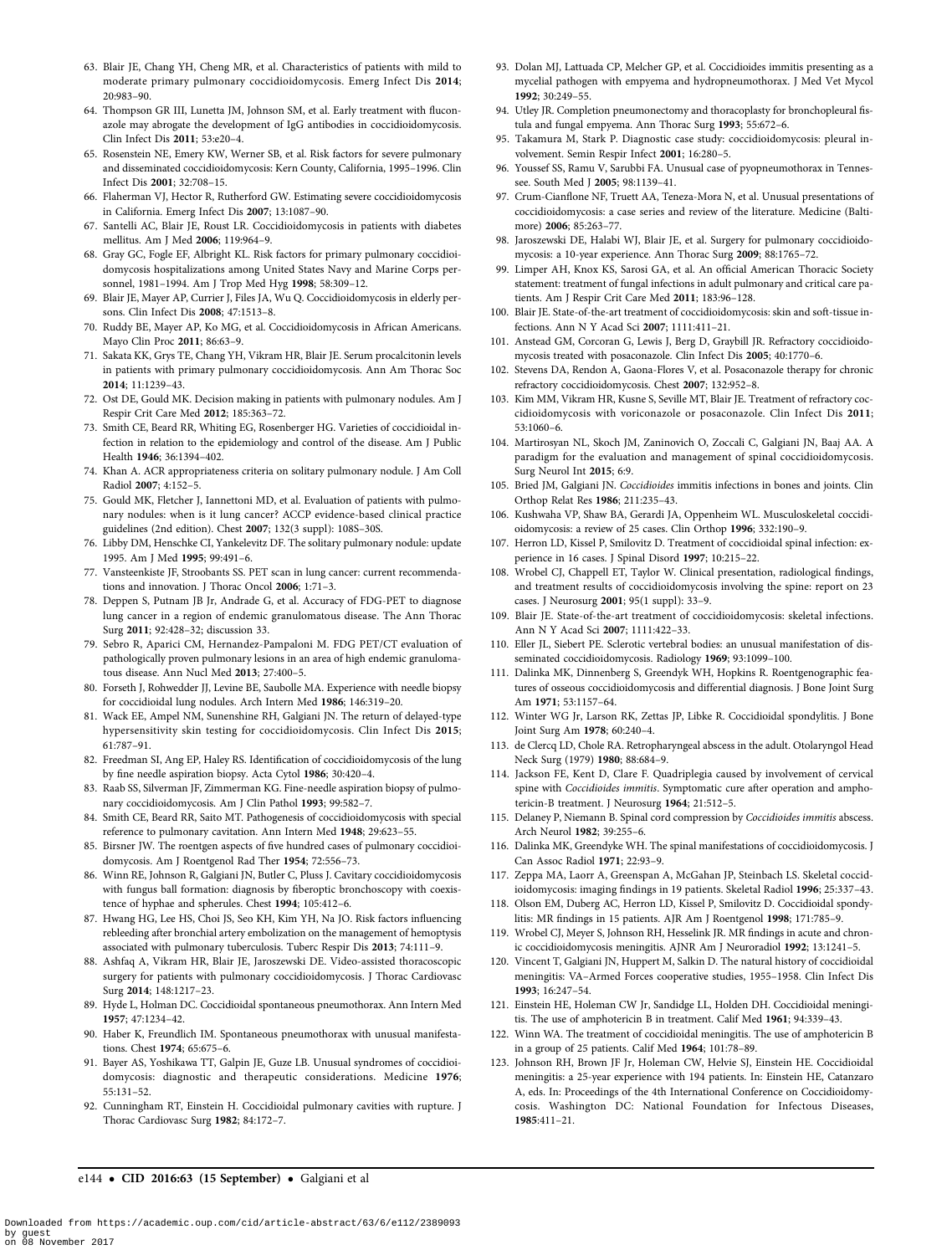63. Blair JE, Chang YH, Cheng MR, et al. Characteristics of patients with mild to moderate primary pulmonary coccidioidomycosis. Emerg Infect Dis **2014**; 20:983–90.
64. Thompson GR III, Lunetta JM, Johnson SM, et al. Early treatment with fluconazole may abrogate the development of IgG antibodies in coccidioidomycosis. Clin Infect Dis **2011**; 53:e20–4.
65. Rosenstein NE, Emery KW, Werner SB, et al. Risk factors for severe pulmonary and disseminated coccidioidomycosis: Kern County, California, 1995–1996. Clin Infect Dis **2001**; 32:708–15.
66. Flaherman VJ, Hector R, Rutherford GW. Estimating severe coccidioidomycosis in California. Emerg Infect Dis **2007**; 13:1087–90.
67. Santelli AC, Blair JE, Roust LR. Coccidioidomycosis in patients with diabetes mellitus. Am J Med **2006**; 119:964–9.
68. Gray GC, Fogle EF, Albright KL. Risk factors for primary pulmonary coccidioidomycosis hospitalizations among United States Navy and Marine Corps personnel, 1981–1994. Am J Trop Med Hyg **1998**; 58:309–12.
69. Blair JE, Mayer AP, Currier J, Files JA, Wu Q. Coccidioidomycosis in elderly persons. Clin Infect Dis **2008**; 47:1513–8.
70. Ruddy BE, Mayer AP, Ko MG, et al. Coccidioidomycosis in African Americans. Mayo Clin Proc **2011**; 86:63–9.
71. Sakata KK, Grys TE, Chang YH, Vikram HR, Blair JE. Serum procalcitonin levels in patients with primary pulmonary coccidioidomycosis. Ann Am Thorac Soc **2014**; 11:1239–43.
72. Ost DE, Gould MK. Decision making in patients with pulmonary nodules. Am J Respir Crit Care Med **2012**; 185:363–72.
73. Smith CE, Beard RR, Whiting EG, Rosenberger HG. Varieties of coccidioidal infection in relation to the epidemiology and control of the disease. Am J Public Health **1946**; 36:1394–402.
74. Khan A. ACR appropriateness criteria on solitary pulmonary nodule. J Am Coll Radiol **2007**; 4:152–5.
75. Gould MK, Fletcher J, Iannettoni MD, et al. Evaluation of patients with pulmonary nodules: when is it lung cancer? ACCP evidence-based clinical practice guidelines (2nd edition). Chest **2007**; 132(3 suppl): 108S–30S.
76. Libby DM, Henschke CI, Yankelevitz DF. The solitary pulmonary nodule: update 1995. Am J Med **1995**; 99:491–6.
77. Vansteenkiste JF, Stroobants SS. PET scan in lung cancer: current recommendations and innovation. J Thorac Oncol **2006**; 1:71–3.
78. Deppen S, Putnam JB Jr, Andrade G, et al. Accuracy of FDG-PET to diagnose lung cancer in a region of endemic granulomatous disease. The Ann Thorac Surg **2011**; 92:428–32; discussion 33.
79. Sebro R, Aparici CM, Hernandez-Pampaloni M. FDG PET/CT evaluation of pathologically proven pulmonary lesions in an area of high endemic granulomatous disease. Ann Nucl Med **2013**; 27:400–5.
80. Forseth J, Rohwedder JJ, Levine BE, Saubolle MA. Experience with needle biopsy for coccidioidal lung nodules. Arch Intern Med **1986**; 146:319–20.
81. Wack EE, Ampel NM, Sunenshine RH, Galgiani JN. The return of delayed-type hypersensitivity skin testing for coccidioidomycosis. Clin Infect Dis **2015**; 61:787–91.
82. Freedman SI, Ang EP, Haley RS. Identification of coccidioidomycosis of the lung by fine needle aspiration biopsy. Acta Cytol **1986**; 30:420–4.
83. Raab SS, Silverman JF, Zimmerman KG. Fine-needle aspiration biopsy of pulmonary coccidioidomycosis. Am J Clin Pathol **1993**; 99:582–7.
84. Smith CE, Beard RR, Saito MT. Pathogenesis of coccidioidomycosis with special reference to pulmonary cavitation. Ann Intern Med **1948**; 29:623–55.
85. Birsner JW. The roentgen aspects of five hundred cases of pulmonary coccidioidomycosis. Am J Roentgenol Rad Ther **1954**; 72:556–73.
86. Winn RE, Johnson R, Galgiani JN, Butler C, Pluss J. Cavitary coccidioidomycosis with fungus ball formation: diagnosis by fiberoptic bronchoscopy with coexistence of hyphae and spherules. Chest **1994**; 105:412–6.
87. Hwang HG, Lee HS, Choi JS, Seo KH, Kim YH, Na JO. Risk factors influencing rebleeding after bronchial artery embolization on the management of hemoptysis associated with pulmonary tuberculosis. Tuberc Respir Dis **2013**; 74:111–9.
88. Ashfaq A, Vikram HR, Blair JE, Jaroszewski DE. Video-assisted thoracoscopic surgery for patients with pulmonary coccidioidomycosis. J Thorac Cardiovasc Surg **2014**; 148:1217–23.
89. Hyde L, Holman DC. Coccidioidal spontaneous pneumothorax. Ann Intern Med **1957**; 47:1234–42.
90. Haber K, Freundlich IM. Spontaneous pneumothorax with unusual manifestations. Chest **1974**; 65:675–6.
91. Bayer AS, Yoshikawa TT, Galpin JE, Guze LB. Unusual syndromes of coccidioidomycosis: diagnostic and therapeutic considerations. Medicine **1976**; 55:131–52.
92. Cunningham RT, Einstein H. Coccidioidal pulmonary cavities with rupture. J Thorac Cardiovasc Surg **1982**; 84:172–7.
93. Dolan MJ, Lattuada CP, Melcher GP, et al. Coccidioides immitis presenting as a mycelial pathogen with empyema and hydropneumothorax. J Med Vet Mycol **1992**; 30:249–55.
94. Utley JR. Completion pneumonectomy and thoracoplasty for bronchopleural fistula and fungal empyema. Ann Thorac Surg **1993**; 55:672–6.
95. Takamura M, Stark P. Diagnostic case study: coccidioidomycosis: pleural involvement. Semin Respir Infect **2001**; 16:280–5.
96. Youssef SS, Ramu V, Sarubbi FA. Unusual case of pyopneumothorax in Tennessee. South Med J **2005**; 98:1139–41.
97. Crum-Cianflone NF, Truett AA, Teneza-Mora N, et al. Unusual presentations of coccidioidomycosis: a case series and review of the literature. Medicine (Baltimore) **2006**; 85:263–77.
98. Jaroszewski DE, Halabi WJ, Blair JE, et al. Surgery for pulmonary coccidioidomycosis: a 10-year experience. Ann Thorac Surg **2009**; 88:1765–72.
99. Limper AH, Knox KS, Sarosi GA, et al. An official American Thoracic Society statement: treatment of fungal infections in adult pulmonary and critical care patients. Am J Respir Crit Care Med **2011**; 183:96–128.
100. Blair JE. State-of-the-art treatment of coccidioidomycosis: skin and soft-tissue infections. Ann N Y Acad Sci **2007**; 1111:411–21.
101. Anstead GM, Corcoran G, Lewis J, Berg D, Graybill JR. Refractory coccidioidomycosis treated with posaconazole. Clin Infect Dis **2005**; 40:1770–6.
102. Stevens DA, Rendon A, Gaona-Flores V, et al. Posaconazole therapy for chronic refractory coccidioidomycosis. Chest **2007**; 132:952–8.
103. Kim MM, Vikram HR, Kusne S, Seville MT, Blair JE. Treatment of refractory coccidioidomycosis with voriconazole or posaconazole. Clin Infect Dis **2011**; 53:1060–6.
104. Martirosyan NL, Skoch JM, Zaninovich O, Zoccali C, Galgiani JN, Baaj AA. A paradigm for the evaluation and management of spinal coccidioidomycosis. Surg Neurol Int **2015**; 6:9.
105. Bried JM, Galgiani JN. *Coccidioides* immitis infections in bones and joints. Clin Orthop Relat Res **1986**; 211:235–43.
106. Kushwaha VP, Shaw BA, Gerardi JA, Oppenheim WL. Musculoskeletal coccidioidomycosis: a review of 25 cases. Clin Orthop **1996**; 332:190–9.
107. Herron LD, Kissel P, Smilovitz D. Treatment of coccidioidal spinal infection: experience in 16 cases. J Spinal Disord **1997**; 10:215–22.
108. Wrobel CJ, Chappell ET, Taylor W. Clinical presentation, radiological findings, and treatment results of coccidioidomycosis involving the spine: report on 23 cases. J Neurosurg **2001**; 95(1 suppl): 33–9.
109. Blair JE. State-of-the-art treatment of coccidioidomycosis: skeletal infections. Ann N Y Acad Sci **2007**; 1111:422–33.
110. Eller JL, Siebert PE. Sclerotic vertebral bodies: an unusual manifestation of disseminated coccidioidomycosis. Radiology **1969**; 93:1099–100.
111. Dalinka MK, Dinnenberg S, Greendyk WH, Hopkins R. Roentgenographic features of osseous coccidioidomycosis and differential diagnosis. J Bone Joint Surg Am **1971**; 53:1157–64.
112. Winter WG Jr, Larson RK, Zettas JP, Libke R. Coccidioidal spondylitis. J Bone Joint Surg Am **1978**; 60:240–4.
113. de Clercq LD, Chole RA. Retropharyngeal abscess in the adult. Otolaryngol Head Neck Surg (1979) **1980**; 88:684–9.
114. Jackson FE, Kent D, Clare F. Quadriplegia caused by involvement of cervical spine with *Coccidioides immitis*. Symptomatic cure after operation and amphotericin-B treatment. J Neurosurg **1964**; 21:512–5.
115. Delaney P, Niemann B. Spinal cord compression by *Coccidioides immitis* abscess. Arch Neurol **1982**; 39:255–6.
116. Dalinka MK, Greendyke WH. The spinal manifestations of coccidioidomycosis. J Can Assoc Radiol **1971**; 22:93–9.
117. Zeppa MA, Laorr A, Greenspan A, McGahan JP, Steinbach LS. Skeletal coccidioidomycosis: imaging findings in 19 patients. Skeletal Radiol **1996**; 25:337–43.
118. Olson EM, Duberg AC, Herron LD, Kissel P, Smilovitz D. Coccidioidal spondylitis: MR findings in 15 patients. AJR Am J Roentgenol **1998**; 171:785–9.
119. Wrobel CJ, Meyer S, Johnson RH, Hesselink JR. MR findings in acute and chronic coccidioidomycosis meningitis. AJNR Am J Neuroradiol **1992**; 13:1241–5.
120. Vincent T, Galgiani JN, Huppert M, Salkin D. The natural history of coccidioidal meningitis: VA–Armed Forces cooperative studies, 1955–1958. Clin Infect Dis **1993**; 16:247–54.
121. Einstein HE, Holeman CW Jr, Sandidge LL, Holden DH. Coccidioidal meningitis. The use of amphotericin B in treatment. Calif Med **1961**; 94:339–43.
122. Winn WA. The treatment of coccidioidal meningitis. The use of amphotericin B in a group of 25 patients. Calif Med **1964**; 101:78–89.
123. Johnson RH, Brown JF Jr, Holeman CW, Helvie SJ, Einstein HE. Coccidioidal meningitis: a 25-year experience with 194 patients. In: Einstein HE, Catanzaro A, eds. In: Proceedings of the 4th International Conference on Coccidioidomycosis. Washington DC: National Foundation for Infectous Diseases, **1985**:411–21.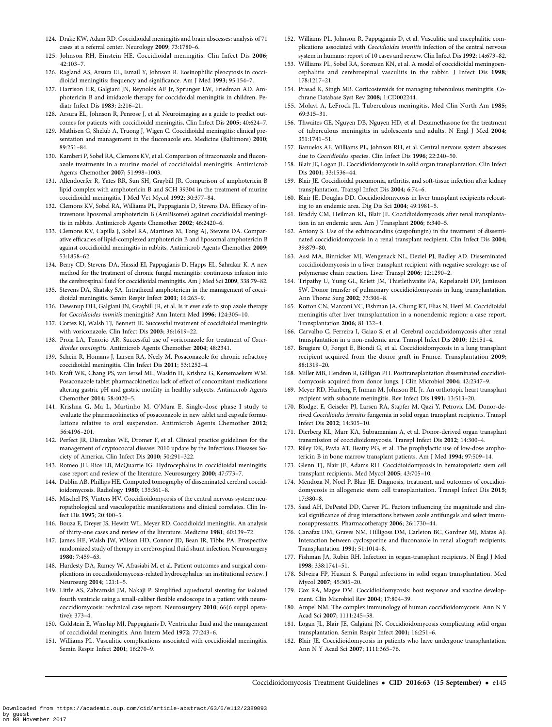124. Drake KW, Adam RD. Coccidioidal meningitis and brain abscesses: analysis of 71 cases at a referral center. Neurology **2009**; 73:1780–6.
125. Johnson RH, Einstein HE. Coccidioidal meningitis. Clin Infect Dis **2006**; 42:103–7.
126. Ragland AS, Arsura EL, Ismail Y, Johnson R. Eosinophilic pleocytosis in coccidioidal meningitis: frequency and significance. Am J Med **1993**; 95:154–7.
127. Harrison HR, Galgiani JN, Reynolds AF Jr, Sprunger LW, Friedman AD. Amphotericin B and imidazole therapy for coccidoidal meningitis in children. Pediatr Infect Dis **1983**; 2:216–21.
128. Arsura EL, Johnson R, Penrose J, et al. Neuroimaging as a guide to predict outcomes for patients with coccidioidal meningitis. Clin Infect Dis **2005**; 40:624–7.
129. Mathisen G, Shelub A, Truong J, Wigen C. Coccidioidal meningitis: clinical presentation and management in the fluconazole era. Medicine (Baltimore) **2010**; 89:251–84.
130. Kamberi P, Sobel RA, Clemons KV, et al. Comparison of itraconazole and fluconazole treatments in a murine model of coccidioidal meningitis. Antimicrob Agents Chemother **2007**; 51:998–1003.
131. Allendoerfer R, Yates RR, Sun SH, Graybill JR. Comparison of amphotericin B lipid complex with amphotericin B and SCH 39304 in the treatment of murine coccidioidal meningitis. J Med Vet Mycol **1992**; 30:377–84.
132. Clemons KV, Sobel RA, Williams PL, Pappagianis D, Stevens DA. Efficacy of intravenous liposomal amphotericin B (AmBisome) against coccidioidal meningitis in rabbits. Antimicrob Agents Chemother **2002**; 46:2420–6.
133. Clemons KV, Capilla J, Sobel RA, Martinez M, Tong AJ, Stevens DA. Comparative efficacies of lipid-complexed amphotericin B and liposomal amphotericin B against coccidioidal meningitis in rabbits. Antimicrob Agents Chemother **2009**; 53:1858–62.
134. Berry CD, Stevens DA, Hassid EI, Pappagianis D, Happs EL, Sahrakar K. A new method for the treatment of chronic fungal meningitis: continuous infusion into the cerebrospinal fluid for coccidioidal meningitis. Am J Med Sci **2009**; 338:79–82.
135. Stevens DA, Shatsky SA. Intrathecal amphotericin in the management of coccidioidal meningitis. Semin Respir Infect **2001**; 16:263–9.
136. Dewsnup DH, Galgiani JN, Graybill JR, et al. Is it ever safe to stop azole therapy for *Coccidioides immitis* meningitis? Ann Intern Med **1996**; 124:305–10.
137. Cortez KJ, Walsh TJ, Bennett JE. Successful treatment of coccidioidal meningitis with voriconazole. Clin Infect Dis **2003**; 36:1619–22.
138. Proia LA, Tenorio AR. Successful use of voriconazole for treatment of *Coccidioides meningitis*. Antimicrob Agents Chemother **2004**; 48:2341.
139. Schein R, Homans J, Larsen RA, Neely M. Posaconazole for chronic refractory coccidioidal meningitis. Clin Infect Dis **2011**; 53:1252–4.
140. Kraft WK, Chang PS, van Iersel ML, Waskin H, Krishna G, Kersemaekers WM. Posaconazole tablet pharmacokinetics: lack of effect of concomitant medications altering gastric pH and gastric motility in healthy subjects. Antimicrob Agents Chemother **2014**; 58:4020–5.
141. Krishna G, Ma L, Martinho M, O'Mara E. Single-dose phase I study to evaluate the pharmacokinetics of posaconazole in new tablet and capsule formulations relative to oral suspension. Antimicrob Agents Chemother **2012**; 56:4196–201.
142. Perfect JR, Dismukes WE, Dromer F, et al. Clinical practice guidelines for the management of cryptococcal disease: 2010 update by the Infectious Diseases Society of America. Clin Infect Dis **2010**; 50:291–322.
143. Romeo JH, Rice LB, McQuarrie IG. Hydrocephalus in coccidioidal meningitis: case report and review of the literature. Neurosurgery **2000**; 47:773–7.
144. Dublin AB, Phillips HE. Computed tomography of disseminated cerebral coccidioidomycosis. Radiology **1980**; 135:361–8.
145. Mischel PS, Vinters HV. Coccidioidomycosis of the central nervous system: neuropathological and vasculopathic manifestations and clinical correlates. Clin Infect Dis **1995**; 20:400–5.
146. Bouza E, Dreyer JS, Hewitt WL, Meyer RD. Coccidioidal meningitis. An analysis of thirty-one cases and review of the literature. Medicine **1981**; 60:139–72.
147. James HE, Walsh JW, Wilson HD, Connor JD, Bean JR, Tibbs PA. Prospective randomized study of therapy in cerebrospinal fluid shunt infection. Neurosurgery **1980**; 7:459–63.
148. Hardesty DA, Ramey W, Afrasiabi M, et al. Patient outcomes and surgical complications in coccidioidomycosis-related hydrocephalus: an institutional review. J Neurosurg **2014**; 121:1–5.
149. Little AS, Zabramski JM, Nakaji P. Simplified aqueductal stenting for isolated fourth ventricle using a small-caliber flexible endoscope in a patient with neurococcidiomycosis: technical case report. Neurosurgery **2010**; 66(6 suppl operative): 373–4.
150. Goldstein E, Winship MJ, Pappagianis D. Ventricular fluid and the management of coccidioidal meningitis. Ann Intern Med **1972**; 77:243–6.
151. Williams PL. Vasculitic complications associated with coccidioidal meningitis. Semin Respir Infect **2001**; 16:270–9.
152. Williams PL, Johnson R, Pappagianis D, et al. Vasculitic and encephalitic complications associated with *Coccidioides immitis* infection of the central nervous system in humans: report of 10 cases and review. Clin Infect Dis **1992**; 14:673–82.
153. Williams PL, Sobel RA, Sorensen KN, et al. A model of coccidioidal meningoencephalitis and cerebrospinal vasculitis in the rabbit. J Infect Dis **1998**; 178:1217–21.
154. Prasad K, Singh MB. Corticosteroids for managing tuberculous meningitis. Cochrane Database Syst Rev **2008**; 1:CD002244.
155. Molavi A, LeFrock JL. Tuberculous meningitis. Med Clin North Am **1985**; 69:315–31.
156. Thwaites GE, Nguyen DB, Nguyen HD, et al. Dexamethasone for the treatment of tuberculous meningitis in adolescents and adults. N Engl J Med **2004**; 351:1741–51.
157. Banuelos AF, Williams PL, Johnson RH, et al. Central nervous system abscesses due to *Coccidioides* species. Clin Infect Dis **1996**; 22:240–50.
158. Blair JE, Logan JL. Coccidioidomycosis in solid organ transplantation. Clin Infect Dis **2001**; 33:1536–44.
159. Blair JE. Coccidioidal pneumonia, arthritis, and soft-tissue infection after kidney transplantation. Transpl Infect Dis **2004**; 6:74–6.
160. Blair JE, Douglas DD. Coccidioidomycosis in liver transplant recipients relocating to an endemic area. Dig Dis Sci **2004**; 49:1981–5.
161. Braddy CM, Heilman RL, Blair JE. Coccidioidomycosis after renal transplantation in an endemic area. Am J Transplant **2006**; 6:340–5.
162. Antony S. Use of the echinocandins (caspofungin) in the treatment of disseminated coccidioidomycosis in a renal transplant recipient. Clin Infect Dis **2004**; 39:879–80.
163. Assi MA, Binnicker MJ, Wengenack NL, Deziel PJ, Badley AD. Disseminated coccidioidomycosis in a liver transplant recipient with negative serology: use of polymerase chain reaction. Liver Transpl **2006**; 12:1290–2.
164. Tripathy U, Yung GL, Kriett JM, Thistlethwaite PA, Kapelanski DP, Jamieson SW. Donor transfer of pulmonary coccidioidomycosis in lung transplantation. Ann Thorac Surg **2002**; 73:306–8.
165. Kotton CN, Marconi VC, Fishman JA, Chung RT, Elias N, Hertl M. Coccidioidal meningitis after liver transplantation in a nonendemic region: a case report. Transplantation **2006**; 81:132–4.
166. Carvalho C, Ferreira I, Gaiao S, et al. Cerebral coccidioidomycosis after renal transplantation in a non-endemic area. Transpl Infect Dis **2010**; 12:151–4.
167. Brugiere O, Forget E, Biondi G, et al. Coccidioidomycosis in a lung transplant recipient acquired from the donor graft in France. Transplantation **2009**; 88:1319–20.
168. Miller MB, Hendren R, Gilligan PH. Posttransplantation disseminated coccidioidomycosis acquired from donor lungs. J Clin Microbiol **2004**; 42:2347–9.
169. Meyer RD, Hanberg F, Inman M, Johnson BL Jr. An orthotopic heart transplant recipient with subacute meningitis. Rev Infect Dis **1991**; 13:513–20.
170. Blodget E, Geiseler PJ, Larsen RA, Stapfer M, Qazi Y, Petrovic LM. Donor-derived *Coccidioides immitis* fungemia in solid organ transplant recipients. Transpl Infect Dis **2012**; 14:305–10.
171. Dierberg KL, Marr KA, Subramanian A, et al. Donor-derived organ transplant transmission of coccidioidomycosis. Transpl Infect Dis **2012**; 14:300–4.
172. Riley DK, Pavia AT, Beatty PG, et al. The prophylactic use of low-dose amphotericin B in bone marrow transplant patients. Am J Med **1994**; 97:509–14.
173. Glenn TJ, Blair JE, Adams RH. Coccidioidomycosis in hematopoietic stem cell transplant recipients. Med Mycol **2005**; 43:705–10.
174. Mendoza N, Noel P, Blair JE. Diagnosis, treatment, and outcomes of coccidioidomycosis in allogeneic stem cell transplantation. Transpl Infect Dis **2015**; 17:380–8.
175. Saad AH, DePestel DD, Carver PL. Factors influencing the magnitude and clinical significance of drug interactions between azole antifungals and select immunosuppressants. Pharmacotherapy **2006**; 26:1730–44.
176. Canafax DM, Graves NM, Hilligoss DM, Carleton BC, Gardner MJ, Matas AJ. Interaction between cyclosporine and fluconazole in renal allograft recipients. Transplantation **1991**; 51:1014–8.
177. Fishman JA, Rubin RH. Infection in organ-transplant recipients. N Engl J Med **1998**; 338:1741–51.
178. Silveira FP, Husain S. Fungal infections in solid organ transplantation. Med Mycol **2007**; 45:305–20.
179. Cox RA, Magee DM. Coccidioidomycosis: host response and vaccine development. Clin Microbiol Rev **2004**; 17:804–39.
180. Ampel NM. The complex immunology of human coccidioidomycosis. Ann N Y Acad Sci **2007**; 1111:245–58.
181. Logan JL, Blair JE, Galgiani JN. Coccidioidomycosis complicating solid organ transplantation. Semin Respir Infect **2001**; 16:251–6.
182. Blair JE. Coccidioidomycosis in patients who have undergone transplantation. Ann N Y Acad Sci **2007**; 1111:365–76.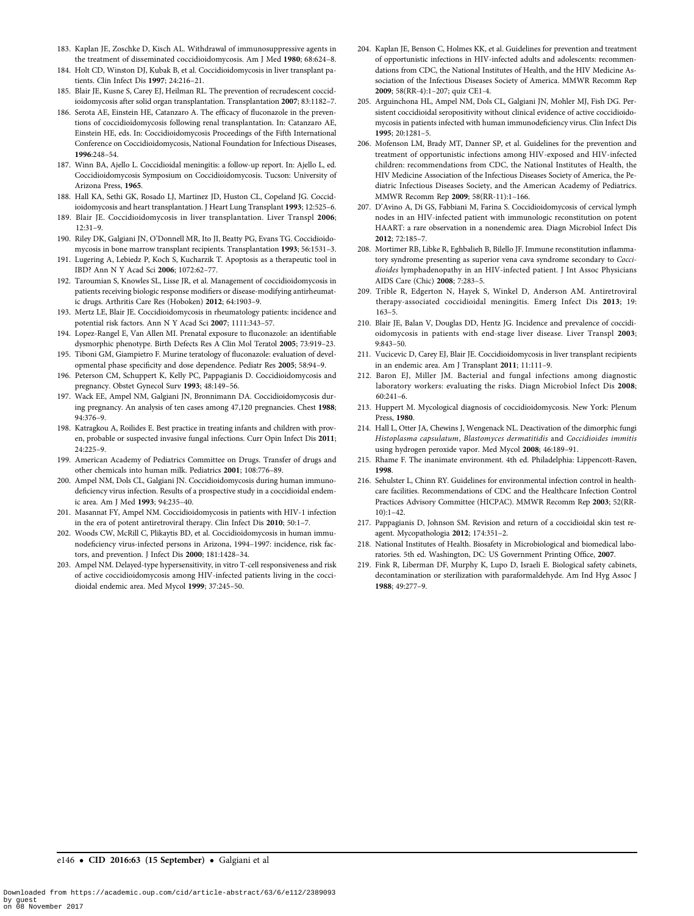183. Kaplan JE, Zoschke D, Kisch AL. Withdrawal of immunosuppressive agents in the treatment of disseminated coccidioidomycosis. Am J Med **1980**; 68:624–8.
184. Holt CD, Winston DJ, Kubak B, et al. Coccidioidomycosis in liver transplant patients. Clin Infect Dis **1997**; 24:216–21.
185. Blair JE, Kusne S, Carey EJ, Heilman RL. The prevention of recrudescent coccidioidomycosis after solid organ transplantation. Transplantation **2007**; 83:1182–7.
186. Serota AE, Einstein HE, Catanzaro A. The efficacy of fluconazole in the preventions of coccidioidomycosis following renal transplantation. In: Catanzaro AE, Einstein HE, eds. In: Coccidioidomycosis Proceedings of the Fifth International Conference on Coccidioidomycosis, National Foundation for Infectious Diseases, **1996**:248–54.
187. Winn BA, Ajello L. Coccidioidal meningitis: a follow-up report. In: Ajello L, ed. Coccidioidomycosis Symposium on Coccidioidomycosis. Tucson: University of Arizona Press, **1965**.
188. Hall KA, Sethi GK, Rosado LJ, Martinez JD, Huston CL, Copeland JG. Coccidioidomycosis and heart transplantation. J Heart Lung Transplant **1993**; 12:525–6.
189. Blair JE. Coccidioidomycosis in liver transplantation. Liver Transpl **2006**; 12:31–9.
190. Riley DK, Galgiani JN, O'Donnell MR, Ito JI, Beatty PG, Evans TG. Coccidioidomycosis in bone marrow transplant recipients. Transplantation **1993**; 56:1531–3.
191. Lugering A, Lebiedz P, Koch S, Kucharzik T. Apoptosis as a therapeutic tool in IBD? Ann N Y Acad Sci **2006**; 1072:62–77.
192. Taroumian S, Knowles SL, Lisse JR, et al. Management of coccidioidomycosis in patients receiving biologic response modifiers or disease-modifying antirheumatic drugs. Arthritis Care Res (Hoboken) **2012**; 64:1903–9.
193. Mertz LE, Blair JE. Coccidioidomycosis in rheumatology patients: incidence and potential risk factors. Ann N Y Acad Sci **2007**; 1111:343–57.
194. Lopez-Rangel E, Van Allen MI. Prenatal exposure to fluconazole: an identifiable dysmorphic phenotype. Birth Defects Res A Clin Mol Teratol **2005**; 73:919–23.
195. Tiboni GM, Giampietro F. Murine teratology of fluconazole: evaluation of developmental phase specificity and dose dependence. Pediatr Res **2005**; 58:94–9.
196. Peterson CM, Schuppert K, Kelly PC, Pappagianis D. Coccidioidomycosis and pregnancy. Obstet Gynecol Surv **1993**; 48:149–56.
197. Wack EE, Ampel NM, Galgiani JN, Bronnimann DA. Coccidioidomycosis during pregnancy. An analysis of ten cases among 47,120 pregnancies. Chest **1988**; 94:376–9.
198. Katragkou A, Roilides E. Best practice in treating infants and children with proven, probable or suspected invasive fungal infections. Curr Opin Infect Dis **2011**; 24:225–9.
199. American Academy of Pediatrics Committee on Drugs. Transfer of drugs and other chemicals into human milk. Pediatrics **2001**; 108:776–89.
200. Ampel NM, Dols CL, Galgiani JN. Coccidioidomycosis during human immunodeficiency virus infection. Results of a prospective study in a coccidioidal endemic area. Am J Med **1993**; 94:235–40.
201. Masannat FY, Ampel NM. Coccidioidomycosis in patients with HIV-1 infection in the era of potent antiretroviral therapy. Clin Infect Dis **2010**; 50:1–7.
202. Woods CW, McRill C, Plikaytis BD, et al. Coccidioidomycosis in human immunodeficiency virus-infected persons in Arizona, 1994–1997: incidence, risk factors, and prevention. J Infect Dis **2000**; 181:1428–34.
203. Ampel NM. Delayed-type hypersensitivity, in vitro T-cell responsiveness and risk of active coccidioidomycosis among HIV-infected patients living in the coccidioidal endemic area. Med Mycol **1999**; 37:245–50.
204. Kaplan JE, Benson C, Holmes KK, et al. Guidelines for prevention and treatment of opportunistic infections in HIV-infected adults and adolescents: recommendations from CDC, the National Institutes of Health, and the HIV Medicine Association of the Infectious Diseases Society of America. MMWR Recomm Rep **2009**; 58(RR-4):1–207; quiz CE1-4.
205. Arguinchona HL, Ampel NM, Dols CL, Galgiani JN, Mohler MJ, Fish DG. Persistent coccidioidal seropositivity without clinical evidence of active coccidioidomycosis in patients infected with human immunodeficiency virus. Clin Infect Dis **1995**; 20:1281–5.
206. Mofenson LM, Brady MT, Danner SP, et al. Guidelines for the prevention and treatment of opportunistic infections among HIV-exposed and HIV-infected children: recommendations from CDC, the National Institutes of Health, the HIV Medicine Association of the Infectious Diseases Society of America, the Pediatric Infectious Diseases Society, and the American Academy of Pediatrics. MMWR Recomm Rep **2009**; 58(RR-11):1–166.
207. D'Avino A, Di GS, Fabbiani M, Farina S. Coccidioidomycosis of cervical lymph nodes in an HIV-infected patient with immunologic reconstitution on potent HAART: a rare observation in a nonendemic area. Diagn Microbiol Infect Dis **2012**; 72:185–7.
208. Mortimer RB, Libke R, Eghbalieh B, Bilello JF. Immune reconstitution inflammatory syndrome presenting as superior vena cava syndrome secondary to *Coccidioides* lymphadenopathy in an HIV-infected patient. J Int Assoc Physicians AIDS Care (Chic) **2008**; 7:283–5.
209. Trible R, Edgerton N, Hayek S, Winkel D, Anderson AM. Antiretroviral therapy-associated coccidioidal meningitis. Emerg Infect Dis **2013**; 19: 163–5.
210. Blair JE, Balan V, Douglas DD, Hentz JG. Incidence and prevalence of coccidioidomycosis in patients with end-stage liver disease. Liver Transpl **2003**; 9:843–50.
211. Vucicevic D, Carey EJ, Blair JE. Coccidioidomycosis in liver transplant recipients in an endemic area. Am J Transplant **2011**; 11:111–9.
212. Baron EJ, Miller JM. Bacterial and fungal infections among diagnostic laboratory workers: evaluating the risks. Diagn Microbiol Infect Dis **2008**; 60:241–6.
213. Huppert M. Mycological diagnosis of coccidioidomycosis. New York: Plenum Press, **1980**.
214. Hall L, Otter JA, Chewins J, Wengenack NL. Deactivation of the dimorphic fungi *Histoplasma capsulatum*, *Blastomyces dermatitidis* and *Coccidioides immitis* using hydrogen peroxide vapor. Med Mycol **2008**; 46:189–91.
215. Rhame F. The inanimate environment. 4th ed. Philadelphia: Lippencott-Raven, **1998**.
216. Sehulster L, Chinn RY. Guidelines for environmental infection control in healthcare facilities. Recommendations of CDC and the Healthcare Infection Control Practices Advisory Committee (HICPAC). MMWR Recomm Rep **2003**; 52(RR-10):1–42.
217. Pappagianis D, Johnson SM. Revision and return of a coccidioidal skin test reagent. Mycopathologia **2012**; 174:351–2.
218. National Institutes of Health. Biosafety in Microbiological and biomedical laboratories. 5th ed. Washington, DC: US Government Printing Office, **2007**.
219. Fink R, Liberman DF, Murphy K, Lupo D, Israeli E. Biological safety cabinets, decontamination or sterilization with paraformaldehyde. Am Ind Hyg Assoc J **1988**; 49:277–9.